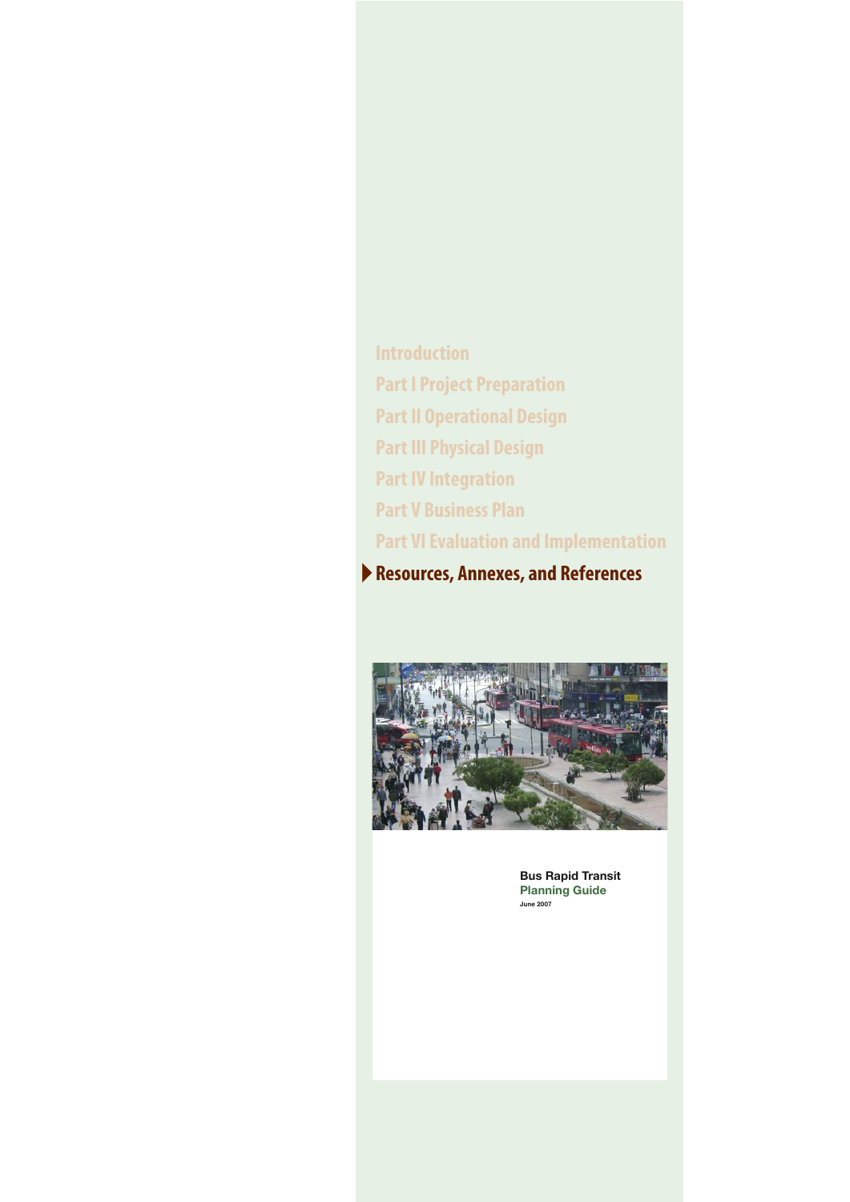Introduction

Part I Project Preparation

Part II Operational Design

Part III Physical Design

Part IV Integration

Part V Business Plan

Part VI Evaluation and Implementation

**Resources, Annexes, and References**

**Bus Rapid Transit**
**Planning Guide**
**June 2007**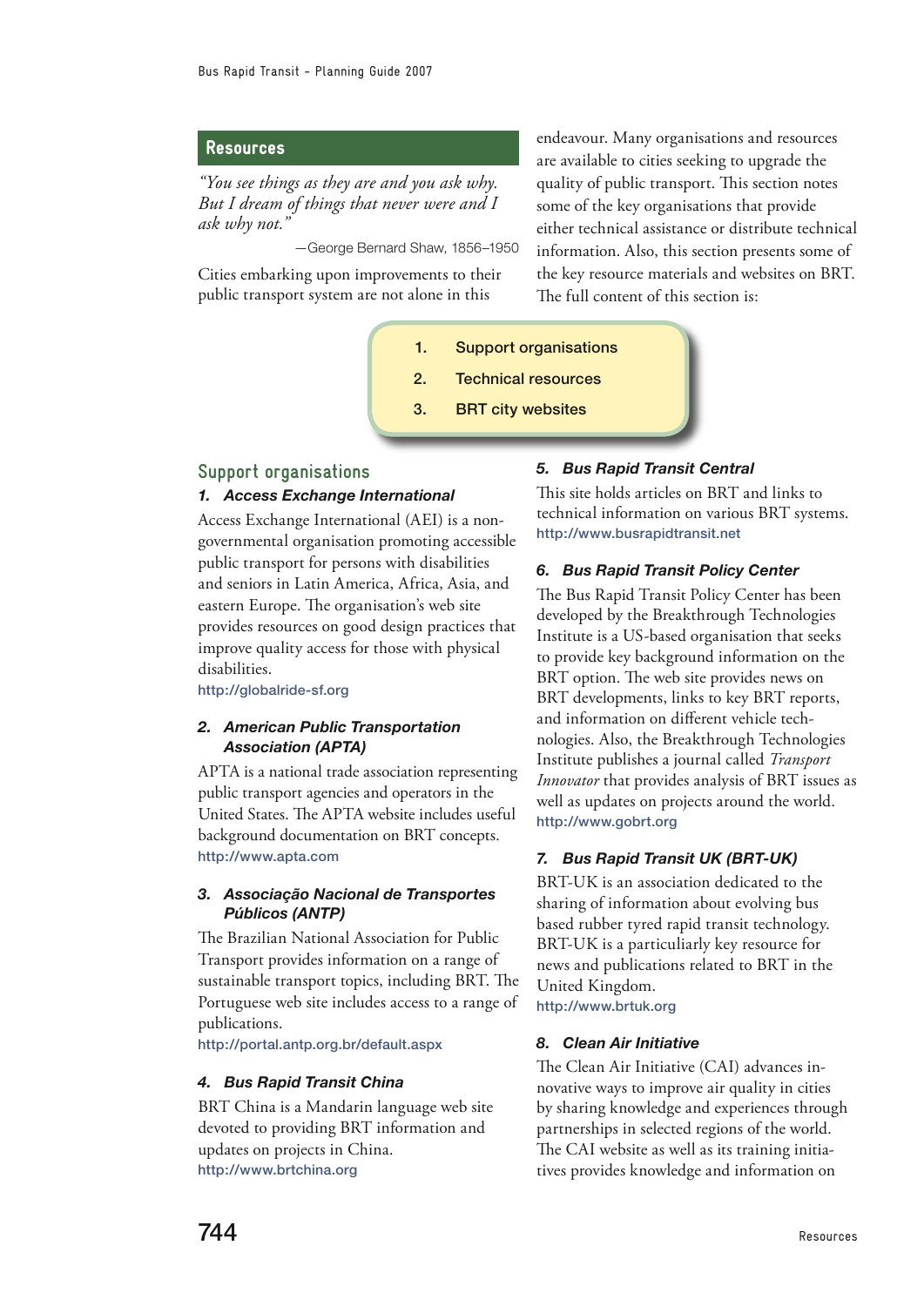## Resources

*"You see things as they are and you ask why. But I dream of things that never were and I ask why not."*

—George Bernard Shaw, 1856–1950

Cities embarking upon improvements to their public transport system are not alone in this endeavour. Many organisations and resources are available to cities seeking to upgrade the quality of public transport. This section notes some of the key organisations that provide either technical assistance or distribute technical information. Also, this section presents some of the key resource materials and websites on BRT. The full content of this section is:

1. Support organisations
2. Technical resources
3. BRT city websites

### Support organisations

#### 1. Access Exchange International

Access Exchange International (AEI) is a non-governmental organisation promoting accessible public transport for persons with disabilities and seniors in Latin America, Africa, Asia, and eastern Europe. The organisation's web site provides resources on good design practices that improve quality access for those with physical disabilities.

http://globalride-sf.org

#### 2. American Public Transportation Association (APTA)

APTA is a national trade association representing public transport agencies and operators in the United States. The APTA website includes useful background documentation on BRT concepts.

http://www.apta.com

#### 3. Associação Nacional de Transportes Públicos (ANTP)

The Brazilian National Association for Public Transport provides information on a range of sustainable transport topics, including BRT. The Portuguese web site includes access to a range of publications.

http://portal.antp.org.br/default.aspx

#### 4. Bus Rapid Transit China

BRT China is a Mandarin language web site devoted to providing BRT information and updates on projects in China.

http://www.brtchina.org

#### 5. Bus Rapid Transit Central

This site holds articles on BRT and links to technical information on various BRT systems.

http://www.busrapidtransit.net

#### 6. Bus Rapid Transit Policy Center

The Bus Rapid Transit Policy Center has been developed by the Breakthrough Technologies Institute is a US-based organisation that seeks to provide key background information on the BRT option. The web site provides news on BRT developments, links to key BRT reports, and information on different vehicle technologies. Also, the Breakthrough Technologies Institute publishes a journal called *Transport Innovator* that provides analysis of BRT issues as well as updates on projects around the world.

http://www.gobrt.org

#### 7. Bus Rapid Transit UK (BRT-UK)

BRT-UK is an association dedicated to the sharing of information about evolving bus based rubber tyred rapid transit technology. BRT-UK is a particuliarly key resource for news and publications related to BRT in the United Kingdom.

http://www.brtuk.org

#### 8. Clean Air Initiative

The Clean Air Initiative (CAI) advances innovative ways to improve air quality in cities by sharing knowledge and experiences through partnerships in selected regions of the world. The CAI website as well as its training initiatives provides knowledge and information on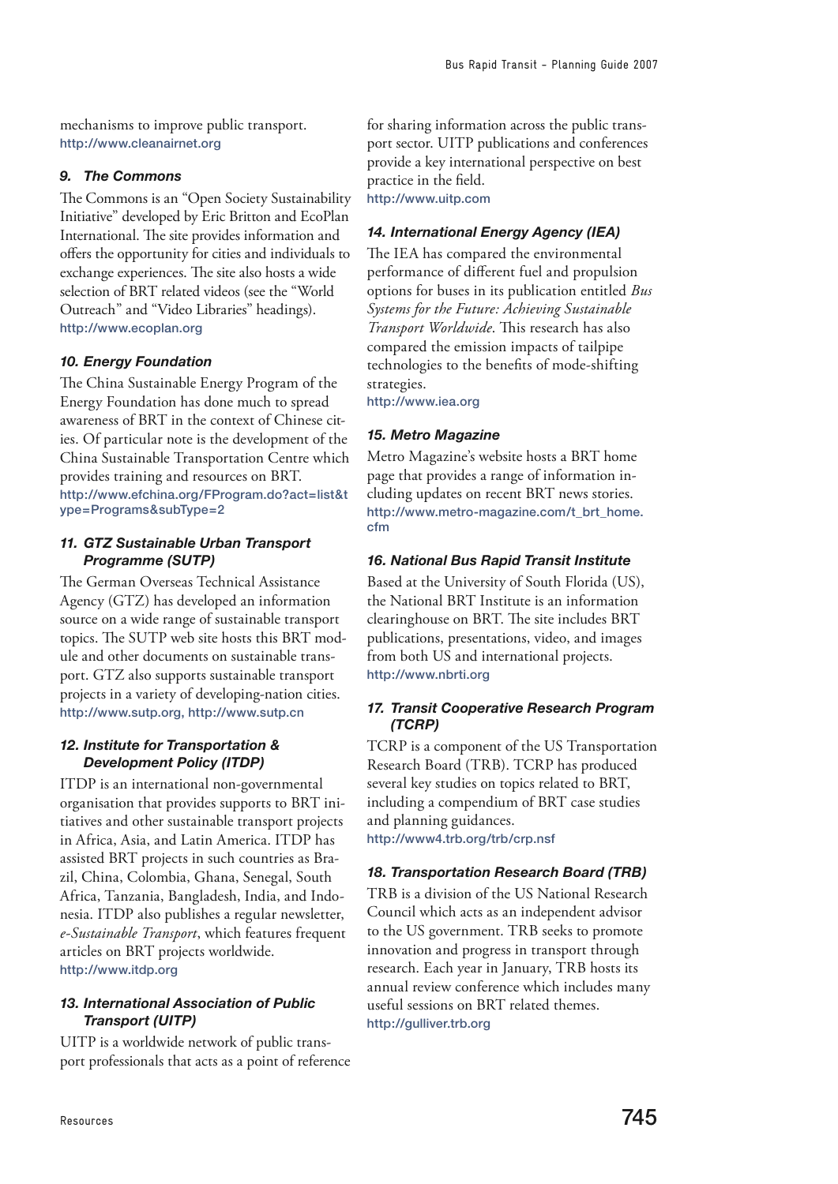mechanisms to improve public transport.
http://www.cleanairnet.org

#### *9. The Commons*

The Commons is an "Open Society Sustainability Initiative" developed by Eric Britton and EcoPlan International. The site provides information and offers the opportunity for cities and individuals to exchange experiences. The site also hosts a wide selection of BRT related videos (see the "World Outreach" and "Video Libraries" headings).
http://www.ecoplan.org

#### *10. Energy Foundation*

The China Sustainable Energy Program of the Energy Foundation has done much to spread awareness of BRT in the context of Chinese cities. Of particular note is the development of the China Sustainable Transportation Centre which provides training and resources on BRT.
http://www.efchina.org/FProgram.do?act=list&type=Programs&subType=2

#### *11. GTZ Sustainable Urban Transport Programme (SUTP)*

The German Overseas Technical Assistance Agency (GTZ) has developed an information source on a wide range of sustainable transport topics. The SUTP web site hosts this BRT module and other documents on sustainable transport. GTZ also supports sustainable transport projects in a variety of developing-nation cities.
http://www.sutp.org, http://www.sutp.cn

#### *12. Institute for Transportation & Development Policy (ITDP)*

ITDP is an international non-governmental organisation that provides supports to BRT initiatives and other sustainable transport projects in Africa, Asia, and Latin America. ITDP has assisted BRT projects in such countries as Brazil, China, Colombia, Ghana, Senegal, South Africa, Tanzania, Bangladesh, India, and Indonesia. ITDP also publishes a regular newsletter, *e-Sustainable Transport*, which features frequent articles on BRT projects worldwide.
http://www.itdp.org

#### *13. International Association of Public Transport (UITP)*

UITP is a worldwide network of public transport professionals that acts as a point of reference for sharing information across the public transport sector. UITP publications and conferences provide a key international perspective on best practice in the field.
http://www.uitp.com

#### *14. International Energy Agency (IEA)*

The IEA has compared the environmental performance of different fuel and propulsion options for buses in its publication entitled *Bus Systems for the Future: Achieving Sustainable Transport Worldwide*. This research has also compared the emission impacts of tailpipe technologies to the benefits of mode-shifting strategies.
http://www.iea.org

#### *15. Metro Magazine*

Metro Magazine's website hosts a BRT home page that provides a range of information including updates on recent BRT news stories.
http://www.metro-magazine.com/t_brt_home.cfm

#### *16. National Bus Rapid Transit Institute*

Based at the University of South Florida (US), the National BRT Institute is an information clearinghouse on BRT. The site includes BRT publications, presentations, video, and images from both US and international projects.
http://www.nbrti.org

#### *17. Transit Cooperative Research Program (TCRP)*

TCRP is a component of the US Transportation Research Board (TRB). TCRP has produced several key studies on topics related to BRT, including a compendium of BRT case studies and planning guidances.
http://www4.trb.org/trb/crp.nsf

#### *18. Transportation Research Board (TRB)*

TRB is a division of the US National Research Council which acts as an independent advisor to the US government. TRB seeks to promote innovation and progress in transport through research. Each year in January, TRB hosts its annual review conference which includes many useful sessions on BRT related themes.
http://gulliver.trb.org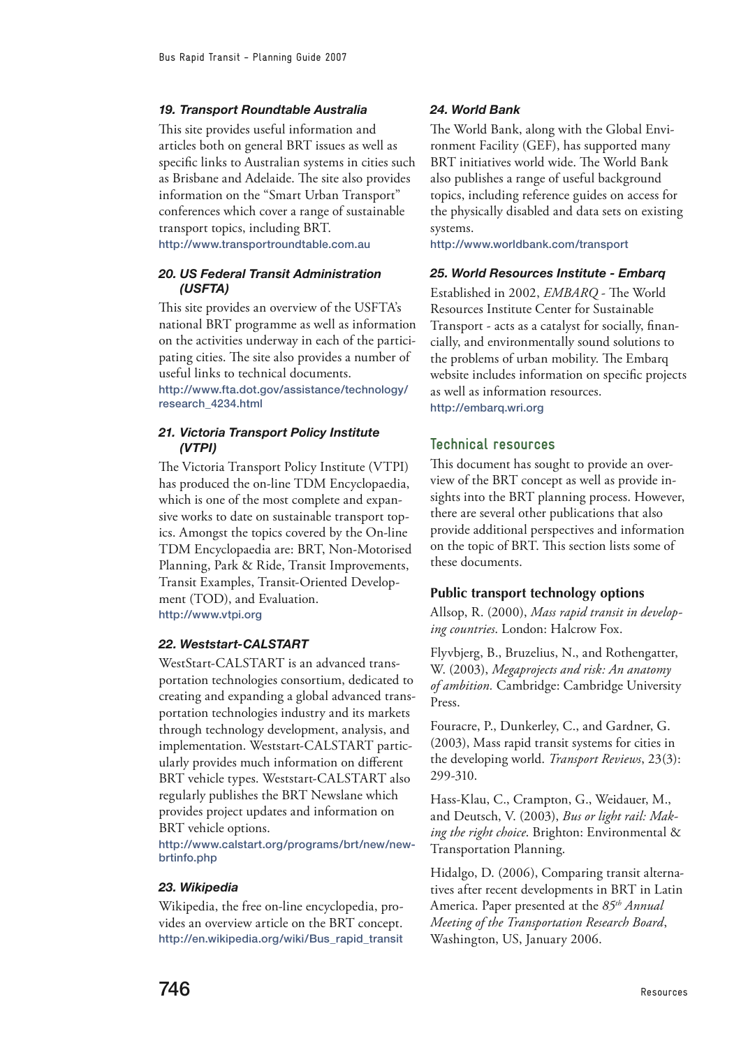#### 19. Transport Roundtable Australia

This site provides useful information and articles both on general BRT issues as well as specific links to Australian systems in cities such as Brisbane and Adelaide. The site also provides information on the "Smart Urban Transport" conferences which cover a range of sustainable transport topics, including BRT.
http://www.transportroundtable.com.au

#### 20. US Federal Transit Administration (USFTA)

This site provides an overview of the USFTA's national BRT programme as well as information on the activities underway in each of the participating cities. The site also provides a number of useful links to technical documents.
http://www.fta.dot.gov/assistance/technology/research_4234.html

#### 21. Victoria Transport Policy Institute (VTPI)

The Victoria Transport Policy Institute (VTPI) has produced the on-line TDM Encyclopaedia, which is one of the most complete and expansive works to date on sustainable transport topics. Amongst the topics covered by the On-line TDM Encyclopaedia are: BRT, Non-Motorised Planning, Park & Ride, Transit Improvements, Transit Examples, Transit-Oriented Development (TOD), and Evaluation.
http://www.vtpi.org

#### 22. Weststart-CALSTART

WestStart-CALSTART is an advanced transportation technologies consortium, dedicated to creating and expanding a global advanced transportation technologies industry and its markets through technology development, analysis, and implementation. Weststart-CALSTART particularly provides much information on different BRT vehicle types. Weststart-CALSTART also regularly publishes the BRT Newslane which provides project updates and information on BRT vehicle options.
http://www.calstart.org/programs/brt/new/newbrtinfo.php

#### 23. Wikipedia

Wikipedia, the free on-line encyclopedia, provides an overview article on the BRT concept.
http://en.wikipedia.org/wiki/Bus_rapid_transit

#### 24. World Bank

The World Bank, along with the Global Environment Facility (GEF), has supported many BRT initiatives world wide. The World Bank also publishes a range of useful background topics, including reference guides on access for the physically disabled and data sets on existing systems.
http://www.worldbank.com/transport

#### 25. World Resources Institute - Embarq

Established in 2002, *EMBARQ* - The World Resources Institute Center for Sustainable Transport - acts as a catalyst for socially, financially, and environmentally sound solutions to the problems of urban mobility. The Embarq website includes information on specific projects as well as information resources.
http://embarq.wri.org

## Technical resources

This document has sought to provide an overview of the BRT concept as well as provide insights into the BRT planning process. However, there are several other publications that also provide additional perspectives and information on the topic of BRT. This section lists some of these documents.

### Public transport technology options

Allsop, R. (2000), *Mass rapid transit in developing countries*. London: Halcrow Fox.

Flyvbjerg, B., Bruzelius, N., and Rothengatter, W. (2003), *Megaprojects and risk: An anatomy of ambition.* Cambridge: Cambridge University Press.

Fouracre, P., Dunkerley, C., and Gardner, G. (2003), Mass rapid transit systems for cities in the developing world. *Transport Reviews*, 23(3): 299-310.

Hass-Klau, C., Crampton, G., Weidauer, M., and Deutsch, V. (2003), *Bus or light rail: Making the right choice*. Brighton: Environmental & Transportation Planning.

Hidalgo, D. (2006), Comparing transit alternatives after recent developments in BRT in Latin America. Paper presented at the *85th Annual Meeting of the Transportation Research Board*, Washington, US, January 2006.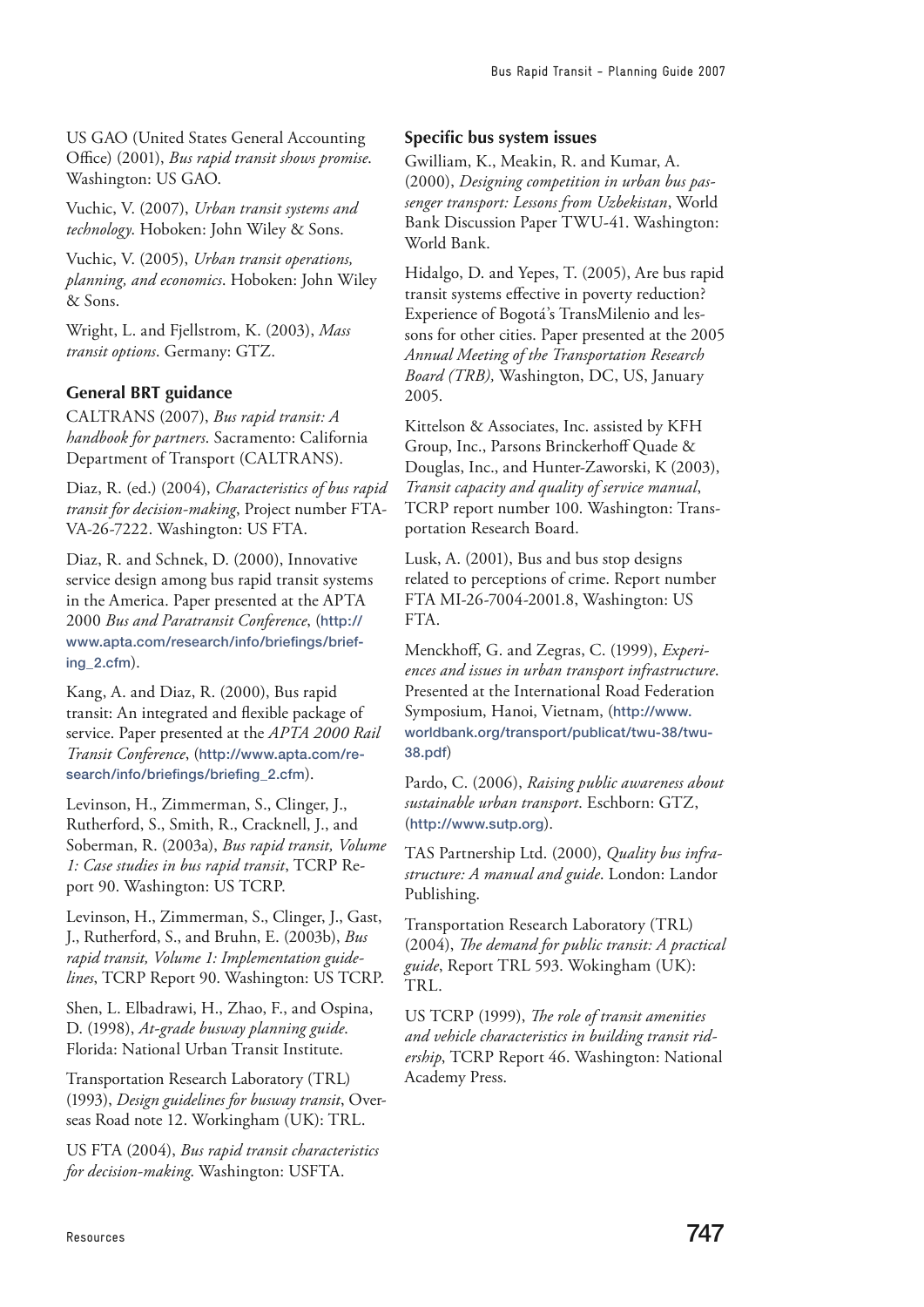US GAO (United States General Accounting Office) (2001), *Bus rapid transit shows promise*. Washington: US GAO.

Vuchic, V. (2007), *Urban transit systems and technology*. Hoboken: John Wiley & Sons.

Vuchic, V. (2005), *Urban transit operations, planning, and economics*. Hoboken: John Wiley & Sons.

Wright, L. and Fjellstrom, K. (2003), *Mass transit options*. Germany: GTZ.

### General BRT guidance

CALTRANS (2007), *Bus rapid transit: A handbook for partners*. Sacramento: California Department of Transport (CALTRANS).

Diaz, R. (ed.) (2004), *Characteristics of bus rapid transit for decision-making*, Project number FTA-VA-26-7222. Washington: US FTA.

Diaz, R. and Schnek, D. (2000), Innovative service design among bus rapid transit systems in the America. Paper presented at the APTA 2000 *Bus and Paratransit Conference*, (http://www.apta.com/research/info/briefings/briefing_2.cfm).

Kang, A. and Diaz, R. (2000), Bus rapid transit: An integrated and flexible package of service. Paper presented at the *APTA 2000 Rail Transit Conference*, (http://www.apta.com/research/info/briefings/briefing_2.cfm).

Levinson, H., Zimmerman, S., Clinger, J., Rutherford, S., Smith, R., Cracknell, J., and Soberman, R. (2003a), *Bus rapid transit, Volume 1: Case studies in bus rapid transit*, TCRP Report 90. Washington: US TCRP.

Levinson, H., Zimmerman, S., Clinger, J., Gast, J., Rutherford, S., and Bruhn, E. (2003b), *Bus rapid transit, Volume 1: Implementation guidelines*, TCRP Report 90. Washington: US TCRP.

Shen, L. Elbadrawi, H., Zhao, F., and Ospina, D. (1998), *At-grade busway planning guide*. Florida: National Urban Transit Institute.

Transportation Research Laboratory (TRL) (1993), *Design guidelines for busway transit*, Overseas Road note 12. Workingham (UK): TRL.

US FTA (2004), *Bus rapid transit characteristics for decision-making*. Washington: USFTA.

### Specific bus system issues

Gwilliam, K., Meakin, R. and Kumar, A. (2000), *Designing competition in urban bus passenger transport: Lessons from Uzbekistan*, World Bank Discussion Paper TWU-41. Washington: World Bank.

Hidalgo, D. and Yepes, T. (2005), Are bus rapid transit systems effective in poverty reduction? Experience of Bogotá's TransMilenio and lessons for other cities. Paper presented at the 2005 *Annual Meeting of the Transportation Research Board (TRB),* Washington, DC, US, January 2005.

Kittelson & Associates, Inc. assisted by KFH Group, Inc., Parsons Brinckerhoff Quade & Douglas, Inc., and Hunter-Zaworski, K (2003), *Transit capacity and quality of service manual*, TCRP report number 100. Washington: Transportation Research Board.

Lusk, A. (2001), Bus and bus stop designs related to perceptions of crime. Report number FTA MI-26-7004-2001.8, Washington: US FTA.

Menckhoff, G. and Zegras, C. (1999), *Experiences and issues in urban transport infrastructure*. Presented at the International Road Federation Symposium, Hanoi, Vietnam, (http://www.worldbank.org/transport/publicat/twu-38/twu-38.pdf)

Pardo, C. (2006), *Raising public awareness about sustainable urban transport*. Eschborn: GTZ, (http://www.sutp.org).

TAS Partnership Ltd. (2000), *Quality bus infrastructure: A manual and guide*. London: Landor Publishing.

Transportation Research Laboratory (TRL) (2004), *The demand for public transit: A practical guide*, Report TRL 593. Wokingham (UK): TRL.

US TCRP (1999), *The role of transit amenities and vehicle characteristics in building transit ridership*, TCRP Report 46. Washington: National Academy Press.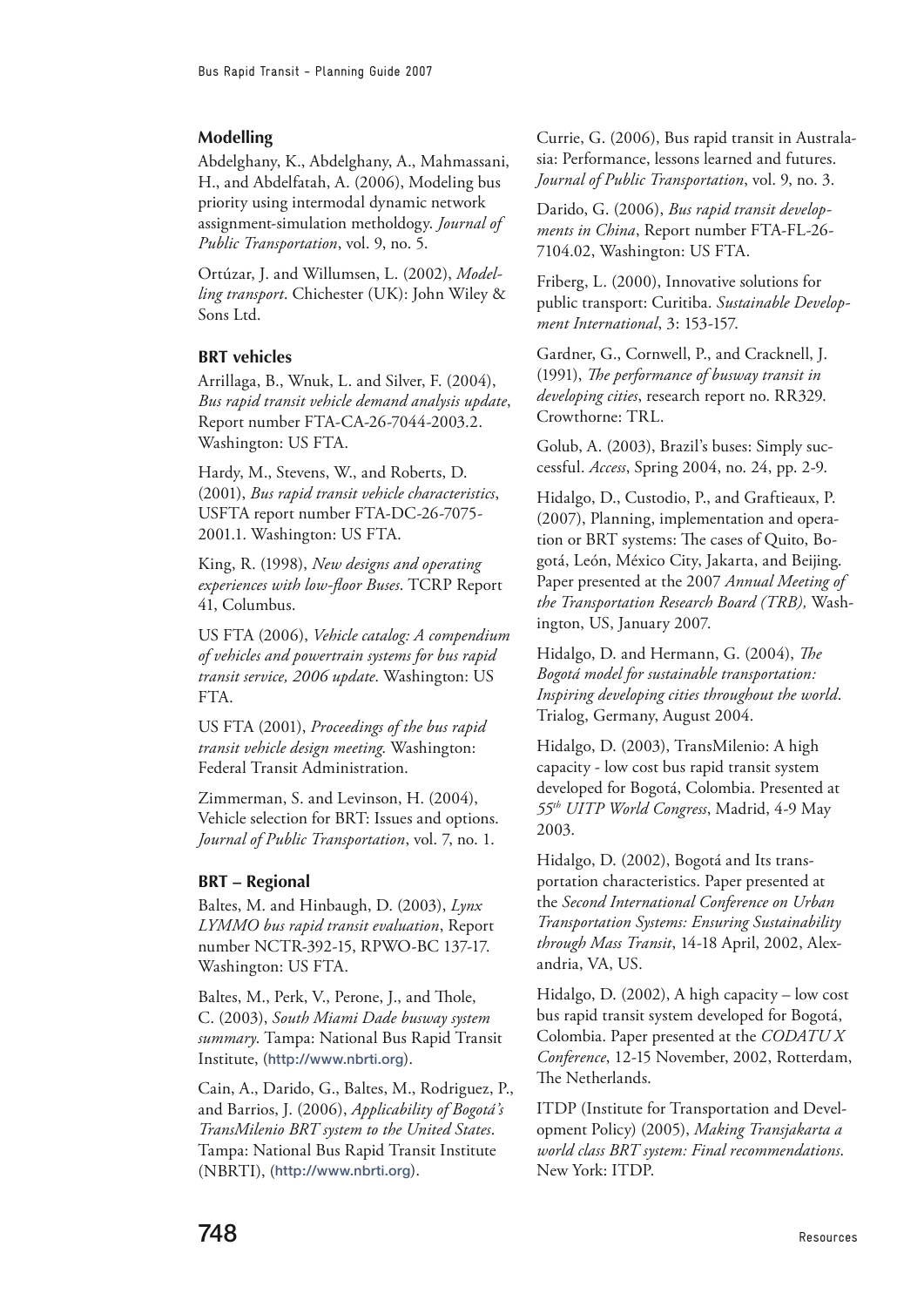### Modelling

Abdelghany, K., Abdelghany, A., Mahmassani, H., and Abdelfatah, A. (2006), Modeling bus priority using intermodal dynamic network assignment-simulation metholdogy. *Journal of Public Transportation*, vol. 9, no. 5.

Ortúzar, J. and Willumsen, L. (2002), *Modelling transport*. Chichester (UK): John Wiley & Sons Ltd.

### BRT vehicles

Arrillaga, B., Wnuk, L. and Silver, F. (2004), *Bus rapid transit vehicle demand analysis update*, Report number FTA-CA-26-7044-2003.2. Washington: US FTA.

Hardy, M., Stevens, W., and Roberts, D. (2001), *Bus rapid transit vehicle characteristics*, USFTA report number FTA-DC-26-7075-2001.1. Washington: US FTA.

King, R. (1998), *New designs and operating experiences with low-floor Buses*. TCRP Report 41, Columbus.

US FTA (2006), *Vehicle catalog: A compendium of vehicles and powertrain systems for bus rapid transit service, 2006 update*. Washington: US FTA.

US FTA (2001), *Proceedings of the bus rapid transit vehicle design meeting*. Washington: Federal Transit Administration.

Zimmerman, S. and Levinson, H. (2004), Vehicle selection for BRT: Issues and options. *Journal of Public Transportation*, vol. 7, no. 1.

### BRT – Regional

Baltes, M. and Hinbaugh, D. (2003), *Lynx LYMMO bus rapid transit evaluation*, Report number NCTR-392-15, RPWO-BC 137-17. Washington: US FTA.

Baltes, M., Perk, V., Perone, J., and Thole, C. (2003), *South Miami Dade busway system summary*. Tampa: National Bus Rapid Transit Institute, (http://www.nbrti.org).

Cain, A., Darido, G., Baltes, M., Rodriguez, P., and Barrios, J. (2006), *Applicability of Bogotá's TransMilenio BRT system to the United States*. Tampa: National Bus Rapid Transit Institute (NBRTI), (http://www.nbrti.org).

Currie, G. (2006), Bus rapid transit in Australasia: Performance, lessons learned and futures. *Journal of Public Transportation*, vol. 9, no. 3.

Darido, G. (2006), *Bus rapid transit developments in China*, Report number FTA-FL-26-7104.02, Washington: US FTA.

Friberg, L. (2000), Innovative solutions for public transport: Curitiba. *Sustainable Development International*, 3: 153-157.

Gardner, G., Cornwell, P., and Cracknell, J. (1991), *The performance of busway transit in developing cities*, research report no. RR329. Crowthorne: TRL.

Golub, A. (2003), Brazil's buses: Simply successful. *Access*, Spring 2004, no. 24, pp. 2-9.

Hidalgo, D., Custodio, P., and Graftieaux, P. (2007), Planning, implementation and operation or BRT systems: The cases of Quito, Bogotá, León, México City, Jakarta, and Beijing. Paper presented at the 2007 *Annual Meeting of the Transportation Research Board (TRB)*, Washington, US, January 2007.

Hidalgo, D. and Hermann, G. (2004), *The Bogotá model for sustainable transportation: Inspiring developing cities throughout the world*. Trialog, Germany, August 2004.

Hidalgo, D. (2003), TransMilenio: A high capacity - low cost bus rapid transit system developed for Bogotá, Colombia. Presented at *55th UITP World Congress*, Madrid, 4-9 May 2003.

Hidalgo, D. (2002), Bogotá and Its transportation characteristics. Paper presented at the *Second International Conference on Urban Transportation Systems: Ensuring Sustainability through Mass Transit*, 14-18 April, 2002, Alexandria, VA, US.

Hidalgo, D. (2002), A high capacity – low cost bus rapid transit system developed for Bogotá, Colombia. Paper presented at the *CODATU X Conference*, 12-15 November, 2002, Rotterdam, The Netherlands.

ITDP (Institute for Transportation and Development Policy) (2005), *Making Transjakarta a world class BRT system: Final recommendations*. New York: ITDP.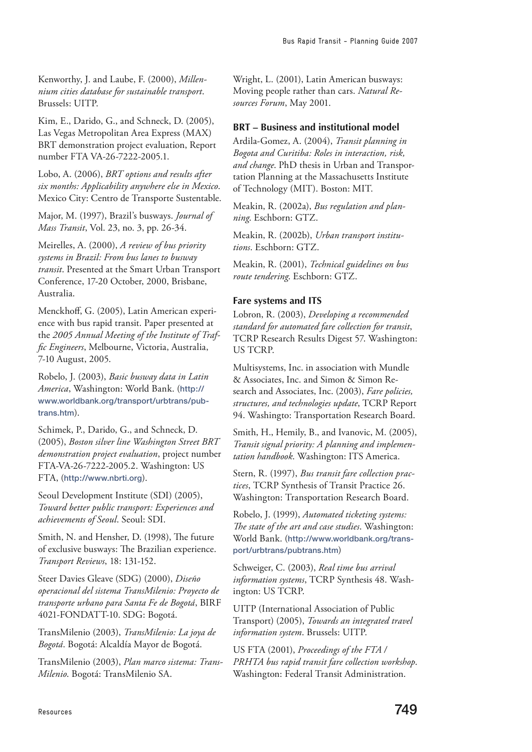Kenworthy, J. and Laube, F. (2000), *Millennium cities database for sustainable transport*. Brussels: UITP.

Kim, E., Darido, G., and Schneck, D. (2005), Las Vegas Metropolitan Area Express (MAX) BRT demonstration project evaluation, Report number FTA VA-26-7222-2005.1.

Lobo, A. (2006), *BRT options and results after six months: Applicability anywhere else in Mexico*. Mexico City: Centro de Transporte Sustentable.

Major, M. (1997), Brazil's busways. *Journal of Mass Transit*, Vol. 23, no. 3, pp. 26-34.

Meirelles, A. (2000), *A review of bus priority systems in Brazil: From bus lanes to busway transit*. Presented at the Smart Urban Transport Conference, 17-20 October, 2000, Brisbane, Australia.

Menckhoff, G. (2005), Latin American experience with bus rapid transit. Paper presented at the *2005 Annual Meeting of the Institute of Traffic Engineers*, Melbourne, Victoria, Australia, 7-10 August, 2005.

Robelo, J. (2003), *Basic busway data in Latin America*, Washington: World Bank. (http://www.worldbank.org/transport/urbtrans/pubtrans.htm).

Schimek, P., Darido, G., and Schneck, D. (2005), *Boston silver line Washington Street BRT demonstration project evaluation*, project number FTA-VA-26-7222-2005.2. Washington: US FTA, (http://www.nbrti.org).

Seoul Development Institute (SDI) (2005), *Toward better public transport: Experiences and achievements of Seoul*. Seoul: SDI.

Smith, N. and Hensher, D. (1998), The future of exclusive busways: The Brazilian experience. *Transport Reviews*, 18: 131-152.

Steer Davies Gleave (SDG) (2000), *Diseño operacional del sistema TransMilenio: Proyecto de transporte urbano para Santa Fe de Bogotá*, BIRF 4021-FONDATT-10. SDG: Bogotá.

TransMilenio (2003), *TransMilenio: La joya de Bogotá*. Bogotá: Alcaldía Mayor de Bogotá.

TransMilenio (2003), *Plan marco sistema: TransMilenio*. Bogotá: TransMilenio SA.

Wright, L. (2001), Latin American busways: Moving people rather than cars. *Natural Resources Forum*, May 2001.

### BRT – Business and institutional model

Ardila-Gomez, A. (2004), *Transit planning in Bogota and Curitiba: Roles in interaction, risk, and change*. PhD thesis in Urban and Transportation Planning at the Massachusetts Institute of Technology (MIT). Boston: MIT.

Meakin, R. (2002a), *Bus regulation and planning*. Eschborn: GTZ.

Meakin, R. (2002b), *Urban transport institutions*. Eschborn: GTZ.

Meakin, R. (2001), *Technical guidelines on bus route tendering*. Eschborn: GTZ.

### Fare systems and ITS

Lobron, R. (2003), *Developing a recommended standard for automated fare collection for transit*, TCRP Research Results Digest 57. Washington: US TCRP.

Multisystems, Inc. in association with Mundle & Associates, Inc. and Simon & Simon Research and Associates, Inc. (2003), *Fare policies, structures, and technologies update*, TCRP Report 94. Washingto: Transportation Research Board.

Smith, H., Hemily, B., and Ivanovic, M. (2005), *Transit signal priority: A planning and implementation handbook*. Washington: ITS America.

Stern, R. (1997), *Bus transit fare collection practices*, TCRP Synthesis of Transit Practice 26. Washington: Transportation Research Board.

Robelo, J. (1999), *Automated ticketing systems: The state of the art and case studies*. Washington: World Bank. (http://www.worldbank.org/transport/urbtrans/pubtrans.htm)

Schweiger, C. (2003), *Real time bus arrival information systems*, TCRP Synthesis 48. Washington: US TCRP.

UITP (International Association of Public Transport) (2005), *Towards an integrated travel information system*. Brussels: UITP.

US FTA (2001), *Proceedings of the FTA / PRHTA bus rapid transit fare collection workshop*. Washington: Federal Transit Administration.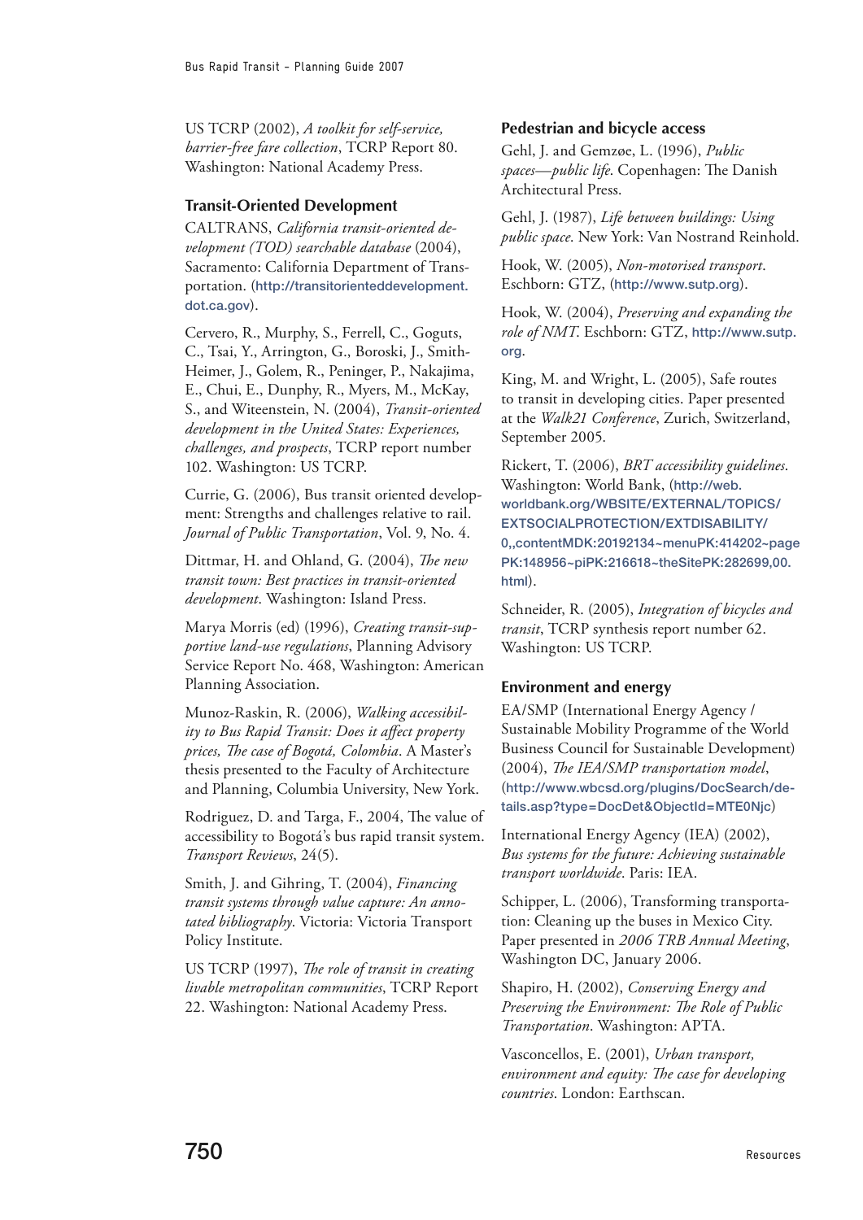US TCRP (2002), *A toolkit for self-service, barrier-free fare collection*, TCRP Report 80. Washington: National Academy Press.

### Transit-Oriented Development

CALTRANS, *California transit-oriented development (TOD) searchable database* (2004), Sacramento: California Department of Transportation. (http://transitorienteddevelopment.dot.ca.gov).

Cervero, R., Murphy, S., Ferrell, C., Goguts, C., Tsai, Y., Arrington, G., Boroski, J., Smith-Heimer, J., Golem, R., Peninger, P., Nakajima, E., Chui, E., Dunphy, R., Myers, M., McKay, S., and Witeenstein, N. (2004), *Transit-oriented development in the United States: Experiences, challenges, and prospects*, TCRP report number 102. Washington: US TCRP.

Currie, G. (2006), Bus transit oriented development: Strengths and challenges relative to rail. *Journal of Public Transportation*, Vol. 9, No. 4.

Dittmar, H. and Ohland, G. (2004), *The new transit town: Best practices in transit-oriented development*. Washington: Island Press.

Marya Morris (ed) (1996), *Creating transit-supportive land-use regulations*, Planning Advisory Service Report No. 468, Washington: American Planning Association.

Munoz-Raskin, R. (2006), *Walking accessibility to Bus Rapid Transit: Does it affect property prices, The case of Bogotá, Colombia*. A Master's thesis presented to the Faculty of Architecture and Planning, Columbia University, New York.

Rodriguez, D. and Targa, F., 2004, The value of accessibility to Bogotá's bus rapid transit system. *Transport Reviews*, 24(5).

Smith, J. and Gihring, T. (2004), *Financing transit systems through value capture: An annotated bibliography*. Victoria: Victoria Transport Policy Institute.

US TCRP (1997), *The role of transit in creating livable metropolitan communities*, TCRP Report 22. Washington: National Academy Press.

### Pedestrian and bicycle access

Gehl, J. and Gemzøe, L. (1996), *Public spaces—public life*. Copenhagen: The Danish Architectural Press.

Gehl, J. (1987), *Life between buildings: Using public space*. New York: Van Nostrand Reinhold.

Hook, W. (2005), *Non-motorised transport*. Eschborn: GTZ, (http://www.sutp.org).

Hook, W. (2004), *Preserving and expanding the role of NMT*. Eschborn: GTZ, http://www.sutp.org.

King, M. and Wright, L. (2005), Safe routes to transit in developing cities. Paper presented at the *Walk21 Conference*, Zurich, Switzerland, September 2005.

Rickert, T. (2006), *BRT accessibility guidelines*. Washington: World Bank, (http://web.worldbank.org/WBSITE/EXTERNAL/TOPICS/EXTSOCIALPROTECTION/EXTDISABILITY/0,,contentMDK:20192134~menuPK:414202~pagePK:148956~piPK:216618~theSitePK:282699,00.html).

Schneider, R. (2005), *Integration of bicycles and transit*, TCRP synthesis report number 62. Washington: US TCRP.

### Environment and energy

EA/SMP (International Energy Agency / Sustainable Mobility Programme of the World Business Council for Sustainable Development) (2004), *The IEA/SMP transportation model*, (http://www.wbcsd.org/plugins/DocSearch/details.asp?type=DocDet&ObjectId=MTE0Njc)

International Energy Agency (IEA) (2002), *Bus systems for the future: Achieving sustainable transport worldwide*. Paris: IEA.

Schipper, L. (2006), Transforming transportation: Cleaning up the buses in Mexico City. Paper presented in *2006 TRB Annual Meeting*, Washington DC, January 2006.

Shapiro, H. (2002), *Conserving Energy and Preserving the Environment: The Role of Public Transportation*. Washington: APTA.

Vasconcellos, E. (2001), *Urban transport, environment and equity: The case for developing countries*. London: Earthscan.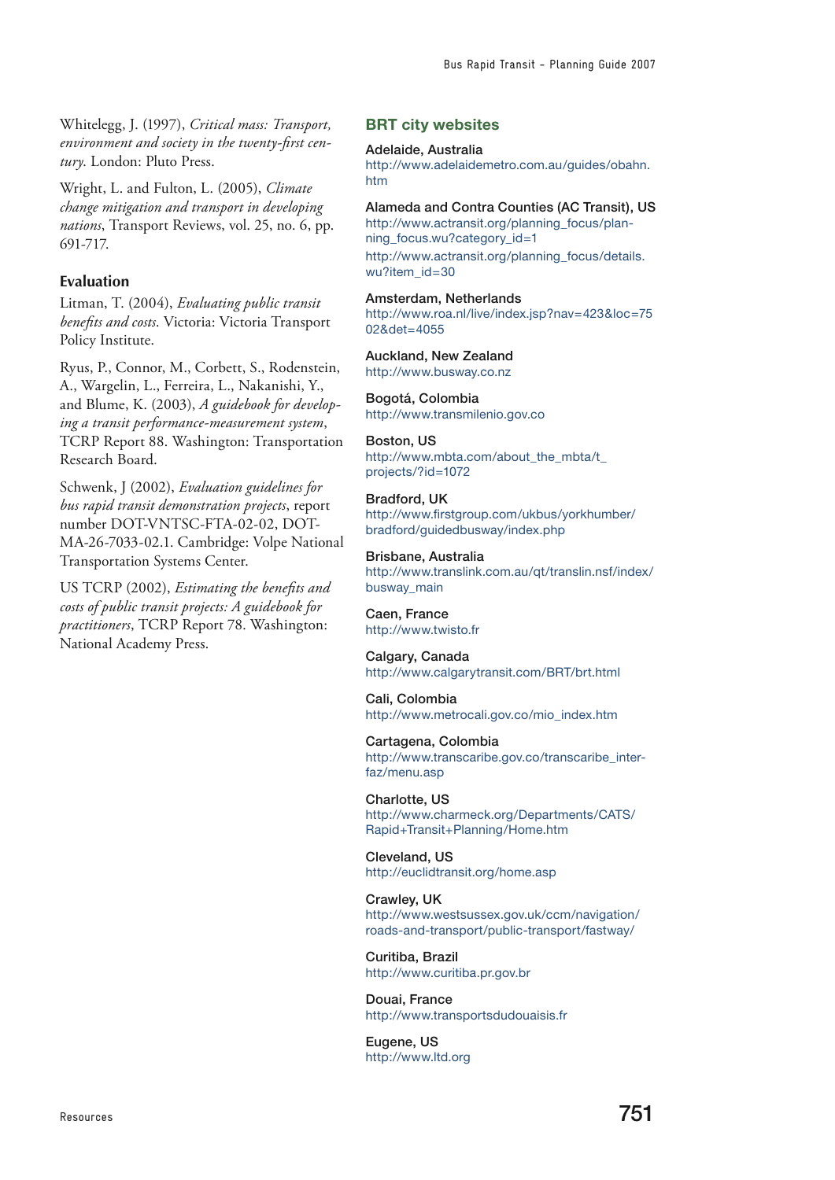Whitelegg, J. (1997), *Critical mass: Transport, environment and society in the twenty-first century*. London: Pluto Press.

Wright, L. and Fulton, L. (2005), *Climate change mitigation and transport in developing nations*, Transport Reviews, vol. 25, no. 6, pp. 691-717.

### Evaluation

Litman, T. (2004), *Evaluating public transit benefits and costs*. Victoria: Victoria Transport Policy Institute.

Ryus, P., Connor, M., Corbett, S., Rodenstein, A., Wargelin, L., Ferreira, L., Nakanishi, Y., and Blume, K. (2003), *A guidebook for developing a transit performance-measurement system*, TCRP Report 88. Washington: Transportation Research Board.

Schwenk, J (2002), *Evaluation guidelines for bus rapid transit demonstration projects*, report number DOT-VNTSC-FTA-02-02, DOT-MA-26-7033-02.1. Cambridge: Volpe National Transportation Systems Center.

US TCRP (2002), *Estimating the benefits and costs of public transit projects: A guidebook for practitioners*, TCRP Report 78. Washington: National Academy Press.

## BRT city websites

**Adelaide, Australia**
http://www.adelaidemetro.com.au/guides/obahn.htm

**Alameda and Contra Counties (AC Transit), US**
http://www.actransit.org/planning_focus/planning_focus.wu?category_id=1
http://www.actransit.org/planning_focus/details.wu?item_id=30

**Amsterdam, Netherlands**
http://www.roa.nl/live/index.jsp?nav=423&loc=7502&det=4055

**Auckland, New Zealand**
http://www.busway.co.nz

**Bogotá, Colombia**
http://www.transmilenio.gov.co

**Boston, US**
http://www.mbta.com/about_the_mbta/t_projects/?id=1072

**Bradford, UK**
http://www.firstgroup.com/ukbus/yorkhumber/bradford/guidedbusway/index.php

**Brisbane, Australia**
http://www.translink.com.au/qt/translin.nsf/index/busway_main

**Caen, France**
http://www.twisto.fr

**Calgary, Canada**
http://www.calgarytransit.com/BRT/brt.html

**Cali, Colombia**
http://www.metrocali.gov.co/mio_index.htm

**Cartagena, Colombia**
http://www.transcaribe.gov.co/transcaribe_interfaz/menu.asp

**Charlotte, US**
http://www.charmeck.org/Departments/CATS/Rapid+Transit+Planning/Home.htm

**Cleveland, US**
http://euclidtransit.org/home.asp

**Crawley, UK**
http://www.westsussex.gov.uk/ccm/navigation/roads-and-transport/public-transport/fastway/

**Curitiba, Brazil**
http://www.curitiba.pr.gov.br

**Douai, France**
http://www.transportsdudouaisis.fr

**Eugene, US**
http://www.ltd.org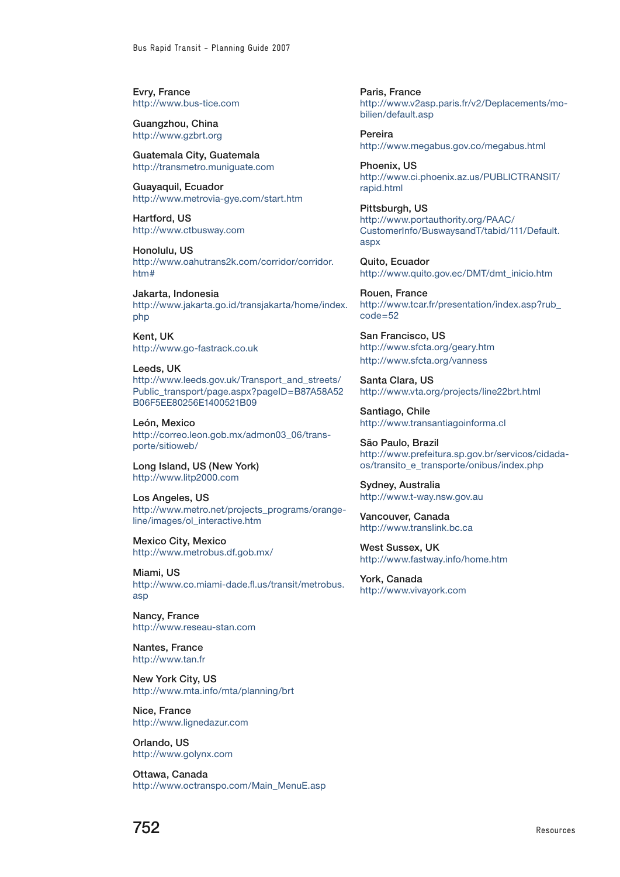Evry, France
http://www.bus-tice.com

Guangzhou, China
http://www.gzbrt.org

Guatemala City, Guatemala
http://transmetro.muniguate.com

Guayaquil, Ecuador
http://www.metrovia-gye.com/start.htm

Hartford, US
http://www.ctbusway.com

Honolulu, US
http://www.oahutrans2k.com/corridor/corridor.htm#

Jakarta, Indonesia
http://www.jakarta.go.id/transjakarta/home/index.php

Kent, UK
http://www.go-fastrack.co.uk

Leeds, UK
http://www.leeds.gov.uk/Transport_and_streets/Public_transport/page.aspx?pageID=B87A58A52B06F5EE80256E1400521B09

León, Mexico
http://correo.leon.gob.mx/admon03_06/transporte/sitioweb/

Long Island, US (New York)
http://www.litp2000.com

Los Angeles, US
http://www.metro.net/projects_programs/orangeline/images/ol_interactive.htm

Mexico City, Mexico
http://www.metrobus.df.gob.mx/

Miami, US
http://www.co.miami-dade.fl.us/transit/metrobus.asp

Nancy, France
http://www.reseau-stan.com

Nantes, France
http://www.tan.fr

New York City, US
http://www.mta.info/mta/planning/brt

Nice, France
http://www.lignedazur.com

Orlando, US
http://www.golynx.com

Ottawa, Canada
http://www.octranspo.com/Main_MenuE.asp

Paris, France
http://www.v2asp.paris.fr/v2/Deplacements/mobilien/default.asp

Pereira
http://www.megabus.gov.co/megabus.html

Phoenix, US
http://www.ci.phoenix.az.us/PUBLICTRANSIT/rapid.html

Pittsburgh, US
http://www.portauthority.org/PAAC/CustomerInfo/BuswaysandT/tabid/111/Default.aspx

Quito, Ecuador
http://www.quito.gov.ec/DMT/dmt_inicio.htm

Rouen, France
http://www.tcar.fr/presentation/index.asp?rub_code=52

San Francisco, US
http://www.sfcta.org/geary.htm
http://www.sfcta.org/vanness

Santa Clara, US
http://www.vta.org/projects/line22brt.html

Santiago, Chile
http://www.transantiagoinforma.cl

São Paulo, Brazil
http://www.prefeitura.sp.gov.br/servicos/cidadaos/transito_e_transporte/onibus/index.php

Sydney, Australia
http://www.t-way.nsw.gov.au

Vancouver, Canada
http://www.translink.bc.ca

West Sussex, UK
http://www.fastway.info/home.htm

York, Canada
http://www.vivayork.com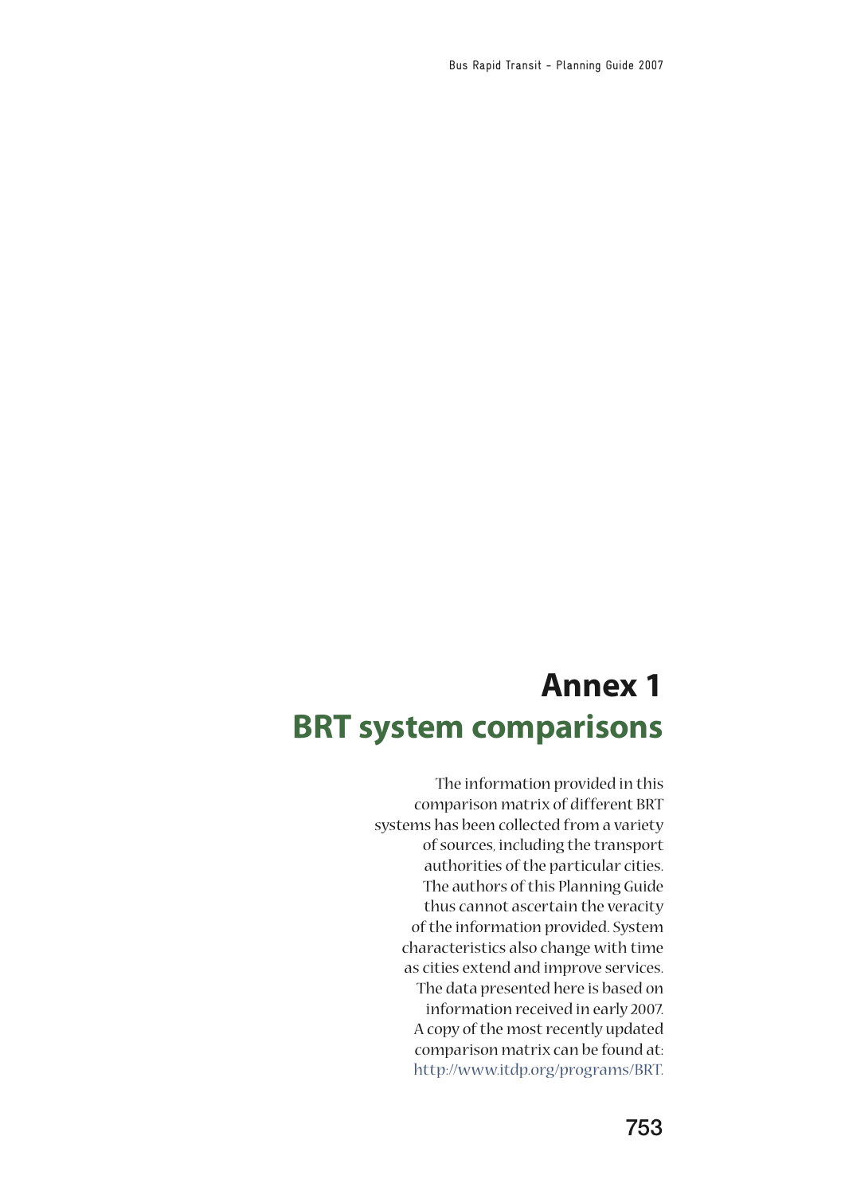# Annex 1
## BRT system comparisons

The information provided in this comparison matrix of different BRT systems has been collected from a variety of sources, including the transport authorities of the particular cities. The authors of this Planning Guide thus cannot ascertain the veracity of the information provided. System characteristics also change with time as cities extend and improve services. The data presented here is based on information received in early 2007. A copy of the most recently updated comparison matrix can be found at: http://www.itdp.org/programs/BRT.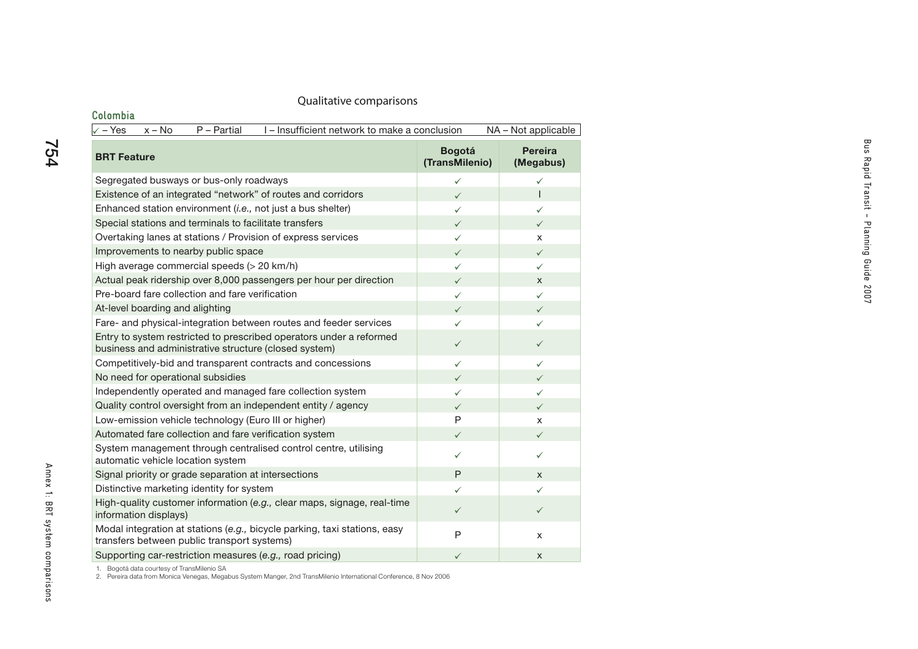Qualitative comparisons

### Colombia

✓ – Yes  x – No  P – Partial  I – Insufficient network to make a conclusion  NA – Not applicable

| BRT Feature | Bogotá (TransMilenio) | Pereira (Megabus) |
|---|---|---|
| Segregated busways or bus-only roadways | ✓ | ✓ |
| Existence of an integrated “network” of routes and corridors | ✓ | I |
| Enhanced station environment (*i.e.,* not just a bus shelter) | ✓ | ✓ |
| Special stations and terminals to facilitate transfers | ✓ | ✓ |
| Overtaking lanes at stations / Provision of express services | ✓ | x |
| Improvements to nearby public space | ✓ | ✓ |
| High average commercial speeds (> 20 km/h) | ✓ | ✓ |
| Actual peak ridership over 8,000 passengers per hour per direction | ✓ | x |
| Pre-board fare collection and fare verification | ✓ | ✓ |
| At-level boarding and alighting | ✓ | ✓ |
| Fare- and physical-integration between routes and feeder services | ✓ | ✓ |
| Entry to system restricted to prescribed operators under a reformed business and administrative structure (closed system) | ✓ | ✓ |
| Competitively-bid and transparent contracts and concessions | ✓ | ✓ |
| No need for operational subsidies | ✓ | ✓ |
| Independently operated and managed fare collection system | ✓ | ✓ |
| Quality control oversight from an independent entity / agency | ✓ | ✓ |
| Low-emission vehicle technology (Euro III or higher) | P | x |
| Automated fare collection and fare verification system | ✓ | ✓ |
| System management through centralised control centre, utilising automatic vehicle location system | ✓ | ✓ |
| Signal priority or grade separation at intersections | P | x |
| Distinctive marketing identity for system | ✓ | ✓ |
| High-quality customer information (*e.g.,* clear maps, signage, real-time information displays) | ✓ | ✓ |
| Modal integration at stations (*e.g.,* bicycle parking, taxi stations, easy transfers between public transport systems) | P | x |
| Supporting car-restriction measures (*e.g.,* road pricing) | ✓ | x |

1. Bogotá data courtesy of TransMilenio SA
2. Pereira data from Monica Venegas, Megabus System Manger, 2nd TransMilenio International Conference, 8 Nov 2006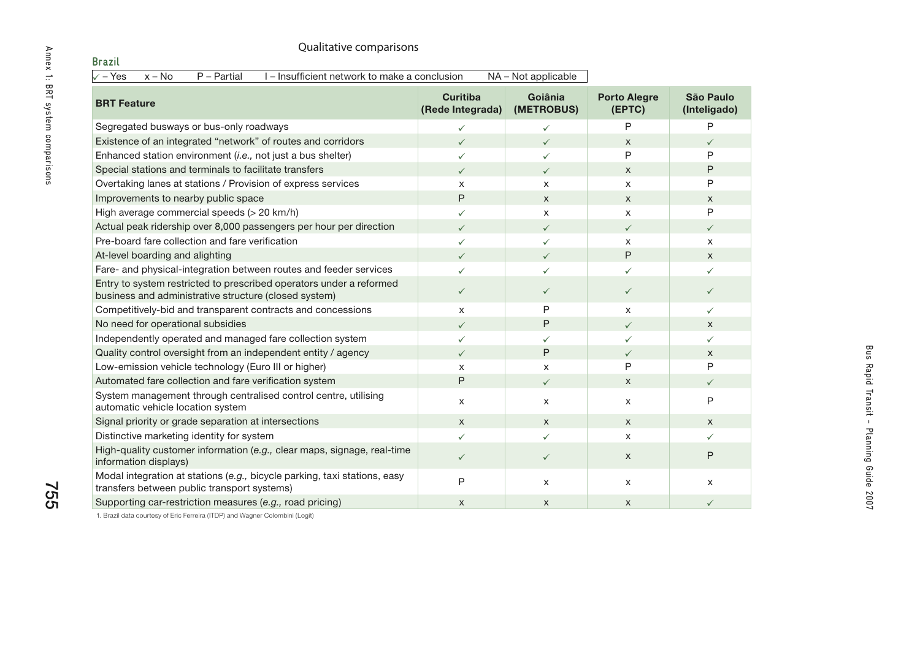Qualitative comparisons

## Brazil

✓ – Yes x – No P – Partial I – Insufficient network to make a conclusion NA – Not applicable

| BRT Feature | Curitiba (Rede Integrada) | Goiânia (METROBUS) | Porto Alegre (EPTC) | São Paulo (Inteligado) |
|---|---|---|---|---|
| Segregated busways or bus-only roadways | ✓ | ✓ | P | P |
| Existence of an integrated "network" of routes and corridors | ✓ | ✓ | x | ✓ |
| Enhanced station environment (*i.e.,* not just a bus shelter) | ✓ | ✓ | P | P |
| Special stations and terminals to facilitate transfers | ✓ | ✓ | x | P |
| Overtaking lanes at stations / Provision of express services | x | x | x | P |
| Improvements to nearby public space | P | x | x | x |
| High average commercial speeds (> 20 km/h) | ✓ | x | x | P |
| Actual peak ridership over 8,000 passengers per hour per direction | ✓ | ✓ | ✓ | ✓ |
| Pre-board fare collection and fare verification | ✓ | ✓ | x | x |
| At-level boarding and alighting | ✓ | ✓ | P | x |
| Fare- and physical-integration between routes and feeder services | ✓ | ✓ | ✓ | ✓ |
| Entry to system restricted to prescribed operators under a reformed business and administrative structure (closed system) | ✓ | ✓ | ✓ | ✓ |
| Competitively-bid and transparent contracts and concessions | x | P | x | ✓ |
| No need for operational subsidies | ✓ | P | ✓ | x |
| Independently operated and managed fare collection system | ✓ | ✓ | ✓ | ✓ |
| Quality control oversight from an independent entity / agency | ✓ | P | ✓ | x |
| Low-emission vehicle technology (Euro III or higher) | x | x | P | P |
| Automated fare collection and fare verification system | P | ✓ | x | ✓ |
| System management through centralised control centre, utilising automatic vehicle location system | x | x | x | P |
| Signal priority or grade separation at intersections | x | x | x | x |
| Distinctive marketing identity for system | ✓ | ✓ | x | ✓ |
| High-quality customer information (*e.g.,* clear maps, signage, real-time information displays) | ✓ | ✓ | x | P |
| Modal integration at stations (*e.g.,* bicycle parking, taxi stations, easy transfers between public transport systems) | P | x | x | x |
| Supporting car-restriction measures (*e.g.,* road pricing) | x | x | x | ✓ |

1. Brazil data courtesy of Eric Ferreira (ITDP) and Wagner Colombini (Logit)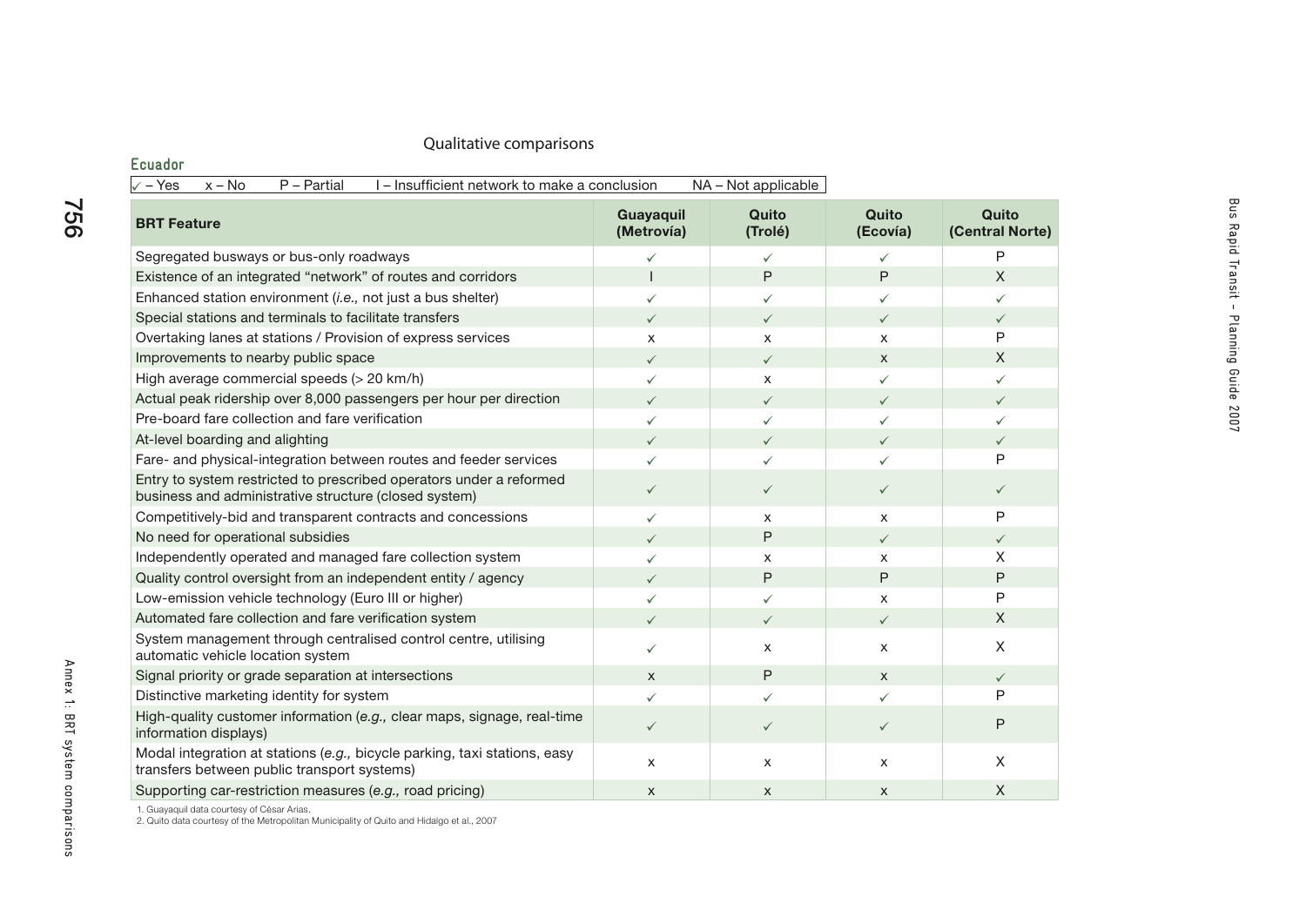Qualitative comparisons

## Ecuador

✓ – Yes   x – No   P – Partial   I – Insufficient network to make a conclusion   NA – Not applicable

| BRT Feature | Guayaquil (Metrovía) | Quito (Trolé) | Quito (Ecovía) | Quito (Central Norte) |
|---|---|---|---|---|
| Segregated busways or bus-only roadways | ✓ | ✓ | ✓ | P |
| Existence of an integrated "network" of routes and corridors | I | P | P | X |
| Enhanced station environment (*i.e.,* not just a bus shelter) | ✓ | ✓ | ✓ | ✓ |
| Special stations and terminals to facilitate transfers | ✓ | ✓ | ✓ | ✓ |
| Overtaking lanes at stations / Provision of express services | x | x | x | P |
| Improvements to nearby public space | ✓ | ✓ | x | X |
| High average commercial speeds (> 20 km/h) | ✓ | x | ✓ | ✓ |
| Actual peak ridership over 8,000 passengers per hour per direction | ✓ | ✓ | ✓ | ✓ |
| Pre-board fare collection and fare verification | ✓ | ✓ | ✓ | ✓ |
| At-level boarding and alighting | ✓ | ✓ | ✓ | ✓ |
| Fare- and physical-integration between routes and feeder services | ✓ | ✓ | ✓ | P |
| Entry to system restricted to prescribed operators under a reformed business and administrative structure (closed system) | ✓ | ✓ | ✓ | ✓ |
| Competitively-bid and transparent contracts and concessions | ✓ | x | x | P |
| No need for operational subsidies | ✓ | P | ✓ | ✓ |
| Independently operated and managed fare collection system | ✓ | x | x | X |
| Quality control oversight from an independent entity / agency | ✓ | P | P | P |
| Low-emission vehicle technology (Euro III or higher) | ✓ | ✓ | x | P |
| Automated fare collection and fare verification system | ✓ | ✓ | ✓ | X |
| System management through centralised control centre, utilising automatic vehicle location system | ✓ | x | x | X |
| Signal priority or grade separation at intersections | x | P | x | ✓ |
| Distinctive marketing identity for system | ✓ | ✓ | ✓ | P |
| High-quality customer information (*e.g.,* clear maps, signage, real-time information displays) | ✓ | ✓ | ✓ | P |
| Modal integration at stations (*e.g.,* bicycle parking, taxi stations, easy transfers between public transport systems) | x | x | x | X |
| Supporting car-restriction measures (*e.g.,* road pricing) | x | x | x | X |

1. Guayaquil data courtesy of César Arias.
2. Quito data courtesy of the Metropolitan Municipality of Quito and Hidalgo et al., 2007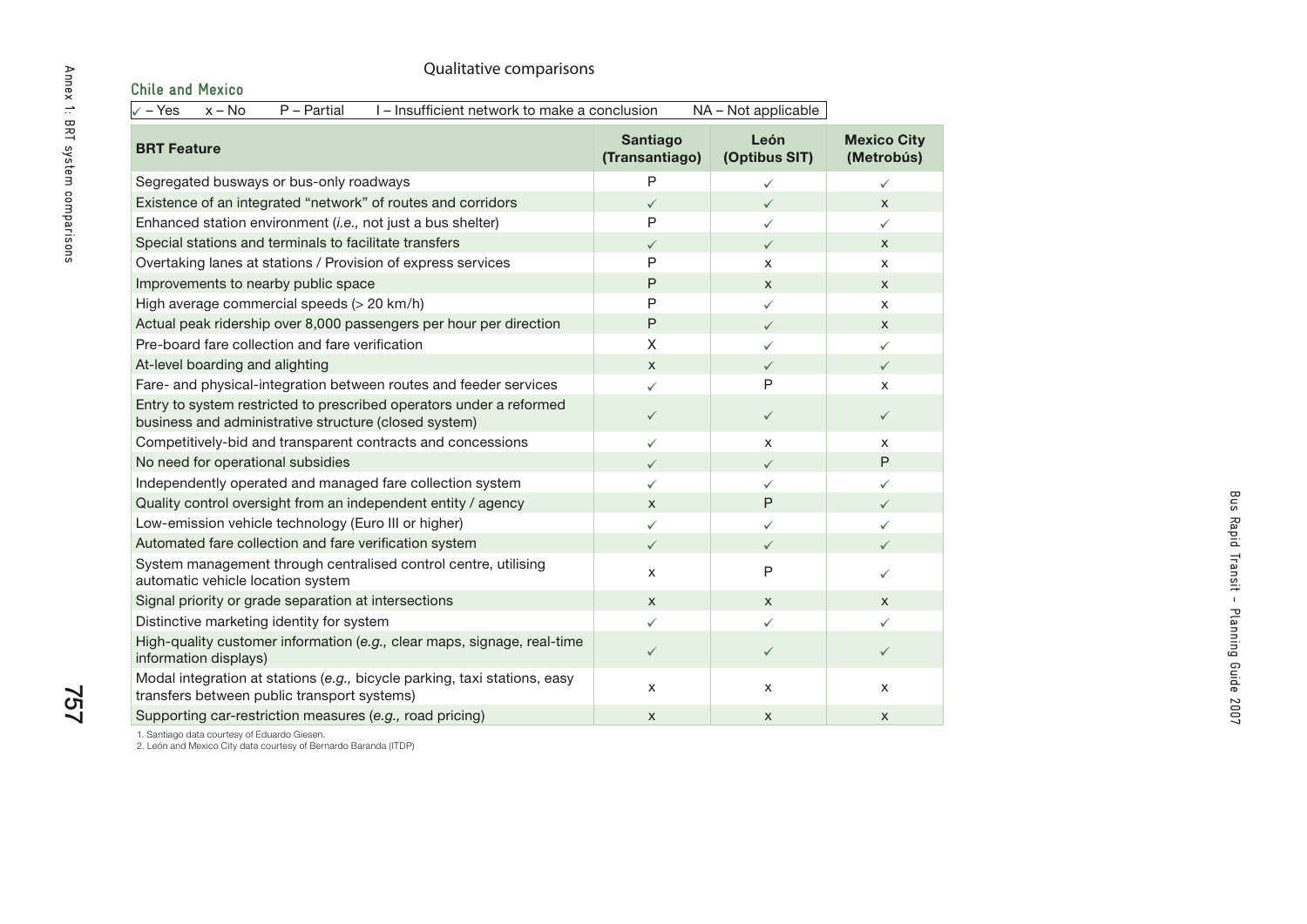Qualitative comparisons

## Chile and Mexico

✓ – Yes  x – No  P – Partial  I – Insufficient network to make a conclusion  NA – Not applicable

| BRT Feature | Santiago (Transantiago) | León (Optibus SIT) | Mexico City (Metrobús) |
|---|---|---|---|
| Segregated busways or bus-only roadways | P | ✓ | ✓ |
| Existence of an integrated "network" of routes and corridors | ✓ | ✓ | x |
| Enhanced station environment (*i.e.,* not just a bus shelter) | P | ✓ | ✓ |
| Special stations and terminals to facilitate transfers | ✓ | ✓ | x |
| Overtaking lanes at stations / Provision of express services | P | x | x |
| Improvements to nearby public space | P | x | x |
| High average commercial speeds (> 20 km/h) | P | ✓ | x |
| Actual peak ridership over 8,000 passengers per hour per direction | P | ✓ | x |
| Pre-board fare collection and fare verification | X | ✓ | ✓ |
| At-level boarding and alighting | x | ✓ | ✓ |
| Fare- and physical-integration between routes and feeder services | ✓ | P | x |
| Entry to system restricted to prescribed operators under a reformed business and administrative structure (closed system) | ✓ | ✓ | ✓ |
| Competitively-bid and transparent contracts and concessions | ✓ | x | x |
| No need for operational subsidies | ✓ | ✓ | P |
| Independently operated and managed fare collection system | ✓ | ✓ | ✓ |
| Quality control oversight from an independent entity / agency | x | P | ✓ |
| Low-emission vehicle technology (Euro III or higher) | ✓ | ✓ | ✓ |
| Automated fare collection and fare verification system | ✓ | ✓ | ✓ |
| System management through centralised control centre, utilising automatic vehicle location system | x | P | ✓ |
| Signal priority or grade separation at intersections | x | x | x |
| Distinctive marketing identity for system | ✓ | ✓ | ✓ |
| High-quality customer information (*e.g.,* clear maps, signage, real-time information displays) | ✓ | ✓ | ✓ |
| Modal integration at stations (*e.g.,* bicycle parking, taxi stations, easy transfers between public transport systems) | x | x | x |
| Supporting car-restriction measures (*e.g.,* road pricing) | x | x | x |

1. Santiago data courtesy of Eduardo Giesen.
2. León and Mexico City data courtesy of Bernardo Baranda (ITDP)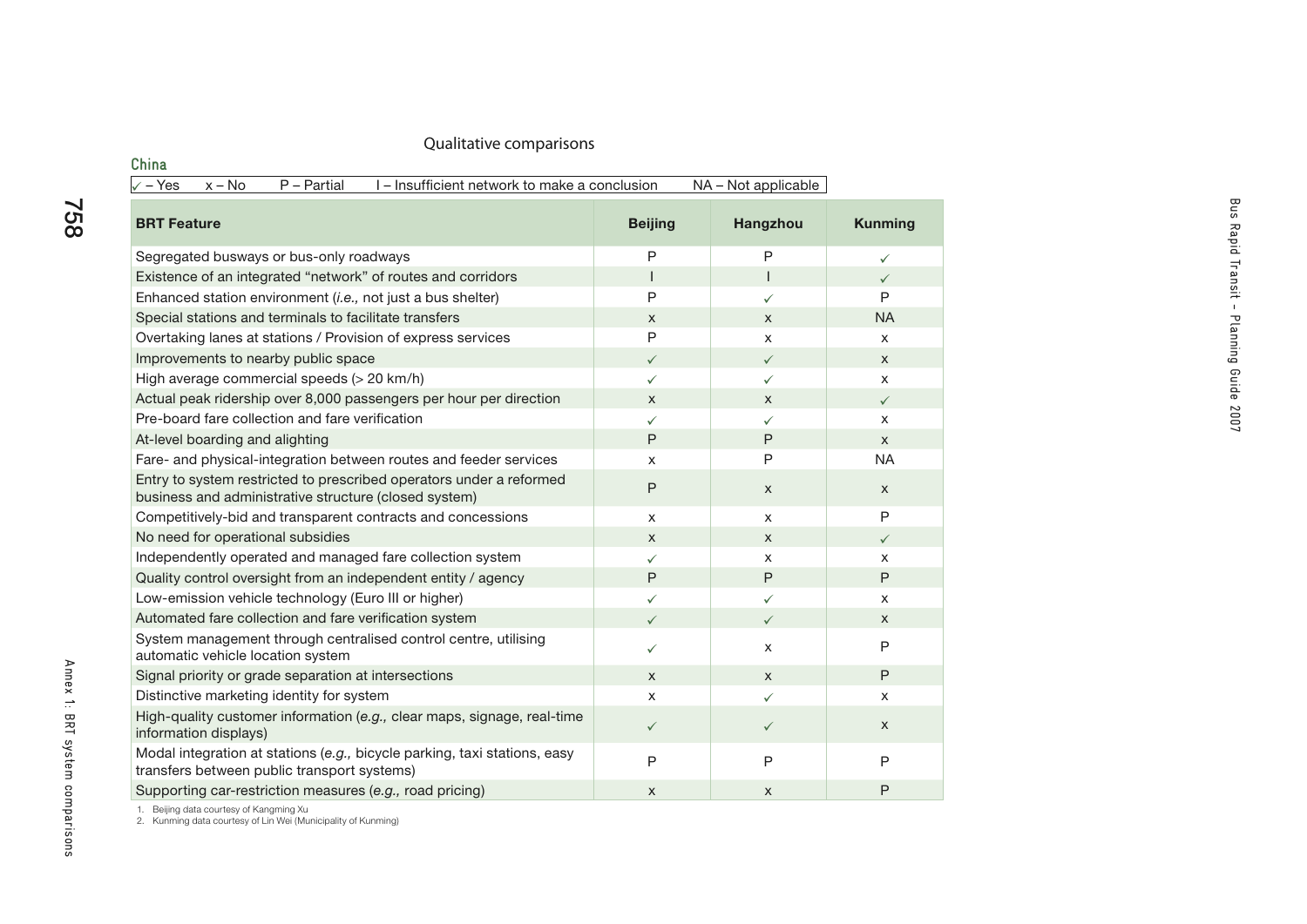Qualitative comparisons

### China

✓ – Yes  x – No  P – Partial  I – Insufficient network to make a conclusion  NA – Not applicable

| BRT Feature | Beijing | Hangzhou | Kunming |
|---|---|---|---|
| Segregated busways or bus-only roadways | P | P | ✓ |
| Existence of an integrated “network” of routes and corridors | I | I | ✓ |
| Enhanced station environment (*i.e.,* not just a bus shelter) | P | ✓ | P |
| Special stations and terminals to facilitate transfers | x | x | NA |
| Overtaking lanes at stations / Provision of express services | P | x | x |
| Improvements to nearby public space | ✓ | ✓ | x |
| High average commercial speeds (> 20 km/h) | ✓ | ✓ | x |
| Actual peak ridership over 8,000 passengers per hour per direction | x | x | ✓ |
| Pre-board fare collection and fare verification | ✓ | ✓ | x |
| At-level boarding and alighting | P | P | x |
| Fare- and physical-integration between routes and feeder services | x | P | NA |
| Entry to system restricted to prescribed operators under a reformed business and administrative structure (closed system) | P | x | x |
| Competitively-bid and transparent contracts and concessions | x | x | P |
| No need for operational subsidies | x | x | ✓ |
| Independently operated and managed fare collection system | ✓ | x | x |
| Quality control oversight from an independent entity / agency | P | P | P |
| Low-emission vehicle technology (Euro III or higher) | ✓ | ✓ | x |
| Automated fare collection and fare verification system | ✓ | ✓ | x |
| System management through centralised control centre, utilising automatic vehicle location system | ✓ | x | P |
| Signal priority or grade separation at intersections | x | x | P |
| Distinctive marketing identity for system | x | ✓ | x |
| High-quality customer information (*e.g.,* clear maps, signage, real-time information displays) | ✓ | ✓ | x |
| Modal integration at stations (*e.g.,* bicycle parking, taxi stations, easy transfers between public transport systems) | P | P | P |
| Supporting car-restriction measures (*e.g.,* road pricing) | x | x | P |

1. Beijing data courtesy of Kangming Xu
2. Kunming data courtesy of Lin Wei (Municipality of Kunming)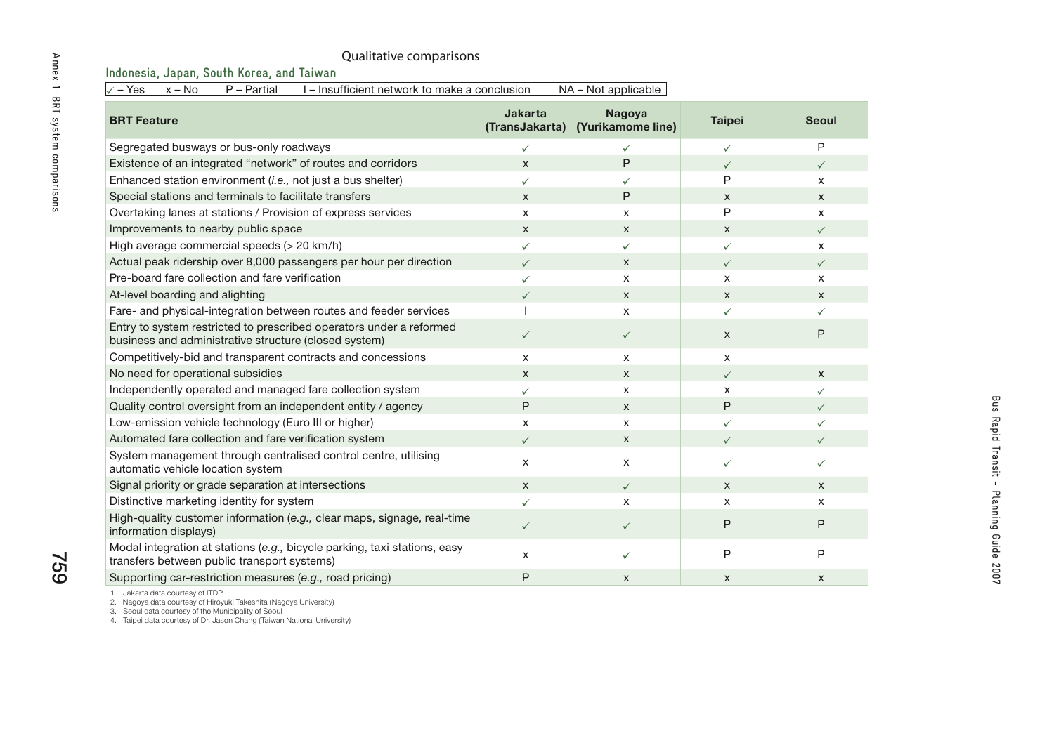Qualitative comparisons

### Indonesia, Japan, South Korea, and Taiwan

✓ – Yes x – No P – Partial I – Insufficient network to make a conclusion NA – Not applicable

| BRT Feature | Jakarta (TransJakarta) | Nagoya (Yurikamome line) | Taipei | Seoul |
|---|---|---|---|---|
| Segregated busways or bus-only roadways | ✓ | ✓ | ✓ | P |
| Existence of an integrated "network" of routes and corridors | x | P | ✓ | ✓ |
| Enhanced station environment (*i.e.,* not just a bus shelter) | ✓ | ✓ | P | x |
| Special stations and terminals to facilitate transfers | x | P | x | x |
| Overtaking lanes at stations / Provision of express services | x | x | P | x |
| Improvements to nearby public space | x | x | x | ✓ |
| High average commercial speeds (> 20 km/h) | ✓ | ✓ | ✓ | x |
| Actual peak ridership over 8,000 passengers per hour per direction | ✓ | x | ✓ | ✓ |
| Pre-board fare collection and fare verification | ✓ | x | x | x |
| At-level boarding and alighting | ✓ | x | x | x |
| Fare- and physical-integration between routes and feeder services | I | x | ✓ | ✓ |
| Entry to system restricted to prescribed operators under a reformed business and administrative structure (closed system) | ✓ | ✓ | x | P |
| Competitively-bid and transparent contracts and concessions | x | x | x | |
| No need for operational subsidies | x | x | ✓ | x |
| Independently operated and managed fare collection system | ✓ | x | x | ✓ |
| Quality control oversight from an independent entity / agency | P | x | P | ✓ |
| Low-emission vehicle technology (Euro III or higher) | x | x | ✓ | ✓ |
| Automated fare collection and fare verification system | ✓ | x | ✓ | ✓ |
| System management through centralised control centre, utilising automatic vehicle location system | x | x | ✓ | ✓ |
| Signal priority or grade separation at intersections | x | ✓ | x | x |
| Distinctive marketing identity for system | ✓ | x | x | x |
| High-quality customer information (*e.g.,* clear maps, signage, real-time information displays) | ✓ | ✓ | P | P |
| Modal integration at stations (*e.g.,* bicycle parking, taxi stations, easy transfers between public transport systems) | x | ✓ | P | P |
| Supporting car-restriction measures (*e.g.,* road pricing) | P | x | x | x |

1. Jakarta data courtesy of ITDP
2. Nagoya data courtesy of Hiroyuki Takeshita (Nagoya University)
3. Seoul data courtesy of the Municipality of Seoul
4. Taipei data courtesy of Dr. Jason Chang (Taiwan National University)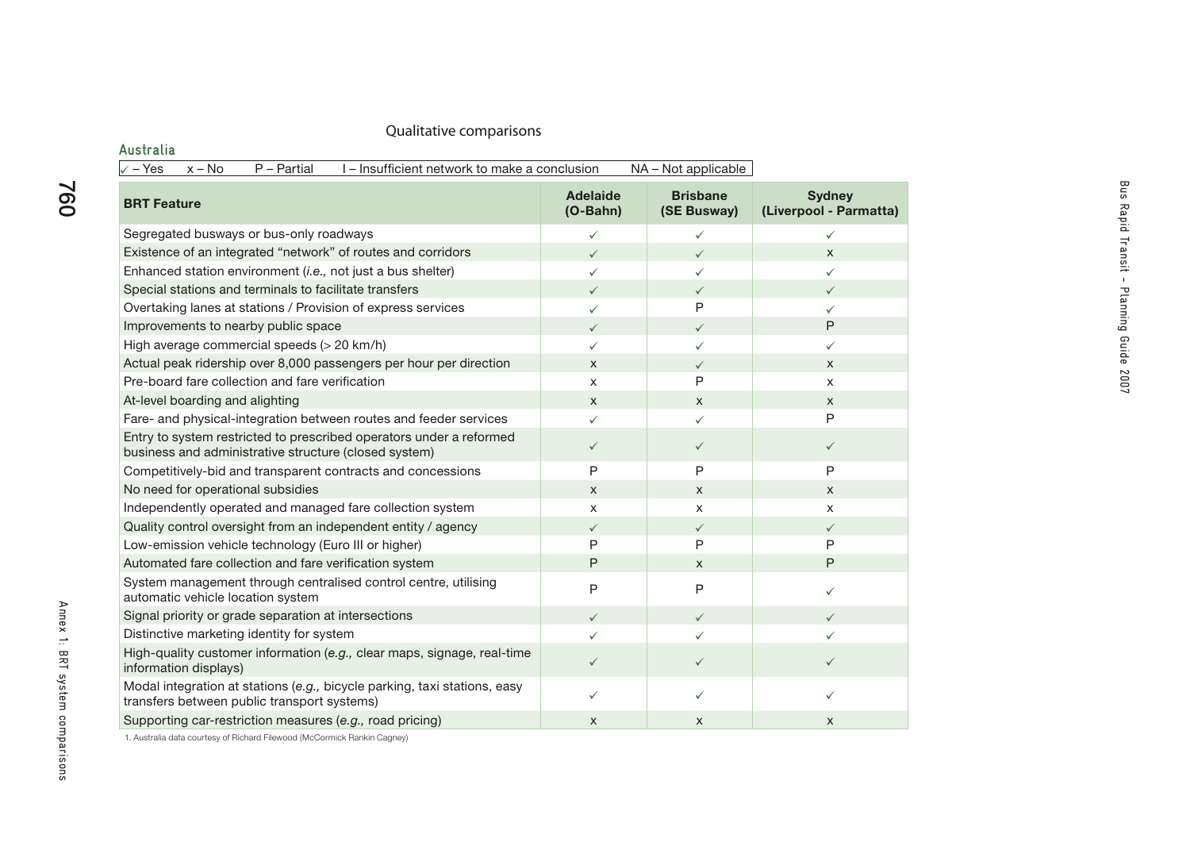Qualitative comparisons

### Australia

✓ – Yes x – No P – Partial I – Insufficient network to make a conclusion NA – Not applicable

| BRT Feature | Adelaide (O-Bahn) | Brisbane (SE Busway) | Sydney (Liverpool - Parmatta) |
|---|---|---|---|
| Segregated busways or bus-only roadways | ✓ | ✓ | ✓ |
| Existence of an integrated "network" of routes and corridors | ✓ | ✓ | x |
| Enhanced station environment (*i.e.,* not just a bus shelter) | ✓ | ✓ | ✓ |
| Special stations and terminals to facilitate transfers | ✓ | ✓ | ✓ |
| Overtaking lanes at stations / Provision of express services | ✓ | P | ✓ |
| Improvements to nearby public space | ✓ | ✓ | P |
| High average commercial speeds (> 20 km/h) | ✓ | ✓ | ✓ |
| Actual peak ridership over 8,000 passengers per hour per direction | x | ✓ | x |
| Pre-board fare collection and fare verification | x | P | x |
| At-level boarding and alighting | x | x | x |
| Fare- and physical-integration between routes and feeder services | ✓ | ✓ | P |
| Entry to system restricted to prescribed operators under a reformed business and administrative structure (closed system) | ✓ | ✓ | ✓ |
| Competitively-bid and transparent contracts and concessions | P | P | P |
| No need for operational subsidies | x | x | x |
| Independently operated and managed fare collection system | x | x | x |
| Quality control oversight from an independent entity / agency | ✓ | ✓ | ✓ |
| Low-emission vehicle technology (Euro III or higher) | P | P | P |
| Automated fare collection and fare verification system | P | x | P |
| System management through centralised control centre, utilising automatic vehicle location system | P | P | ✓ |
| Signal priority or grade separation at intersections | ✓ | ✓ | ✓ |
| Distinctive marketing identity for system | ✓ | ✓ | ✓ |
| High-quality customer information (*e.g.,* clear maps, signage, real-time information displays) | ✓ | ✓ | ✓ |
| Modal integration at stations (*e.g.,* bicycle parking, taxi stations, easy transfers between public transport systems) | ✓ | ✓ | ✓ |
| Supporting car-restriction measures (*e.g.,* road pricing) | x | x | x |

1. Australia data courtesy of Richard Filewood (McCormick Rankin Cagney)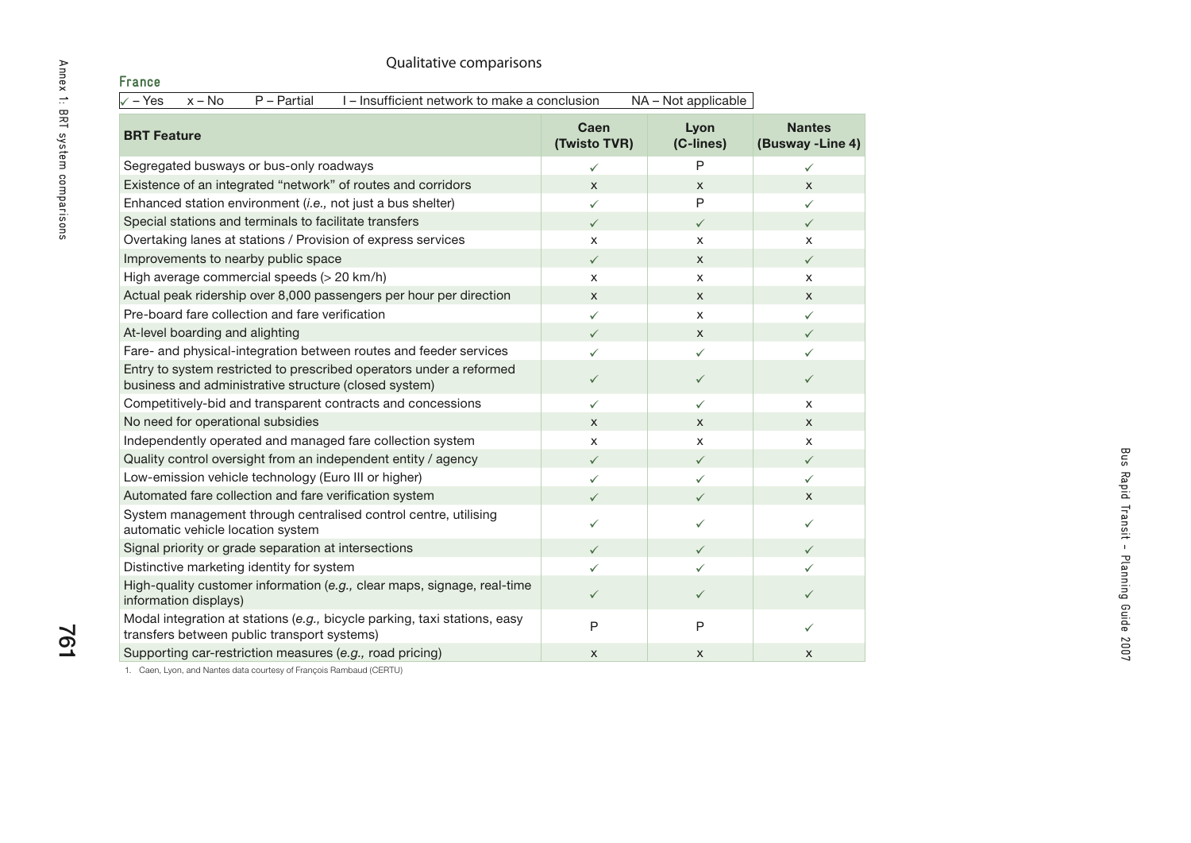Qualitative comparisons

### France

✓ – Yes   x – No   P – Partial   I – Insufficient network to make a conclusion   NA – Not applicable

| BRT Feature | Caen (Twisto TVR) | Lyon (C-lines) | Nantes (Busway -Line 4) |
|---|---|---|---|
| Segregated busways or bus-only roadways | ✓ | P | ✓ |
| Existence of an integrated "network" of routes and corridors | x | x | x |
| Enhanced station environment (*i.e.,* not just a bus shelter) | ✓ | P | ✓ |
| Special stations and terminals to facilitate transfers | ✓ | ✓ | ✓ |
| Overtaking lanes at stations / Provision of express services | x | x | x |
| Improvements to nearby public space | ✓ | x | ✓ |
| High average commercial speeds (> 20 km/h) | x | x | x |
| Actual peak ridership over 8,000 passengers per hour per direction | x | x | x |
| Pre-board fare collection and fare verification | ✓ | x | ✓ |
| At-level boarding and alighting | ✓ | x | ✓ |
| Fare- and physical-integration between routes and feeder services | ✓ | ✓ | ✓ |
| Entry to system restricted to prescribed operators under a reformed business and administrative structure (closed system) | ✓ | ✓ | ✓ |
| Competitively-bid and transparent contracts and concessions | ✓ | ✓ | x |
| No need for operational subsidies | x | x | x |
| Independently operated and managed fare collection system | x | x | x |
| Quality control oversight from an independent entity / agency | ✓ | ✓ | ✓ |
| Low-emission vehicle technology (Euro III or higher) | ✓ | ✓ | ✓ |
| Automated fare collection and fare verification system | ✓ | ✓ | x |
| System management through centralised control centre, utilising automatic vehicle location system | ✓ | ✓ | ✓ |
| Signal priority or grade separation at intersections | ✓ | ✓ | ✓ |
| Distinctive marketing identity for system | ✓ | ✓ | ✓ |
| High-quality customer information (*e.g.,* clear maps, signage, real-time information displays) | ✓ | ✓ | ✓ |
| Modal integration at stations (*e.g.,* bicycle parking, taxi stations, easy transfers between public transport systems) | P | P | ✓ |
| Supporting car-restriction measures (*e.g.,* road pricing) | x | x | x |

1. Caen, Lyon, and Nantes data courtesy of François Rambaud (CERTU)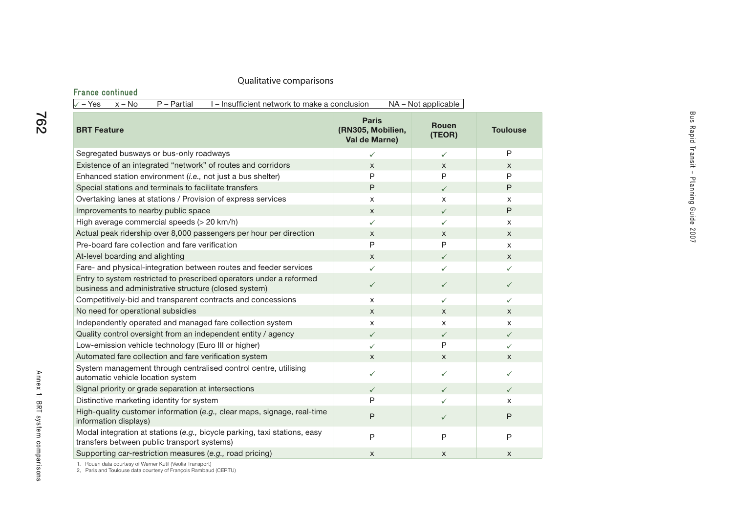Qualitative comparisons

### France continued

✓ – Yes x – No P – Partial I – Insufficient network to make a conclusion NA – Not applicable

| BRT Feature | Paris (RN305, Mobilien, Val de Marne) | Rouen (TEOR) | Toulouse |
|---|---|---|---|
| Segregated busways or bus-only roadways | ✓ | ✓ | P |
| Existence of an integrated "network" of routes and corridors | x | x | x |
| Enhanced station environment (*i.e.,* not just a bus shelter) | P | P | P |
| Special stations and terminals to facilitate transfers | P | ✓ | P |
| Overtaking lanes at stations / Provision of express services | x | x | x |
| Improvements to nearby public space | x | ✓ | P |
| High average commercial speeds (> 20 km/h) | ✓ | ✓ | x |
| Actual peak ridership over 8,000 passengers per hour per direction | x | x | x |
| Pre-board fare collection and fare verification | P | P | x |
| At-level boarding and alighting | x | ✓ | x |
| Fare- and physical-integration between routes and feeder services | ✓ | ✓ | ✓ |
| Entry to system restricted to prescribed operators under a reformed business and administrative structure (closed system) | ✓ | ✓ | ✓ |
| Competitively-bid and transparent contracts and concessions | x | ✓ | ✓ |
| No need for operational subsidies | x | x | x |
| Independently operated and managed fare collection system | x | x | x |
| Quality control oversight from an independent entity / agency | ✓ | ✓ | ✓ |
| Low-emission vehicle technology (Euro III or higher) | ✓ | P | ✓ |
| Automated fare collection and fare verification system | x | x | x |
| System management through centralised control centre, utilising automatic vehicle location system | ✓ | ✓ | ✓ |
| Signal priority or grade separation at intersections | ✓ | ✓ | ✓ |
| Distinctive marketing identity for system | P | ✓ | x |
| High-quality customer information (*e.g.,* clear maps, signage, real-time information displays) | P | ✓ | P |
| Modal integration at stations (*e.g.,* bicycle parking, taxi stations, easy transfers between public transport systems) | P | P | P |
| Supporting car-restriction measures (*e.g.,* road pricing) | x | x | x |

1. Rouen data courtesy of Werner Kutil (Veolia Transport)
2. Paris and Toulouse data courtesy of François Rambaud (CERTU)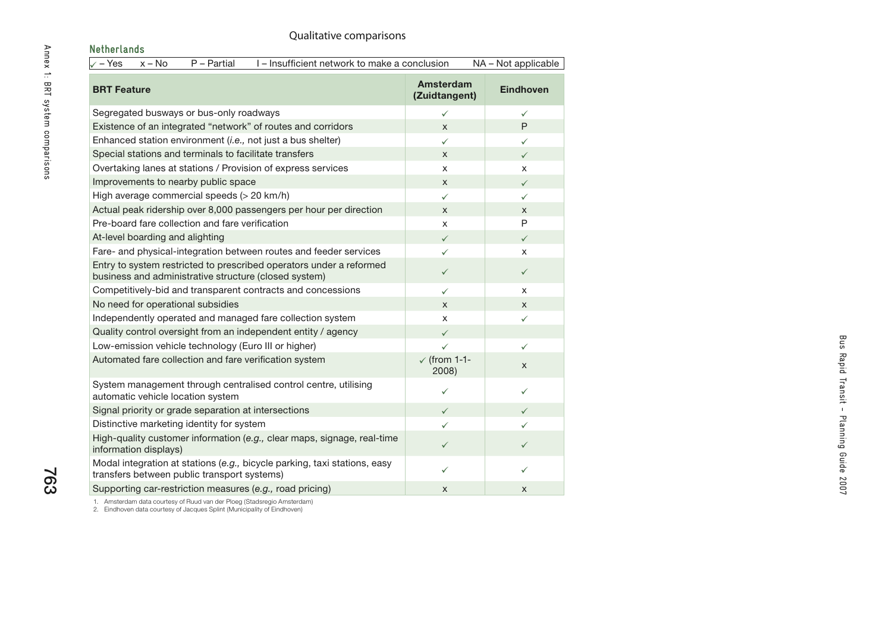Qualitative comparisons

## Netherlands

✓ – Yes  x – No  P – Partial  I – Insufficient network to make a conclusion  NA – Not applicable

| BRT Feature | Amsterdam (Zuidtangent) | Eindhoven |
|---|---|---|
| Segregated busways or bus-only roadways | ✓ | ✓ |
| Existence of an integrated "network" of routes and corridors | x | P |
| Enhanced station environment (*i.e.,* not just a bus shelter) | ✓ | ✓ |
| Special stations and terminals to facilitate transfers | x | ✓ |
| Overtaking lanes at stations / Provision of express services | x | x |
| Improvements to nearby public space | x | ✓ |
| High average commercial speeds (> 20 km/h) | ✓ | ✓ |
| Actual peak ridership over 8,000 passengers per hour per direction | x | x |
| Pre-board fare collection and fare verification | x | P |
| At-level boarding and alighting | ✓ | ✓ |
| Fare- and physical-integration between routes and feeder services | ✓ | x |
| Entry to system restricted to prescribed operators under a reformed business and administrative structure (closed system) | ✓ | ✓ |
| Competitively-bid and transparent contracts and concessions | ✓ | x |
| No need for operational subsidies | x | x |
| Independently operated and managed fare collection system | x | ✓ |
| Quality control oversight from an independent entity / agency | ✓ | |
| Low-emission vehicle technology (Euro III or higher) | ✓ | ✓ |
| Automated fare collection and fare verification system | ✓ (from 1-1-2008) | x |
| System management through centralised control centre, utilising automatic vehicle location system | ✓ | ✓ |
| Signal priority or grade separation at intersections | ✓ | ✓ |
| Distinctive marketing identity for system | ✓ | ✓ |
| High-quality customer information (*e.g.,* clear maps, signage, real-time information displays) | ✓ | ✓ |
| Modal integration at stations (*e.g.,* bicycle parking, taxi stations, easy transfers between public transport systems) | ✓ | ✓ |
| Supporting car-restriction measures (*e.g.,* road pricing) | x | x |

1. Amsterdam data courtesy of Ruud van der Ploeg (Stadsregio Amsterdam)
2. Eindhoven data courtesy of Jacques Splint (Municipality of Eindhoven)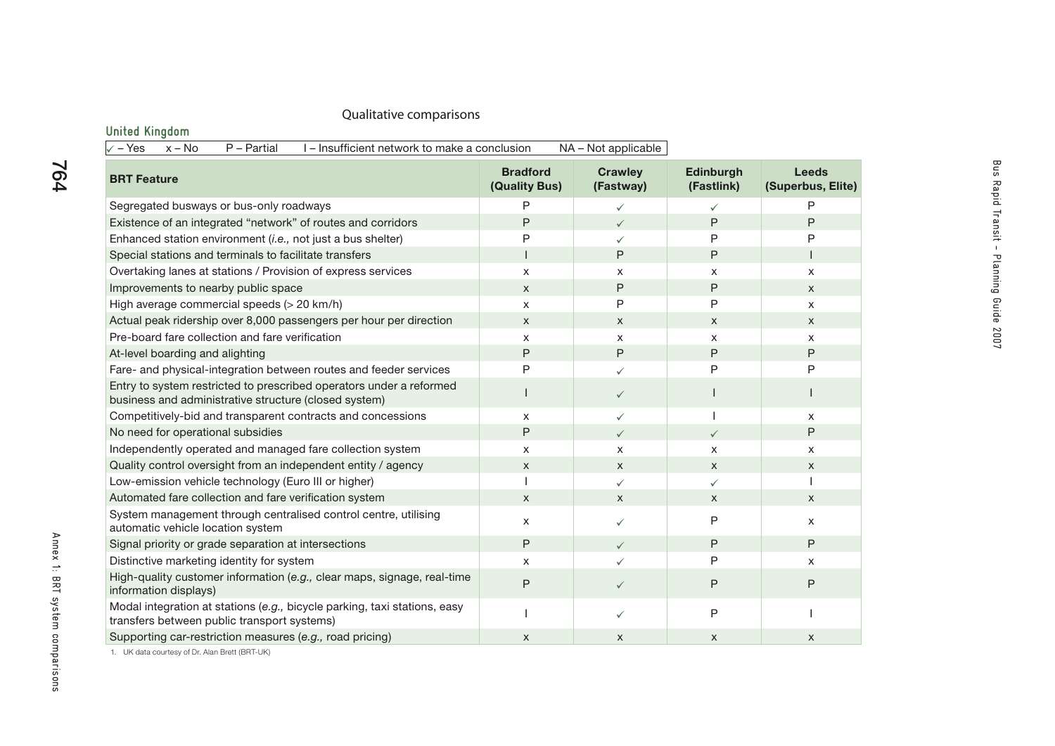Qualitative comparisons

## United Kingdom

✓ – Yes   x – No   P – Partial   I – Insufficient network to make a conclusion   NA – Not applicable

| BRT Feature | Bradford (Quality Bus) | Crawley (Fastway) | Edinburgh (Fastlink) | Leeds (Superbus, Elite) |
|---|---|---|---|---|
| Segregated busways or bus-only roadways | P | ✓ | ✓ | P |
| Existence of an integrated "network" of routes and corridors | P | ✓ | P | P |
| Enhanced station environment (*i.e.,* not just a bus shelter) | P | ✓ | P | P |
| Special stations and terminals to facilitate transfers | I | P | P | I |
| Overtaking lanes at stations / Provision of express services | x | x | x | x |
| Improvements to nearby public space | x | P | P | x |
| High average commercial speeds (> 20 km/h) | x | P | P | x |
| Actual peak ridership over 8,000 passengers per hour per direction | x | x | x | x |
| Pre-board fare collection and fare verification | x | x | x | x |
| At-level boarding and alighting | P | P | P | P |
| Fare- and physical-integration between routes and feeder services | P | ✓ | P | P |
| Entry to system restricted to prescribed operators under a reformed business and administrative structure (closed system) | I | ✓ | I | I |
| Competitively-bid and transparent contracts and concessions | x | ✓ | I | x |
| No need for operational subsidies | P | ✓ | ✓ | P |
| Independently operated and managed fare collection system | x | x | x | x |
| Quality control oversight from an independent entity / agency | x | x | x | x |
| Low-emission vehicle technology (Euro III or higher) | I | ✓ | ✓ | I |
| Automated fare collection and fare verification system | x | x | x | x |
| System management through centralised control centre, utilising automatic vehicle location system | x | ✓ | P | x |
| Signal priority or grade separation at intersections | P | ✓ | P | P |
| Distinctive marketing identity for system | x | ✓ | P | x |
| High-quality customer information (*e.g.,* clear maps, signage, real-time information displays) | P | ✓ | P | P |
| Modal integration at stations (*e.g.,* bicycle parking, taxi stations, easy transfers between public transport systems) | I | ✓ | P | I |
| Supporting car-restriction measures (*e.g.,* road pricing) | x | x | x | x |

1. UK data courtesy of Dr. Alan Brett (BRT-UK)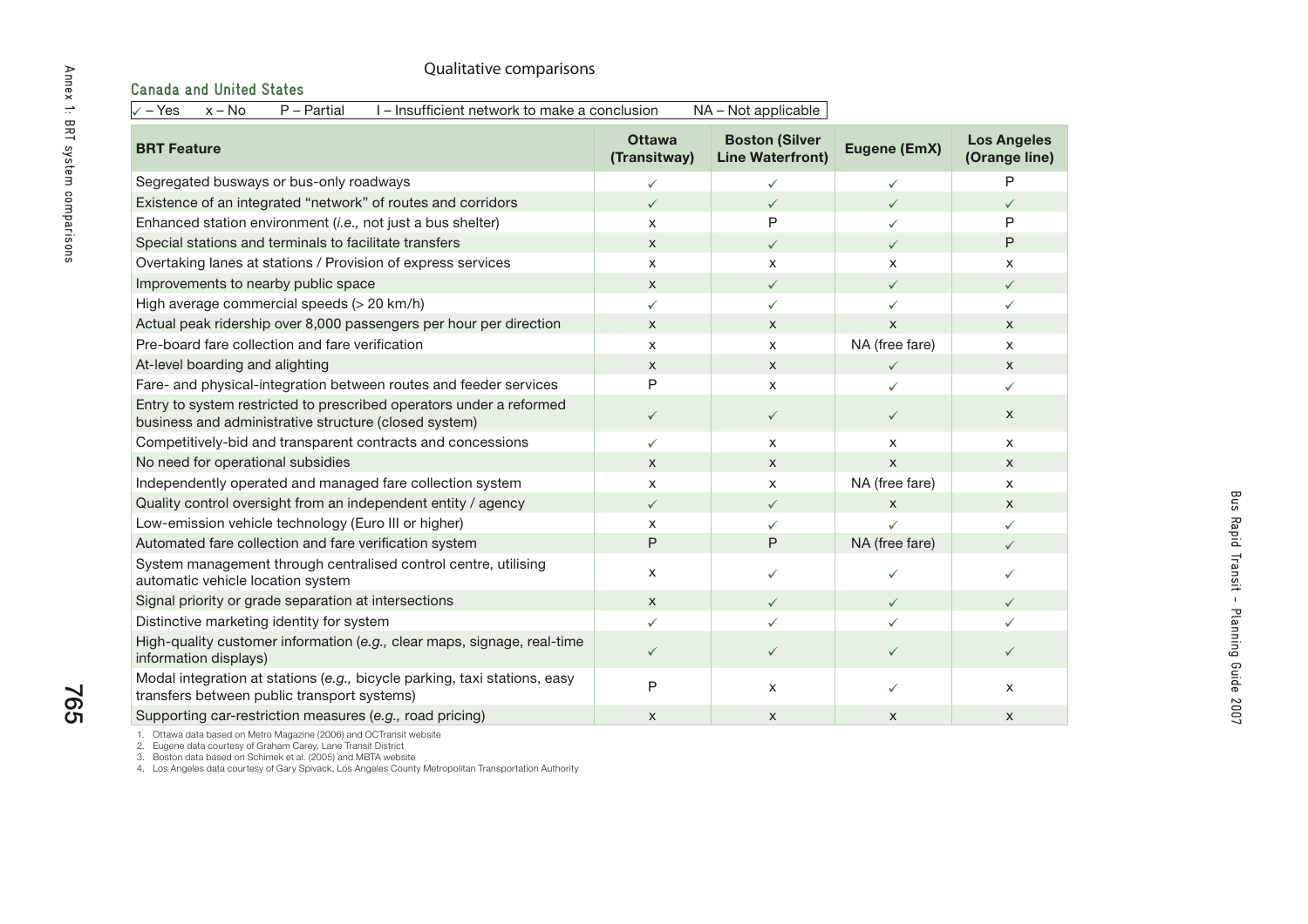Qualitative comparisons

### Canada and United States

✓ – Yes   x – No   P – Partial   I – Insufficient network to make a conclusion   NA – Not applicable

| BRT Feature | Ottawa (Transitway) | Boston (Silver Line Waterfront) | Eugene (EmX) | Los Angeles (Orange line) |
|---|---|---|---|---|
| Segregated busways or bus-only roadways | ✓ | ✓ | ✓ | P |
| Existence of an integrated "network" of routes and corridors | ✓ | ✓ | ✓ | ✓ |
| Enhanced station environment (*i.e.,* not just a bus shelter) | x | P | ✓ | P |
| Special stations and terminals to facilitate transfers | x | ✓ | ✓ | P |
| Overtaking lanes at stations / Provision of express services | x | x | x | x |
| Improvements to nearby public space | x | ✓ | ✓ | ✓ |
| High average commercial speeds (> 20 km/h) | ✓ | ✓ | ✓ | ✓ |
| Actual peak ridership over 8,000 passengers per hour per direction | x | x | x | x |
| Pre-board fare collection and fare verification | x | x | NA (free fare) | x |
| At-level boarding and alighting | x | x | ✓ | x |
| Fare- and physical-integration between routes and feeder services | P | x | ✓ | ✓ |
| Entry to system restricted to prescribed operators under a reformed business and administrative structure (closed system) | ✓ | ✓ | ✓ | x |
| Competitively-bid and transparent contracts and concessions | ✓ | x | x | x |
| No need for operational subsidies | x | x | x | x |
| Independently operated and managed fare collection system | x | x | NA (free fare) | x |
| Quality control oversight from an independent entity / agency | ✓ | ✓ | x | x |
| Low-emission vehicle technology (Euro III or higher) | x | ✓ | ✓ | ✓ |
| Automated fare collection and fare verification system | P | P | NA (free fare) | ✓ |
| System management through centralised control centre, utilising automatic vehicle location system | x | ✓ | ✓ | ✓ |
| Signal priority or grade separation at intersections | x | ✓ | ✓ | ✓ |
| Distinctive marketing identity for system | ✓ | ✓ | ✓ | ✓ |
| High-quality customer information (*e.g.,* clear maps, signage, real-time information displays) | ✓ | ✓ | ✓ | ✓ |
| Modal integration at stations (*e.g.,* bicycle parking, taxi stations, easy transfers between public transport systems) | P | x | ✓ | x |
| Supporting car-restriction measures (*e.g.,* road pricing) | x | x | x | x |

1. Ottawa data based on Metro Magazine (2006) and OCTransit website
2. Eugene data courtesy of Graham Carey, Lane Transit District
3. Boston data based on Schimek et al. (2005) and MBTA website
4. Los Angeles data courtesy of Gary Spivack, Los Angeles County Metropolitan Transportation Authority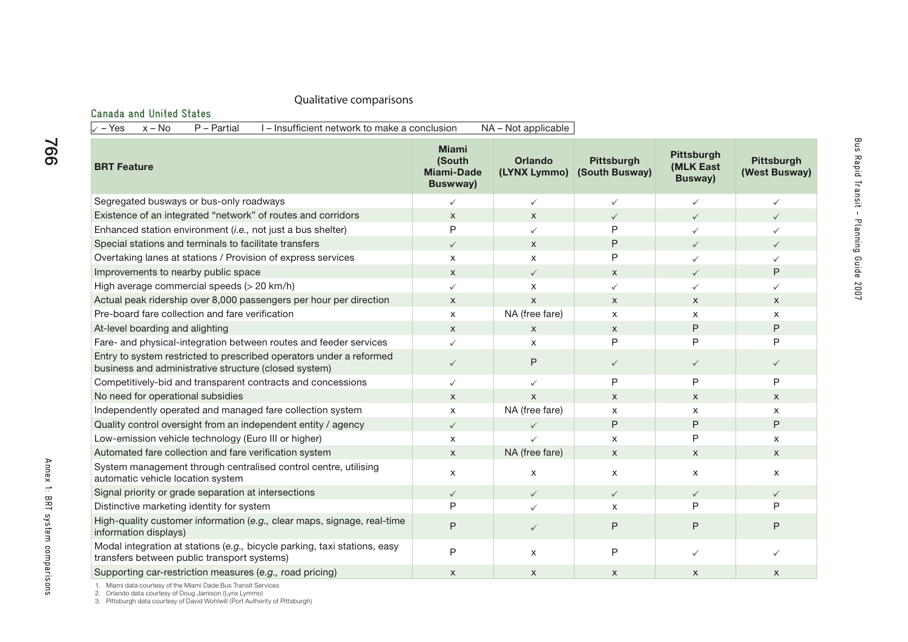Qualitative comparisons

### Canada and United States

✓ – Yes  x – No  P – Partial  I – Insufficient network to make a conclusion  NA – Not applicable

| BRT Feature | Miami (South Miami-Dade Busway) | Orlando (LYNX Lymmo) | Pittsburgh (South Busway) | Pittsburgh (MLK East Busway) | Pittsburgh (West Busway) |
|---|---|---|---|---|---|
| Segregated busways or bus-only roadways | ✓ | ✓ | ✓ | ✓ | ✓ |
| Existence of an integrated "network" of routes and corridors | x | x | ✓ | ✓ | ✓ |
| Enhanced station environment (*i.e.,* not just a bus shelter) | P | ✓ | P | ✓ | ✓ |
| Special stations and terminals to facilitate transfers | ✓ | x | P | ✓ | ✓ |
| Overtaking lanes at stations / Provision of express services | x | x | P | ✓ | ✓ |
| Improvements to nearby public space | x | ✓ | x | ✓ | P |
| High average commercial speeds (> 20 km/h) | ✓ | x | ✓ | ✓ | ✓ |
| Actual peak ridership over 8,000 passengers per hour per direction | x | x | x | x | x |
| Pre-board fare collection and fare verification | x | NA (free fare) | x | x | x |
| At-level boarding and alighting | x | x | x | P | P |
| Fare- and physical-integration between routes and feeder services | ✓ | x | P | P | P |
| Entry to system restricted to prescribed operators under a reformed business and administrative structure (closed system) | ✓ | P | ✓ | ✓ | ✓ |
| Competitively-bid and transparent contracts and concessions | ✓ | ✓ | P | P | P |
| No need for operational subsidies | x | x | x | x | x |
| Independently operated and managed fare collection system | x | NA (free fare) | x | x | x |
| Quality control oversight from an independent entity / agency | ✓ | ✓ | P | P | P |
| Low-emission vehicle technology (Euro III or higher) | x | ✓ | x | P | x |
| Automated fare collection and fare verification system | x | NA (free fare) | x | x | x |
| System management through centralised control centre, utilising automatic vehicle location system | x | x | x | x | x |
| Signal priority or grade separation at intersections | ✓ | ✓ | ✓ | ✓ | ✓ |
| Distinctive marketing identity for system | P | ✓ | x | P | P |
| High-quality customer information (*e.g.,* clear maps, signage, real-time information displays) | P | ✓ | P | P | P |
| Modal integration at stations (*e.g.,* bicycle parking, taxi stations, easy transfers between public transport systems) | P | x | P | ✓ | ✓ |
| Supporting car-restriction measures (*e.g.,* road pricing) | x | x | x | x | x |

1. Miami data courtesy of the Miami Dade Bus Transit Services
2. Orlando data courtesy of Doug Jamison (Lynx Lymmo)
3. Pittsburgh data courtesy of David Wohlwill (Port Authority of Pittsburgh)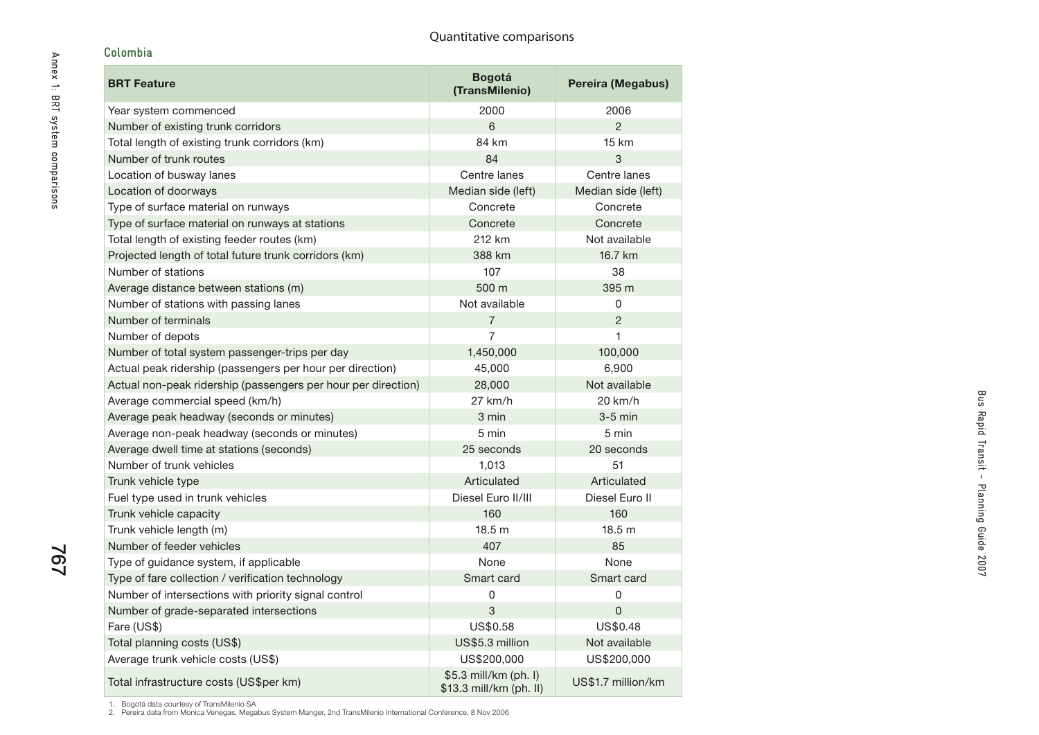Quantitative comparisons

## Colombia

| BRT Feature | Bogotá (TransMilenio) | Pereira (Megabus) |
|---|---|---|
| Year system commenced | 2000 | 2006 |
| Number of existing trunk corridors | 6 | 2 |
| Total length of existing trunk corridors (km) | 84 km | 15 km |
| Number of trunk routes | 84 | 3 |
| Location of busway lanes | Centre lanes | Centre lanes |
| Location of doorways | Median side (left) | Median side (left) |
| Type of surface material on runways | Concrete | Concrete |
| Type of surface material on runways at stations | Concrete | Concrete |
| Total length of existing feeder routes (km) | 212 km | Not available |
| Projected length of total future trunk corridors (km) | 388 km | 16.7 km |
| Number of stations | 107 | 38 |
| Average distance between stations (m) | 500 m | 395 m |
| Number of stations with passing lanes | Not available | 0 |
| Number of terminals | 7 | 2 |
| Number of depots | 7 | 1 |
| Number of total system passenger-trips per day | 1,450,000 | 100,000 |
| Actual peak ridership (passengers per hour per direction) | 45,000 | 6,900 |
| Actual non-peak ridership (passengers per hour per direction) | 28,000 | Not available |
| Average commercial speed (km/h) | 27 km/h | 20 km/h |
| Average peak headway (seconds or minutes) | 3 min | 3-5 min |
| Average non-peak headway (seconds or minutes) | 5 min | 5 min |
| Average dwell time at stations (seconds) | 25 seconds | 20 seconds |
| Number of trunk vehicles | 1,013 | 51 |
| Trunk vehicle type | Articulated | Articulated |
| Fuel type used in trunk vehicles | Diesel Euro II/III | Diesel Euro II |
| Trunk vehicle capacity | 160 | 160 |
| Trunk vehicle length (m) | 18.5 m | 18.5 m |
| Number of feeder vehicles | 407 | 85 |
| Type of guidance system, if applicable | None | None |
| Type of fare collection / verification technology | Smart card | Smart card |
| Number of intersections with priority signal control | 0 | 0 |
| Number of grade-separated intersections | 3 | 0 |
| Fare (US$) | US$0.58 | US$0.48 |
| Total planning costs (US$) | US$5.3 million | Not available |
| Average trunk vehicle costs (US$) | US$200,000 | US$200,000 |
| Total infrastructure costs (US$per km) | $5.3 mill/km (ph. I) $13.3 mill/km (ph. II) | US$1.7 million/km |

1. Bogotá data courtesy of TransMilenio SA
2. Pereira data from Monica Venegas, Megabus System Manger, 2nd TransMilenio International Conference, 8 Nov 2006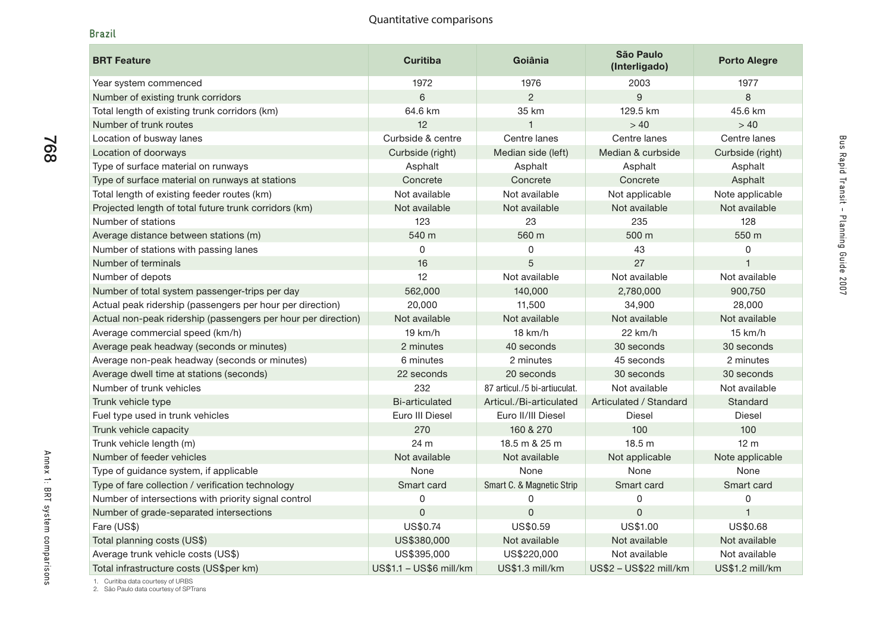## Quantitative comparisons

### Brazil

| BRT Feature | Curitiba | Goiânia | São Paulo (Interligado) | Porto Alegre |
|---|---|---|---|---|
| Year system commenced | 1972 | 1976 | 2003 | 1977 |
| Number of existing trunk corridors | 6 | 2 | 9 | 8 |
| Total length of existing trunk corridors (km) | 64.6 km | 35 km | 129.5 km | 45.6 km |
| Number of trunk routes | 12 | 1 | > 40 | > 40 |
| Location of busway lanes | Curbside & centre | Centre lanes | Centre lanes | Centre lanes |
| Location of doorways | Curbside (right) | Median side (left) | Median & curbside | Curbside (right) |
| Type of surface material on runways | Asphalt | Asphalt | Asphalt | Asphalt |
| Type of surface material on runways at stations | Concrete | Concrete | Concrete | Asphalt |
| Total length of existing feeder routes (km) | Not available | Not available | Not applicable | Note applicable |
| Projected length of total future trunk corridors (km) | Not available | Not available | Not available | Not available |
| Number of stations | 123 | 23 | 235 | 128 |
| Average distance between stations (m) | 540 m | 560 m | 500 m | 550 m |
| Number of stations with passing lanes | 0 | 0 | 43 | 0 |
| Number of terminals | 16 | 5 | 27 | 1 |
| Number of depots | 12 | Not available | Not available | Not available |
| Number of total system passenger-trips per day | 562,000 | 140,000 | 2,780,000 | 900,750 |
| Actual peak ridership (passengers per hour per direction) | 20,000 | 11,500 | 34,900 | 28,000 |
| Actual non-peak ridership (passengers per hour per direction) | Not available | Not available | Not available | Not available |
| Average commercial speed (km/h) | 19 km/h | 18 km/h | 22 km/h | 15 km/h |
| Average peak headway (seconds or minutes) | 2 minutes | 40 seconds | 30 seconds | 30 seconds |
| Average non-peak headway (seconds or minutes) | 6 minutes | 2 minutes | 45 seconds | 2 minutes |
| Average dwell time at stations (seconds) | 22 seconds | 20 seconds | 30 seconds | 30 seconds |
| Number of trunk vehicles | 232 | 87 articul./5 bi-artiuculat. | Not available | Not available |
| Trunk vehicle type | Bi-articulated | Articul./Bi-articulated | Articulated / Standard | Standard |
| Fuel type used in trunk vehicles | Euro III Diesel | Euro II/III Diesel | Diesel | Diesel |
| Trunk vehicle capacity | 270 | 160 & 270 | 100 | 100 |
| Trunk vehicle length (m) | 24 m | 18.5 m & 25 m | 18.5 m | 12 m |
| Number of feeder vehicles | Not available | Not available | Not applicable | Note applicable |
| Type of guidance system, if applicable | None | None | None | None |
| Type of fare collection / verification technology | Smart card | Smart C. & Magnetic Strip | Smart card | Smart card |
| Number of intersections with priority signal control | 0 | 0 | 0 | 0 |
| Number of grade-separated intersections | 0 | 0 | 0 | 1 |
| Fare (US$) | US$0.74 | US$0.59 | US$1.00 | US$0.68 |
| Total planning costs (US$) | US$380,000 | Not available | Not available | Not available |
| Average trunk vehicle costs (US$) | US$395,000 | US$220,000 | Not available | Not available |
| Total infrastructure costs (US$per km) | US$1.1 – US$6 mill/km | US$1.3 mill/km | US$2 – US$22 mill/km | US$1.2 mill/km |

1. Curitiba data courtesy of URBS
2. São Paulo data courtesy of SPTrans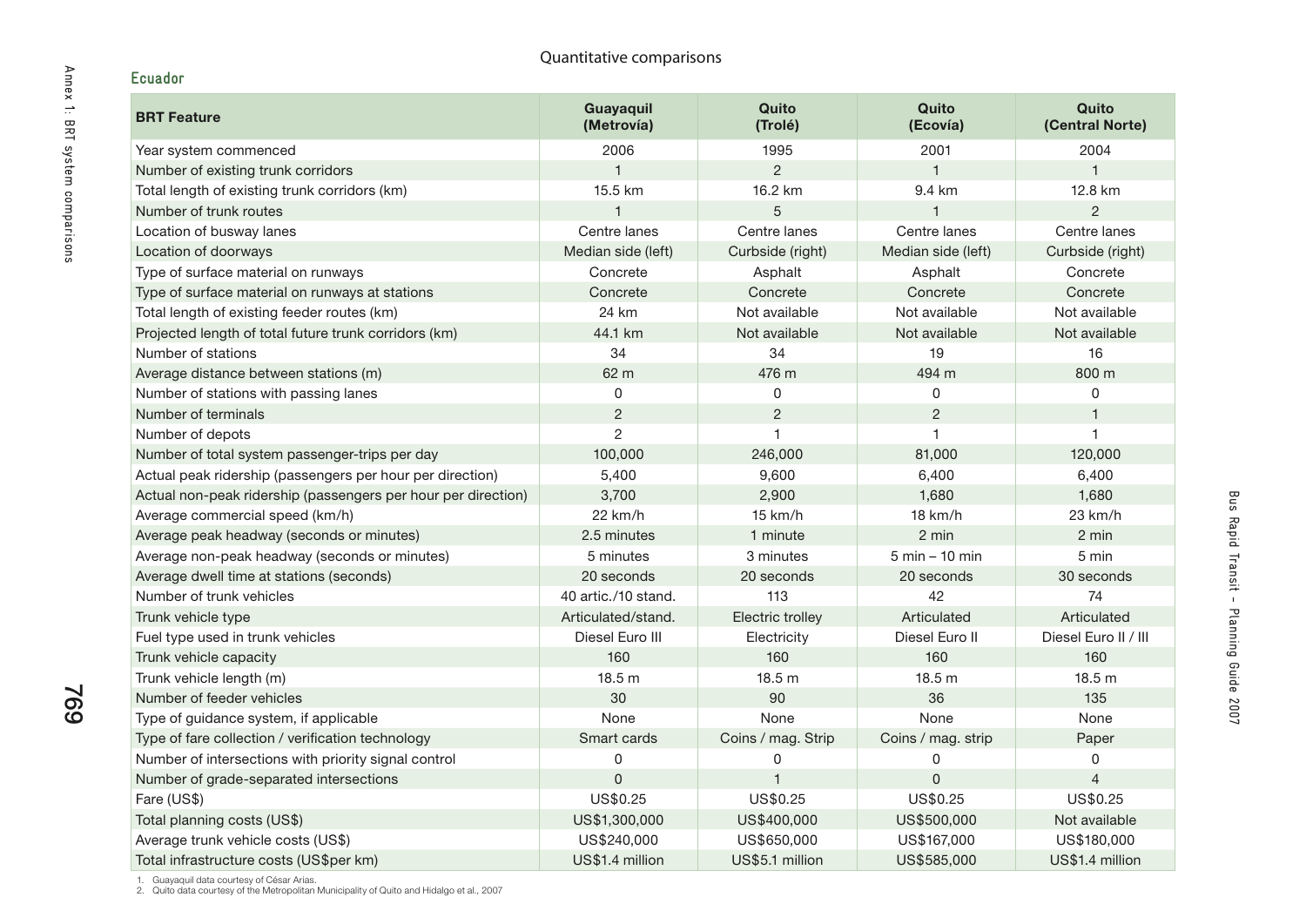Quantitative comparisons

### Ecuador

| BRT Feature | Guayaquil (Metrovía) | Quito (Trolé) | Quito (Ecovía) | Quito (Central Norte) |
|---|---|---|---|---|
| Year system commenced | 2006 | 1995 | 2001 | 2004 |
| Number of existing trunk corridors | 1 | 2 | 1 | 1 |
| Total length of existing trunk corridors (km) | 15.5 km | 16.2 km | 9.4 km | 12.8 km |
| Number of trunk routes | 1 | 5 | 1 | 2 |
| Location of busway lanes | Centre lanes | Centre lanes | Centre lanes | Centre lanes |
| Location of doorways | Median side (left) | Curbside (right) | Median side (left) | Curbside (right) |
| Type of surface material on runways | Concrete | Asphalt | Asphalt | Concrete |
| Type of surface material on runways at stations | Concrete | Concrete | Concrete | Concrete |
| Total length of existing feeder routes (km) | 24 km | Not available | Not available | Not available |
| Projected length of total future trunk corridors (km) | 44.1 km | Not available | Not available | Not available |
| Number of stations | 34 | 34 | 19 | 16 |
| Average distance between stations (m) | 62 m | 476 m | 494 m | 800 m |
| Number of stations with passing lanes | 0 | 0 | 0 | 0 |
| Number of terminals | 2 | 2 | 2 | 1 |
| Number of depots | 2 | 1 | 1 | 1 |
| Number of total system passenger-trips per day | 100,000 | 246,000 | 81,000 | 120,000 |
| Actual peak ridership (passengers per hour per direction) | 5,400 | 9,600 | 6,400 | 6,400 |
| Actual non-peak ridership (passengers per hour per direction) | 3,700 | 2,900 | 1,680 | 1,680 |
| Average commercial speed (km/h) | 22 km/h | 15 km/h | 18 km/h | 23 km/h |
| Average peak headway (seconds or minutes) | 2.5 minutes | 1 minute | 2 min | 2 min |
| Average non-peak headway (seconds or minutes) | 5 minutes | 3 minutes | 5 min – 10 min | 5 min |
| Average dwell time at stations (seconds) | 20 seconds | 20 seconds | 20 seconds | 30 seconds |
| Number of trunk vehicles | 40 artic./10 stand. | 113 | 42 | 74 |
| Trunk vehicle type | Articulated/stand. | Electric trolley | Articulated | Articulated |
| Fuel type used in trunk vehicles | Diesel Euro III | Electricity | Diesel Euro II | Diesel Euro II / III |
| Trunk vehicle capacity | 160 | 160 | 160 | 160 |
| Trunk vehicle length (m) | 18.5 m | 18.5 m | 18.5 m | 18.5 m |
| Number of feeder vehicles | 30 | 90 | 36 | 135 |
| Type of guidance system, if applicable | None | None | None | None |
| Type of fare collection / verification technology | Smart cards | Coins / mag. Strip | Coins / mag. strip | Paper |
| Number of intersections with priority signal control | 0 | 0 | 0 | 0 |
| Number of grade-separated intersections | 0 | 1 | 0 | 4 |
| Fare (US$) | US$0.25 | US$0.25 | US$0.25 | US$0.25 |
| Total planning costs (US$) | US$1,300,000 | US$400,000 | US$500,000 | Not available |
| Average trunk vehicle costs (US$) | US$240,000 | US$650,000 | US$167,000 | US$180,000 |
| Total infrastructure costs (US$per km) | US$1.4 million | US$5.1 million | US$585,000 | US$1.4 million |

1. Guayaquil data courtesy of César Arias.
2. Quito data courtesy of the Metropolitan Municipality of Quito and Hidalgo et al., 2007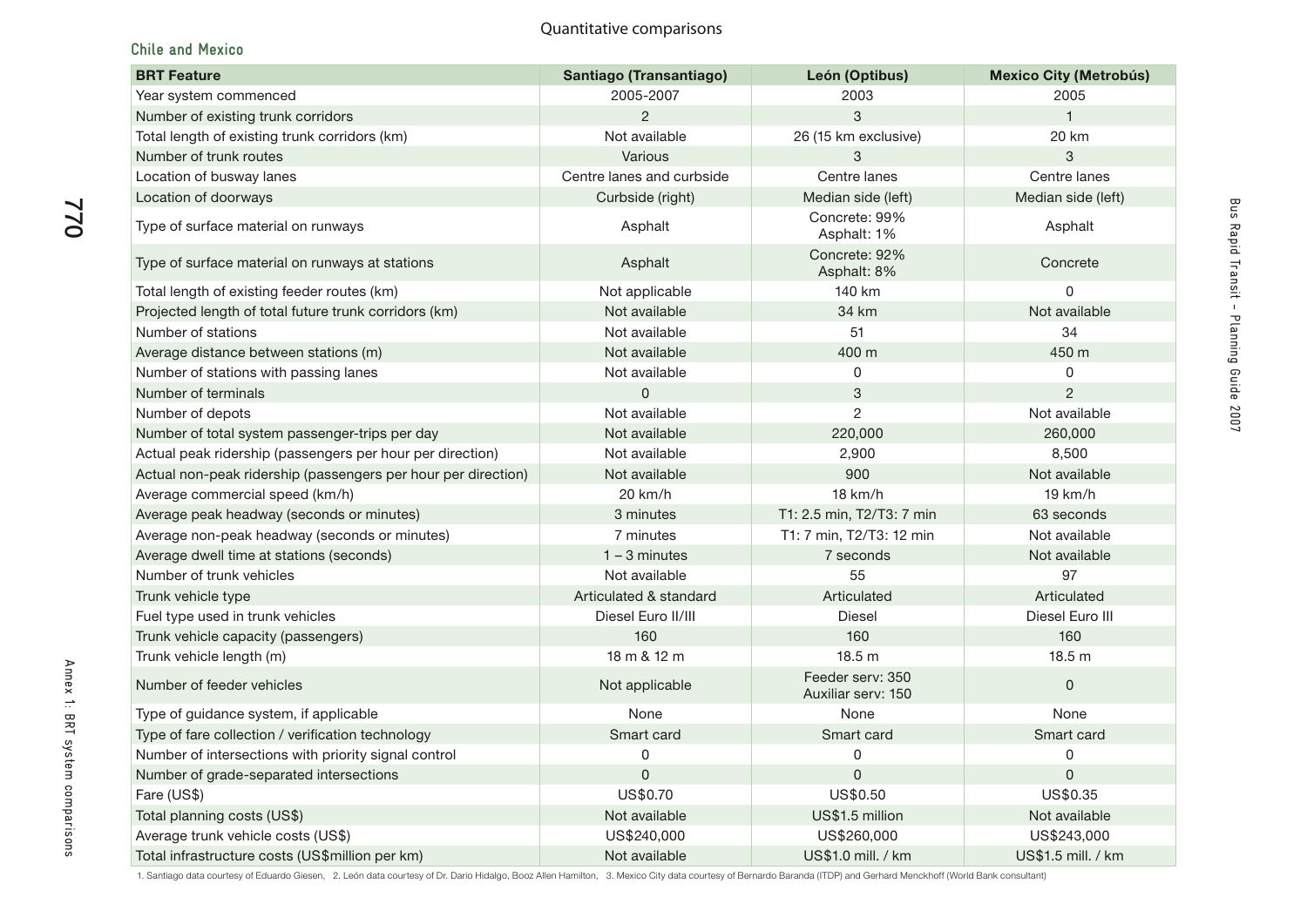Quantitative comparisons

### Chile and Mexico

| BRT Feature | Santiago (Transantiago) | León (Optibus) | Mexico City (Metrobús) |
|---|---|---|---|
| Year system commenced | 2005-2007 | 2003 | 2005 |
| Number of existing trunk corridors | 2 | 3 | 1 |
| Total length of existing trunk corridors (km) | Not available | 26 (15 km exclusive) | 20 km |
| Number of trunk routes | Various | 3 | 3 |
| Location of busway lanes | Centre lanes and curbside | Centre lanes | Centre lanes |
| Location of doorways | Curbside (right) | Median side (left) | Median side (left) |
| Type of surface material on runways | Asphalt | Concrete: 99% Asphalt: 1% | Asphalt |
| Type of surface material on runways at stations | Asphalt | Concrete: 92% Asphalt: 8% | Concrete |
| Total length of existing feeder routes (km) | Not applicable | 140 km | 0 |
| Projected length of total future trunk corridors (km) | Not available | 34 km | Not available |
| Number of stations | Not available | 51 | 34 |
| Average distance between stations (m) | Not available | 400 m | 450 m |
| Number of stations with passing lanes | Not available | 0 | 0 |
| Number of terminals | 0 | 3 | 2 |
| Number of depots | Not available | 2 | Not available |
| Number of total system passenger-trips per day | Not available | 220,000 | 260,000 |
| Actual peak ridership (passengers per hour per direction) | Not available | 2,900 | 8,500 |
| Actual non-peak ridership (passengers per hour per direction) | Not available | 900 | Not available |
| Average commercial speed (km/h) | 20 km/h | 18 km/h | 19 km/h |
| Average peak headway (seconds or minutes) | 3 minutes | T1: 2.5 min, T2/T3: 7 min | 63 seconds |
| Average non-peak headway (seconds or minutes) | 7 minutes | T1: 7 min, T2/T3: 12 min | Not available |
| Average dwell time at stations (seconds) | 1 – 3 minutes | 7 seconds | Not available |
| Number of trunk vehicles | Not available | 55 | 97 |
| Trunk vehicle type | Articulated & standard | Articulated | Articulated |
| Fuel type used in trunk vehicles | Diesel Euro II/III | Diesel | Diesel Euro III |
| Trunk vehicle capacity (passengers) | 160 | 160 | 160 |
| Trunk vehicle length (m) | 18 m & 12 m | 18.5 m | 18.5 m |
| Number of feeder vehicles | Not applicable | Feeder serv: 350 Auxiliar serv: 150 | 0 |
| Type of guidance system, if applicable | None | None | None |
| Type of fare collection / verification technology | Smart card | Smart card | Smart card |
| Number of intersections with priority signal control | 0 | 0 | 0 |
| Number of grade-separated intersections | 0 | 0 | 0 |
| Fare (US$) | US$0.70 | US$0.50 | US$0.35 |
| Total planning costs (US$) | Not available | US$1.5 million | Not available |
| Average trunk vehicle costs (US$) | US$240,000 | US$260,000 | US$243,000 |
| Total infrastructure costs (US$million per km) | Not available | US$1.0 mill. / km | US$1.5 mill. / km |

1. Santiago data courtesy of Eduardo Giesen, 2. León data courtesy of Dr. Dario Hidalgo, Booz Allen Hamilton, 3. Mexico City data courtesy of Bernardo Baranda (ITDP) and Gerhard Menckhoff (World Bank consultant)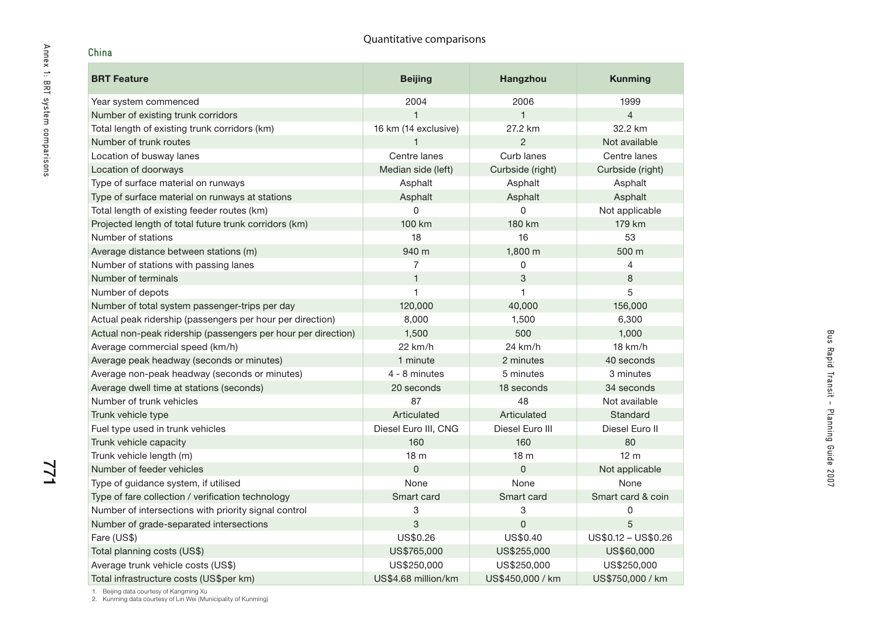Quantitative comparisons

### China

| BRT Feature | Beijing | Hangzhou | Kunming |
|---|---|---|---|
| Year system commenced | 2004 | 2006 | 1999 |
| Number of existing trunk corridors | 1 | 1 | 4 |
| Total length of existing trunk corridors (km) | 16 km (14 exclusive) | 27.2 km | 32.2 km |
| Number of trunk routes | 1 | 2 | Not available |
| Location of busway lanes | Centre lanes | Curb lanes | Centre lanes |
| Location of doorways | Median side (left) | Curbside (right) | Curbside (right) |
| Type of surface material on runways | Asphalt | Asphalt | Asphalt |
| Type of surface material on runways at stations | Asphalt | Asphalt | Asphalt |
| Total length of existing feeder routes (km) | 0 | 0 | Not applicable |
| Projected length of total future trunk corridors (km) | 100 km | 180 km | 179 km |
| Number of stations | 18 | 16 | 53 |
| Average distance between stations (m) | 940 m | 1,800 m | 500 m |
| Number of stations with passing lanes | 7 | 0 | 4 |
| Number of terminals | 1 | 3 | 8 |
| Number of depots | 1 | 1 | 5 |
| Number of total system passenger-trips per day | 120,000 | 40,000 | 156,000 |
| Actual peak ridership (passengers per hour per direction) | 8,000 | 1,500 | 6,300 |
| Actual non-peak ridership (passengers per hour per direction) | 1,500 | 500 | 1,000 |
| Average commercial speed (km/h) | 22 km/h | 24 km/h | 18 km/h |
| Average peak headway (seconds or minutes) | 1 minute | 2 minutes | 40 seconds |
| Average non-peak headway (seconds or minutes) | 4 - 8 minutes | 5 minutes | 3 minutes |
| Average dwell time at stations (seconds) | 20 seconds | 18 seconds | 34 seconds |
| Number of trunk vehicles | 87 | 48 | Not available |
| Trunk vehicle type | Articulated | Articulated | Standard |
| Fuel type used in trunk vehicles | Diesel Euro III, CNG | Diesel Euro III | Diesel Euro II |
| Trunk vehicle capacity | 160 | 160 | 80 |
| Trunk vehicle length (m) | 18 m | 18 m | 12 m |
| Number of feeder vehicles | 0 | 0 | Not applicable |
| Type of guidance system, if utilised | None | None | None |
| Type of fare collection / verification technology | Smart card | Smart card | Smart card & coin |
| Number of intersections with priority signal control | 3 | 3 | 0 |
| Number of grade-separated intersections | 3 | 0 | 5 |
| Fare (US$) | US$0.26 | US$0.40 | US$0.12 – US$0.26 |
| Total planning costs (US$) | US$765,000 | US$255,000 | US$60,000 |
| Average trunk vehicle costs (US$) | US$250,000 | US$250,000 | US$250,000 |
| Total infrastructure costs (US$per km) | US$4.68 million/km | US$450,000 / km | US$750,000 / km |

1. Beijing data courtesy of Kangming Xu
2. Kunming data courtesy of Lin Wei (Municipality of Kunming)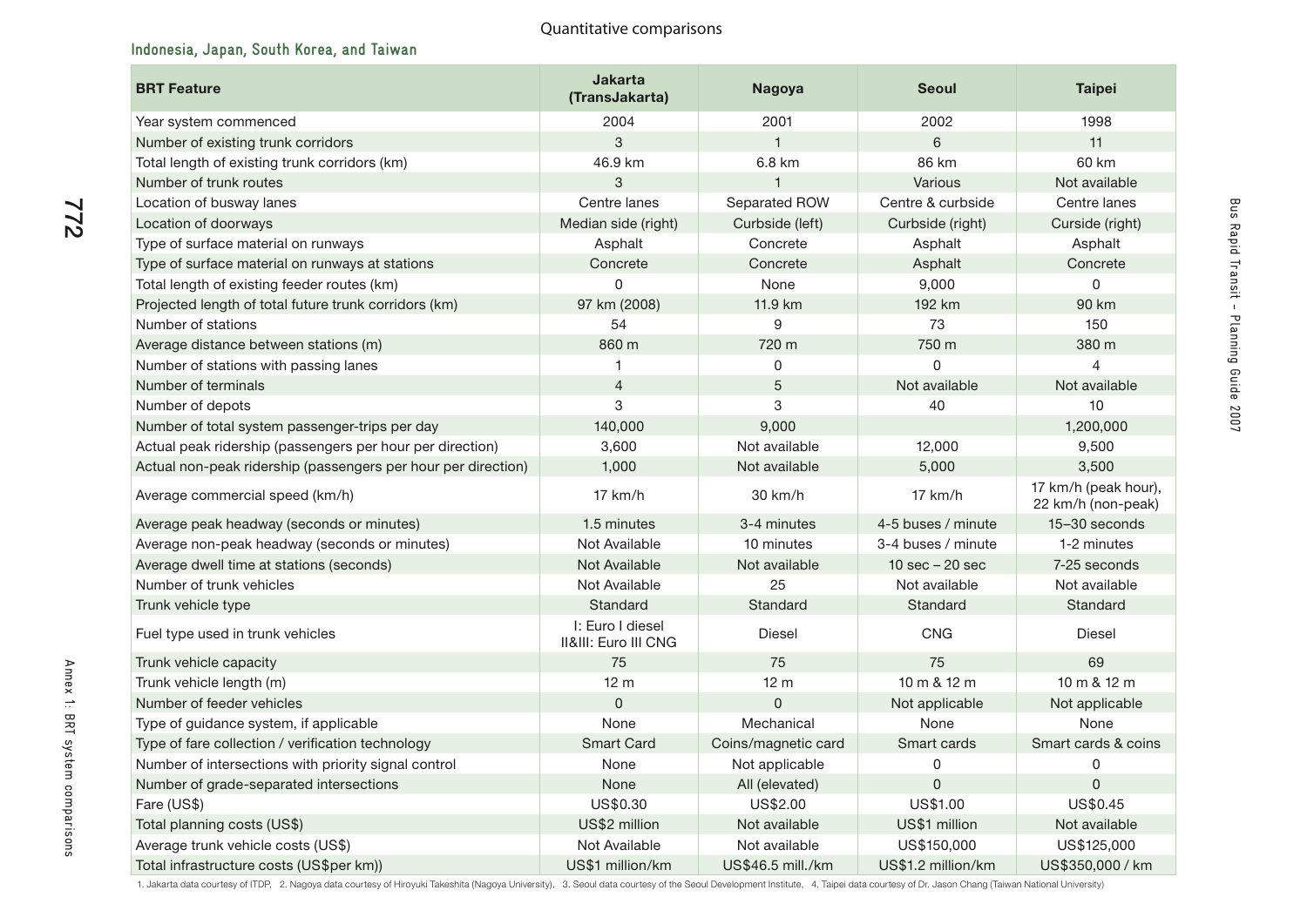Quantitative comparisons

### Indonesia, Japan, South Korea, and Taiwan

| BRT Feature | Jakarta (TransJakarta) | Nagoya | Seoul | Taipei |
|---|---|---|---|---|
| Year system commenced | 2004 | 2001 | 2002 | 1998 |
| Number of existing trunk corridors | 3 | 1 | 6 | 11 |
| Total length of existing trunk corridors (km) | 46.9 km | 6.8 km | 86 km | 60 km |
| Number of trunk routes | 3 | 1 | Various | Not available |
| Location of busway lanes | Centre lanes | Separated ROW | Centre & curbside | Centre lanes |
| Location of doorways | Median side (right) | Curbside (left) | Curbside (right) | Curside (right) |
| Type of surface material on runways | Asphalt | Concrete | Asphalt | Asphalt |
| Type of surface material on runways at stations | Concrete | Concrete | Asphalt | Concrete |
| Total length of existing feeder routes (km) | 0 | None | 9,000 | 0 |
| Projected length of total future trunk corridors (km) | 97 km (2008) | 11.9 km | 192 km | 90 km |
| Number of stations | 54 | 9 | 73 | 150 |
| Average distance between stations (m) | 860 m | 720 m | 750 m | 380 m |
| Number of stations with passing lanes | 1 | 0 | 0 | 4 |
| Number of terminals | 4 | 5 | Not available | Not available |
| Number of depots | 3 | 3 | 40 | 10 |
| Number of total system passenger-trips per day | 140,000 | 9,000 | | 1,200,000 |
| Actual peak ridership (passengers per hour per direction) | 3,600 | Not available | 12,000 | 9,500 |
| Actual non-peak ridership (passengers per hour per direction) | 1,000 | Not available | 5,000 | 3,500 |
| Average commercial speed (km/h) | 17 km/h | 30 km/h | 17 km/h | 17 km/h (peak hour), 22 km/h (non-peak) |
| Average peak headway (seconds or minutes) | 1.5 minutes | 3-4 minutes | 4-5 buses / minute | 15–30 seconds |
| Average non-peak headway (seconds or minutes) | Not Available | 10 minutes | 3-4 buses / minute | 1-2 minutes |
| Average dwell time at stations (seconds) | Not Available | Not available | 10 sec – 20 sec | 7-25 seconds |
| Number of trunk vehicles | Not Available | 25 | Not available | Not available |
| Trunk vehicle type | Standard | Standard | Standard | Standard |
| Fuel type used in trunk vehicles | I: Euro I diesel II&III: Euro III CNG | Diesel | CNG | Diesel |
| Trunk vehicle capacity | 75 | 75 | 75 | 69 |
| Trunk vehicle length (m) | 12 m | 12 m | 10 m & 12 m | 10 m & 12 m |
| Number of feeder vehicles | 0 | 0 | Not applicable | Not applicable |
| Type of guidance system, if applicable | None | Mechanical | None | None |
| Type of fare collection / verification technology | Smart Card | Coins/magnetic card | Smart cards | Smart cards & coins |
| Number of intersections with priority signal control | None | Not applicable | 0 | 0 |
| Number of grade-separated intersections | None | All (elevated) | 0 | 0 |
| Fare (US$) | US$0.30 | US$2.00 | US$1.00 | US$0.45 |
| Total planning costs (US$) | US$2 million | Not available | US$1 million | Not available |
| Average trunk vehicle costs (US$) | Not Available | Not available | US$150,000 | US$125,000 |
| Total infrastructure costs (US$per km)) | US$1 million/km | US$46.5 mill./km | US$1.2 million/km | US$350,000 / km |

1. Jakarta data courtesy of ITDP, 2. Nagoya data courtesy of Hiroyuki Takeshita (Nagoya University), 3. Seoul data courtesy of the Seoul Development Institute, 4. Taipei data courtesy of Dr. Jason Chang (Taiwan National University)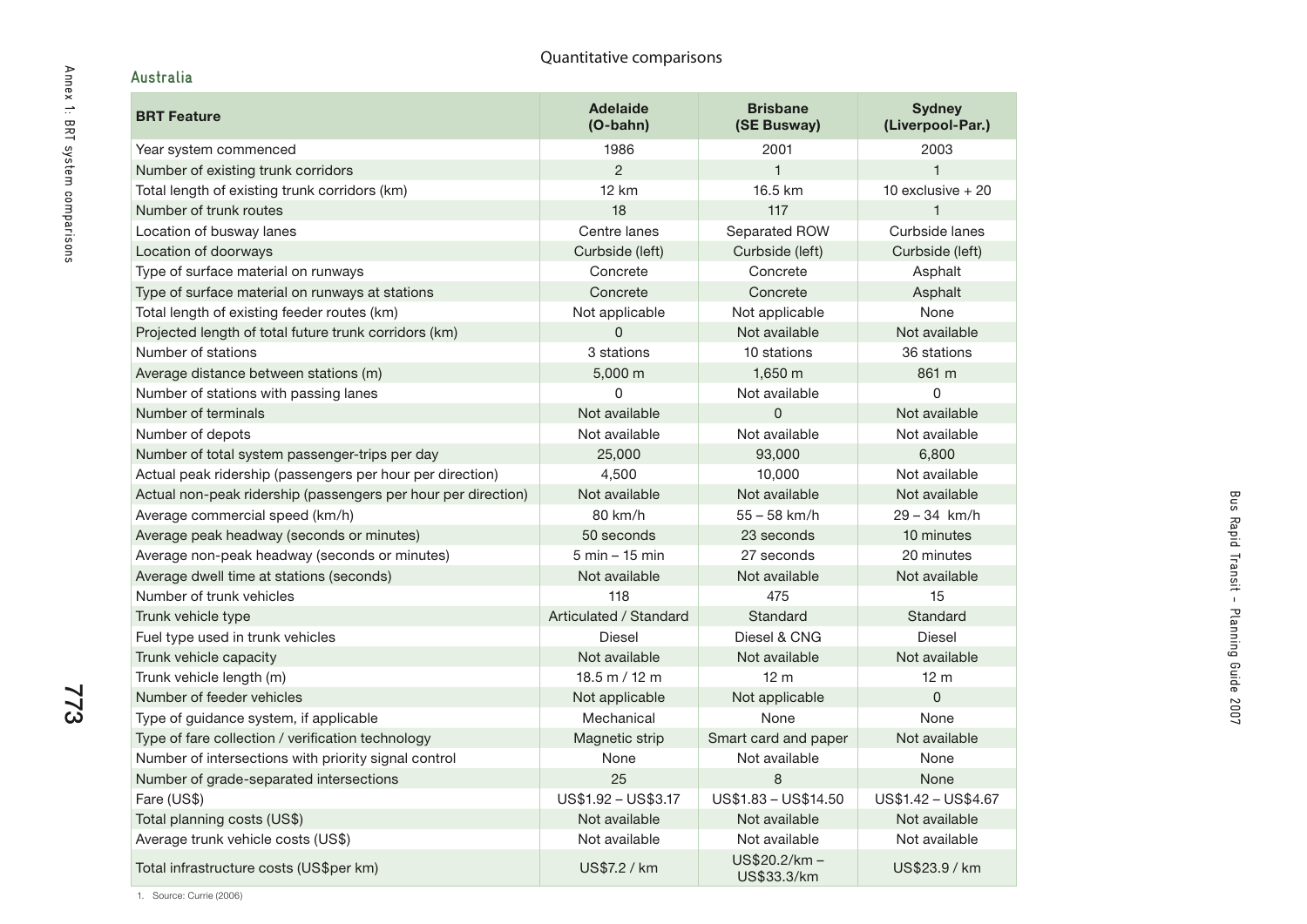Quantitative comparisons

## Australia

| BRT Feature | Adelaide (O-bahn) | Brisbane (SE Busway) | Sydney (Liverpool-Par.) |
|---|---|---|---|
| Year system commenced | 1986 | 2001 | 2003 |
| Number of existing trunk corridors | 2 | 1 | 1 |
| Total length of existing trunk corridors (km) | 12 km | 16.5 km | 10 exclusive + 20 |
| Number of trunk routes | 18 | 117 | 1 |
| Location of busway lanes | Centre lanes | Separated ROW | Curbside lanes |
| Location of doorways | Curbside (left) | Curbside (left) | Curbside (left) |
| Type of surface material on runways | Concrete | Concrete | Asphalt |
| Type of surface material on runways at stations | Concrete | Concrete | Asphalt |
| Total length of existing feeder routes (km) | Not applicable | Not applicable | None |
| Projected length of total future trunk corridors (km) | 0 | Not available | Not available |
| Number of stations | 3 stations | 10 stations | 36 stations |
| Average distance between stations (m) | 5,000 m | 1,650 m | 861 m |
| Number of stations with passing lanes | 0 | Not available | 0 |
| Number of terminals | Not available | 0 | Not available |
| Number of depots | Not available | Not available | Not available |
| Number of total system passenger-trips per day | 25,000 | 93,000 | 6,800 |
| Actual peak ridership (passengers per hour per direction) | 4,500 | 10,000 | Not available |
| Actual non-peak ridership (passengers per hour per direction) | Not available | Not available | Not available |
| Average commercial speed (km/h) | 80 km/h | 55 – 58 km/h | 29 – 34 km/h |
| Average peak headway (seconds or minutes) | 50 seconds | 23 seconds | 10 minutes |
| Average non-peak headway (seconds or minutes) | 5 min – 15 min | 27 seconds | 20 minutes |
| Average dwell time at stations (seconds) | Not available | Not available | Not available |
| Number of trunk vehicles | 118 | 475 | 15 |
| Trunk vehicle type | Articulated / Standard | Standard | Standard |
| Fuel type used in trunk vehicles | Diesel | Diesel & CNG | Diesel |
| Trunk vehicle capacity | Not available | Not available | Not available |
| Trunk vehicle length (m) | 18.5 m / 12 m | 12 m | 12 m |
| Number of feeder vehicles | Not applicable | Not applicable | 0 |
| Type of guidance system, if applicable | Mechanical | None | None |
| Type of fare collection / verification technology | Magnetic strip | Smart card and paper | Not available |
| Number of intersections with priority signal control | None | Not available | None |
| Number of grade-separated intersections | 25 | 8 | None |
| Fare (US$) | US$1.92 – US$3.17 | US$1.83 – US$14.50 | US$1.42 – US$4.67 |
| Total planning costs (US$) | Not available | Not available | Not available |
| Average trunk vehicle costs (US$) | Not available | Not available | Not available |
| Total infrastructure costs (US$per km) | US$7.2 / km | US$20.2/km – US$33.3/km | US$23.9 / km |

1. Source: Currie (2006)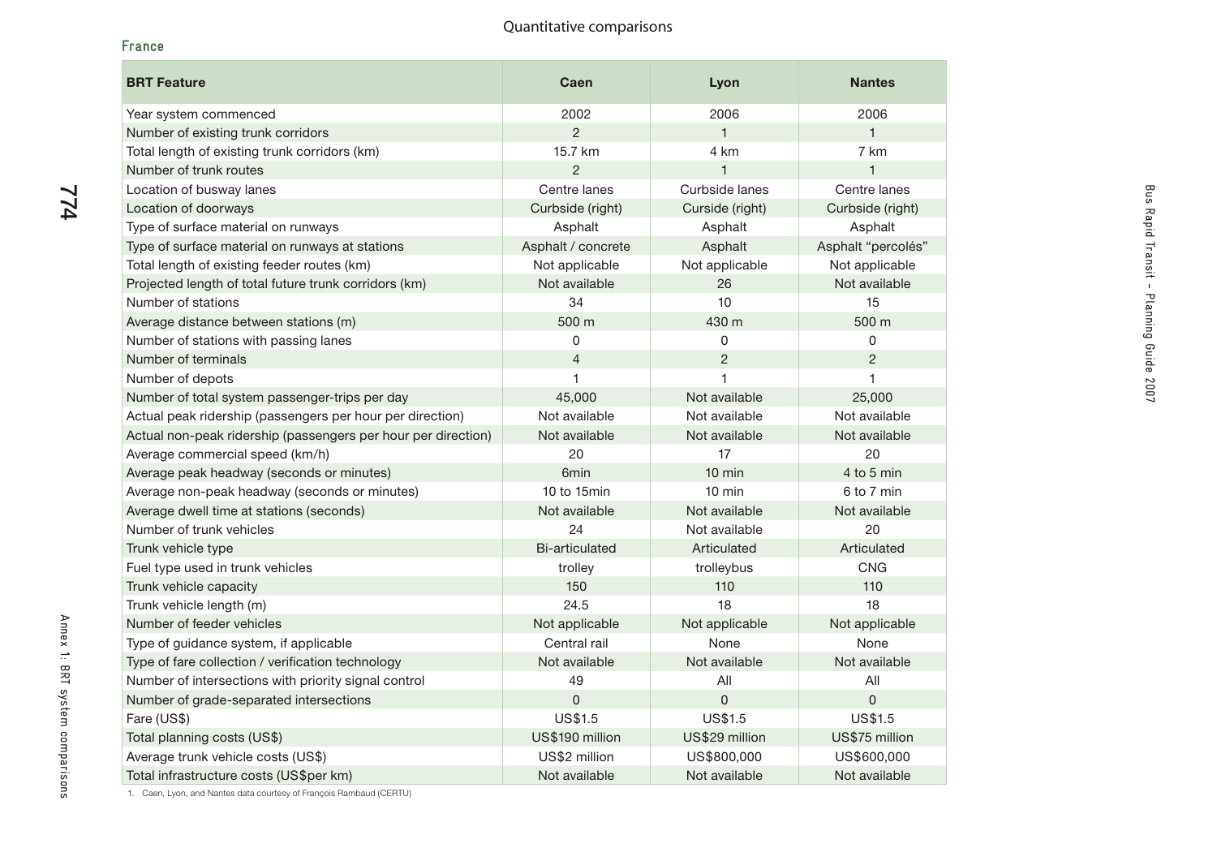Quantitative comparisons

## France

| BRT Feature | Caen | Lyon | Nantes |
|---|---|---|---|
| Year system commenced | 2002 | 2006 | 2006 |
| Number of existing trunk corridors | 2 | 1 | 1 |
| Total length of existing trunk corridors (km) | 15.7 km | 4 km | 7 km |
| Number of trunk routes | 2 | 1 | 1 |
| Location of busway lanes | Centre lanes | Curbside lanes | Centre lanes |
| Location of doorways | Curbside (right) | Curside (right) | Curbside (right) |
| Type of surface material on runways | Asphalt | Asphalt | Asphalt |
| Type of surface material on runways at stations | Asphalt / concrete | Asphalt | Asphalt “percolés” |
| Total length of existing feeder routes (km) | Not applicable | Not applicable | Not applicable |
| Projected length of total future trunk corridors (km) | Not available | 26 | Not available |
| Number of stations | 34 | 10 | 15 |
| Average distance between stations (m) | 500 m | 430 m | 500 m |
| Number of stations with passing lanes | 0 | 0 | 0 |
| Number of terminals | 4 | 2 | 2 |
| Number of depots | 1 | 1 | 1 |
| Number of total system passenger-trips per day | 45,000 | Not available | 25,000 |
| Actual peak ridership (passengers per hour per direction) | Not available | Not available | Not available |
| Actual non-peak ridership (passengers per hour per direction) | Not available | Not available | Not available |
| Average commercial speed (km/h) | 20 | 17 | 20 |
| Average peak headway (seconds or minutes) | 6min | 10 min | 4 to 5 min |
| Average non-peak headway (seconds or minutes) | 10 to 15min | 10 min | 6 to 7 min |
| Average dwell time at stations (seconds) | Not available | Not available | Not available |
| Number of trunk vehicles | 24 | Not available | 20 |
| Trunk vehicle type | Bi-articulated | Articulated | Articulated |
| Fuel type used in trunk vehicles | trolley | trolleybus | CNG |
| Trunk vehicle capacity | 150 | 110 | 110 |
| Trunk vehicle length (m) | 24.5 | 18 | 18 |
| Number of feeder vehicles | Not applicable | Not applicable | Not applicable |
| Type of guidance system, if applicable | Central rail | None | None |
| Type of fare collection / verification technology | Not available | Not available | Not available |
| Number of intersections with priority signal control | 49 | All | All |
| Number of grade-separated intersections | 0 | 0 | 0 |
| Fare (US$) | US$1.5 | US$1.5 | US$1.5 |
| Total planning costs (US$) | US$190 million | US$29 million | US$75 million |
| Average trunk vehicle costs (US$) | US$2 million | US$800,000 | US$600,000 |
| Total infrastructure costs (US$per km) | Not available | Not available | Not available |

1. Caen, Lyon, and Nantes data courtesy of François Rambaud (CERTU)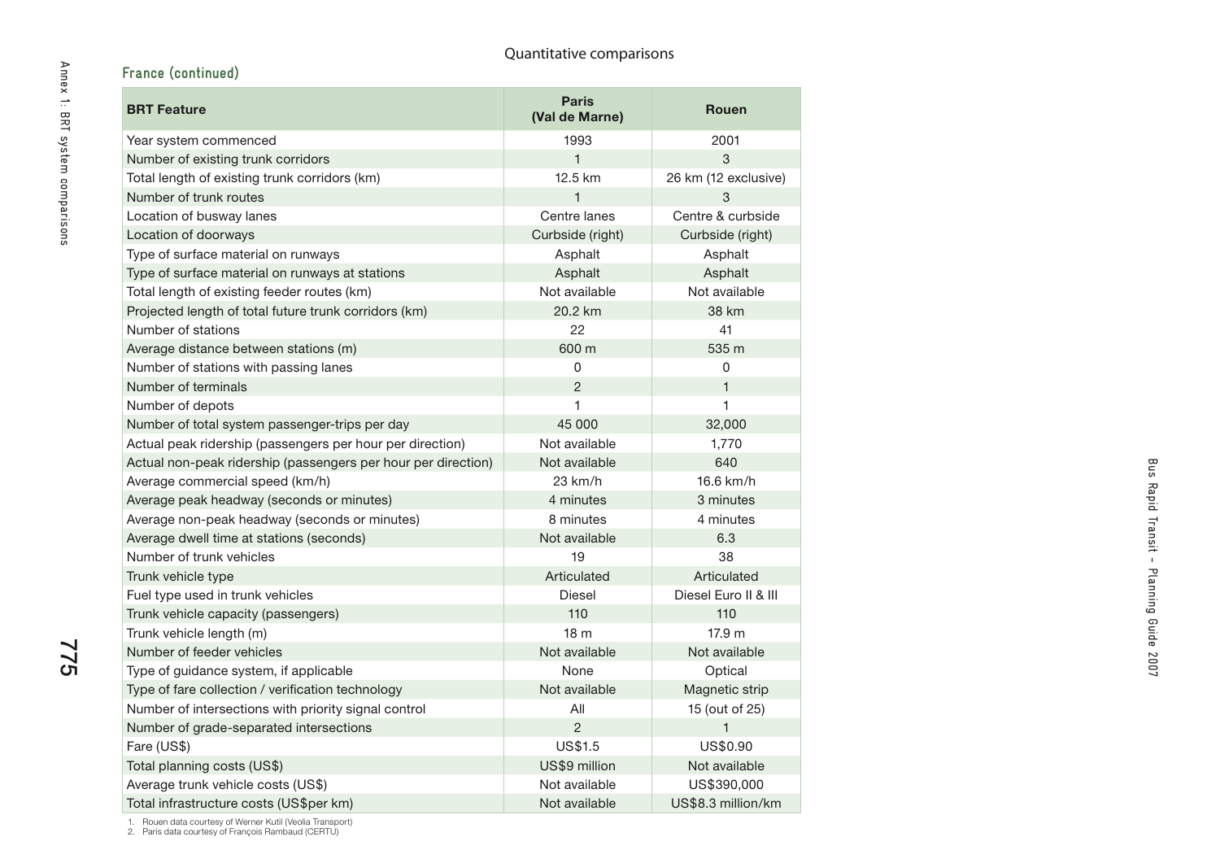Quantitative comparisons

### France (continued)

| BRT Feature | Paris (Val de Marne) | Rouen |
|---|---|---|
| Year system commenced | 1993 | 2001 |
| Number of existing trunk corridors | 1 | 3 |
| Total length of existing trunk corridors (km) | 12.5 km | 26 km (12 exclusive) |
| Number of trunk routes | 1 | 3 |
| Location of busway lanes | Centre lanes | Centre & curbside |
| Location of doorways | Curbside (right) | Curbside (right) |
| Type of surface material on runways | Asphalt | Asphalt |
| Type of surface material on runways at stations | Asphalt | Asphalt |
| Total length of existing feeder routes (km) | Not available | Not available |
| Projected length of total future trunk corridors (km) | 20.2 km | 38 km |
| Number of stations | 22 | 41 |
| Average distance between stations (m) | 600 m | 535 m |
| Number of stations with passing lanes | 0 | 0 |
| Number of terminals | 2 | 1 |
| Number of depots | 1 | 1 |
| Number of total system passenger-trips per day | 45 000 | 32,000 |
| Actual peak ridership (passengers per hour per direction) | Not available | 1,770 |
| Actual non-peak ridership (passengers per hour per direction) | Not available | 640 |
| Average commercial speed (km/h) | 23 km/h | 16.6 km/h |
| Average peak headway (seconds or minutes) | 4 minutes | 3 minutes |
| Average non-peak headway (seconds or minutes) | 8 minutes | 4 minutes |
| Average dwell time at stations (seconds) | Not available | 6.3 |
| Number of trunk vehicles | 19 | 38 |
| Trunk vehicle type | Articulated | Articulated |
| Fuel type used in trunk vehicles | Diesel | Diesel Euro II & III |
| Trunk vehicle capacity (passengers) | 110 | 110 |
| Trunk vehicle length (m) | 18 m | 17.9 m |
| Number of feeder vehicles | Not available | Not available |
| Type of guidance system, if applicable | None | Optical |
| Type of fare collection / verification technology | Not available | Magnetic strip |
| Number of intersections with priority signal control | All | 15 (out of 25) |
| Number of grade-separated intersections | 2 | 1 |
| Fare (US$) | US$1.5 | US$0.90 |
| Total planning costs (US$) | US$9 million | Not available |
| Average trunk vehicle costs (US$) | Not available | US$390,000 |
| Total infrastructure costs (US$per km) | Not available | US$8.3 million/km |

1. Rouen data courtesy of Werner Kutil (Veolia Transport)
2. Paris data courtesy of François Rambaud (CERTU)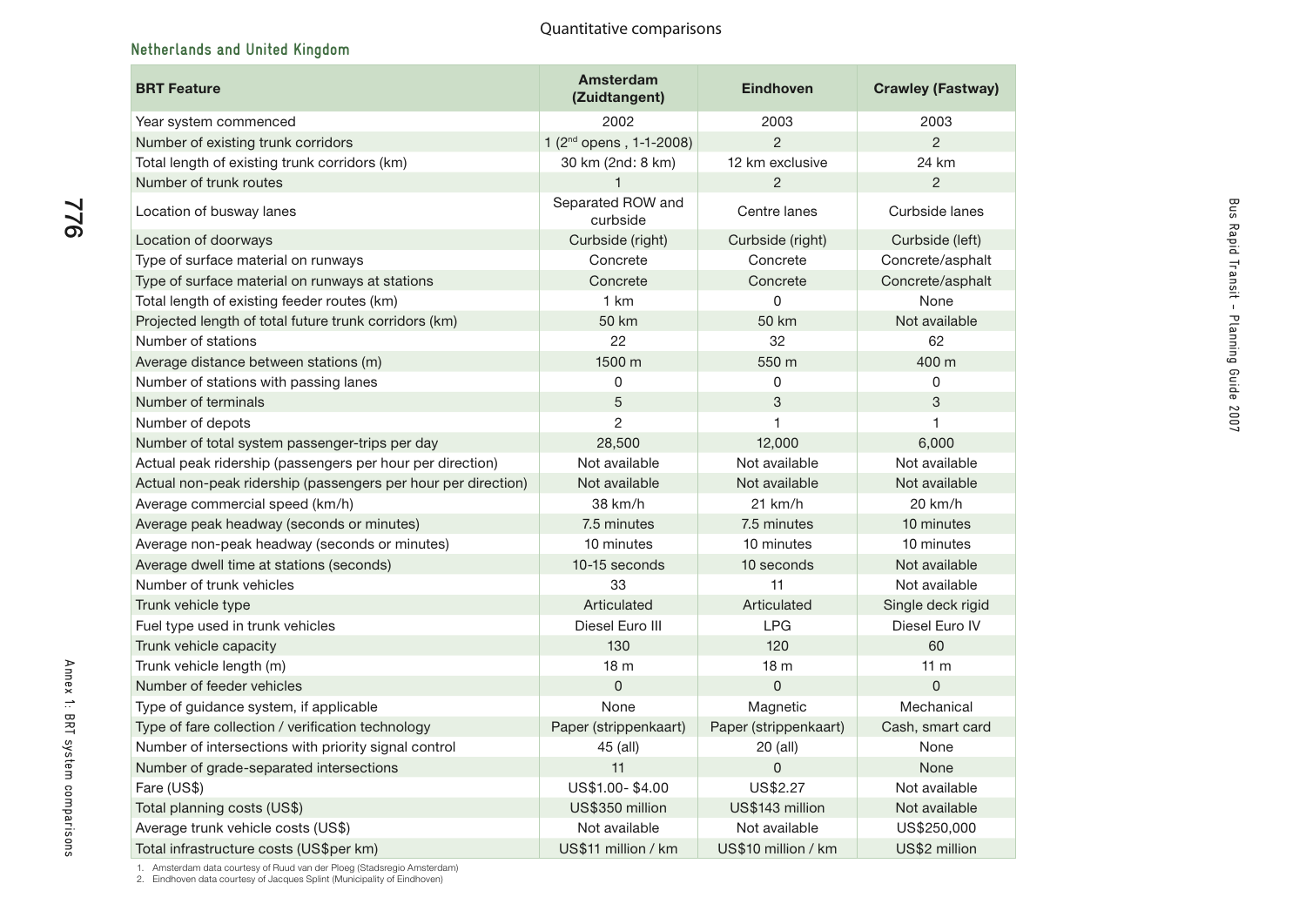Quantitative comparisons

### Netherlands and United Kingdom

| BRT Feature | Amsterdam (Zuidtangent) | Eindhoven | Crawley (Fastway) |
|---|---|---|---|
| Year system commenced | 2002 | 2003 | 2003 |
| Number of existing trunk corridors | 1 (2nd opens , 1-1-2008) | 2 | 2 |
| Total length of existing trunk corridors (km) | 30 km (2nd: 8 km) | 12 km exclusive | 24 km |
| Number of trunk routes | 1 | 2 | 2 |
| Location of busway lanes | Separated ROW and curbside | Centre lanes | Curbside lanes |
| Location of doorways | Curbside (right) | Curbside (right) | Curbside (left) |
| Type of surface material on runways | Concrete | Concrete | Concrete/asphalt |
| Type of surface material on runways at stations | Concrete | Concrete | Concrete/asphalt |
| Total length of existing feeder routes (km) | 1 km | 0 | None |
| Projected length of total future trunk corridors (km) | 50 km | 50 km | Not available |
| Number of stations | 22 | 32 | 62 |
| Average distance between stations (m) | 1500 m | 550 m | 400 m |
| Number of stations with passing lanes | 0 | 0 | 0 |
| Number of terminals | 5 | 3 | 3 |
| Number of depots | 2 | 1 | 1 |
| Number of total system passenger-trips per day | 28,500 | 12,000 | 6,000 |
| Actual peak ridership (passengers per hour per direction) | Not available | Not available | Not available |
| Actual non-peak ridership (passengers per hour per direction) | Not available | Not available | Not available |
| Average commercial speed (km/h) | 38 km/h | 21 km/h | 20 km/h |
| Average peak headway (seconds or minutes) | 7.5 minutes | 7.5 minutes | 10 minutes |
| Average non-peak headway (seconds or minutes) | 10 minutes | 10 minutes | 10 minutes |
| Average dwell time at stations (seconds) | 10-15 seconds | 10 seconds | Not available |
| Number of trunk vehicles | 33 | 11 | Not available |
| Trunk vehicle type | Articulated | Articulated | Single deck rigid |
| Fuel type used in trunk vehicles | Diesel Euro III | LPG | Diesel Euro IV |
| Trunk vehicle capacity | 130 | 120 | 60 |
| Trunk vehicle length (m) | 18 m | 18 m | 11 m |
| Number of feeder vehicles | 0 | 0 | 0 |
| Type of guidance system, if applicable | None | Magnetic | Mechanical |
| Type of fare collection / verification technology | Paper (strippenkaart) | Paper (strippenkaart) | Cash, smart card |
| Number of intersections with priority signal control | 45 (all) | 20 (all) | None |
| Number of grade-separated intersections | 11 | 0 | None |
| Fare (US$) | US$1.00- $4.00 | US$2.27 | Not available |
| Total planning costs (US$) | US$350 million | US$143 million | Not available |
| Average trunk vehicle costs (US$) | Not available | Not available | US$250,000 |
| Total infrastructure costs (US$per km) | US$11 million / km | US$10 million / km | US$2 million |

1. Amsterdam data courtesy of Ruud van der Ploeg (Stadsregio Amsterdam)
2. Eindhoven data courtesy of Jacques Splint (Municipality of Eindhoven)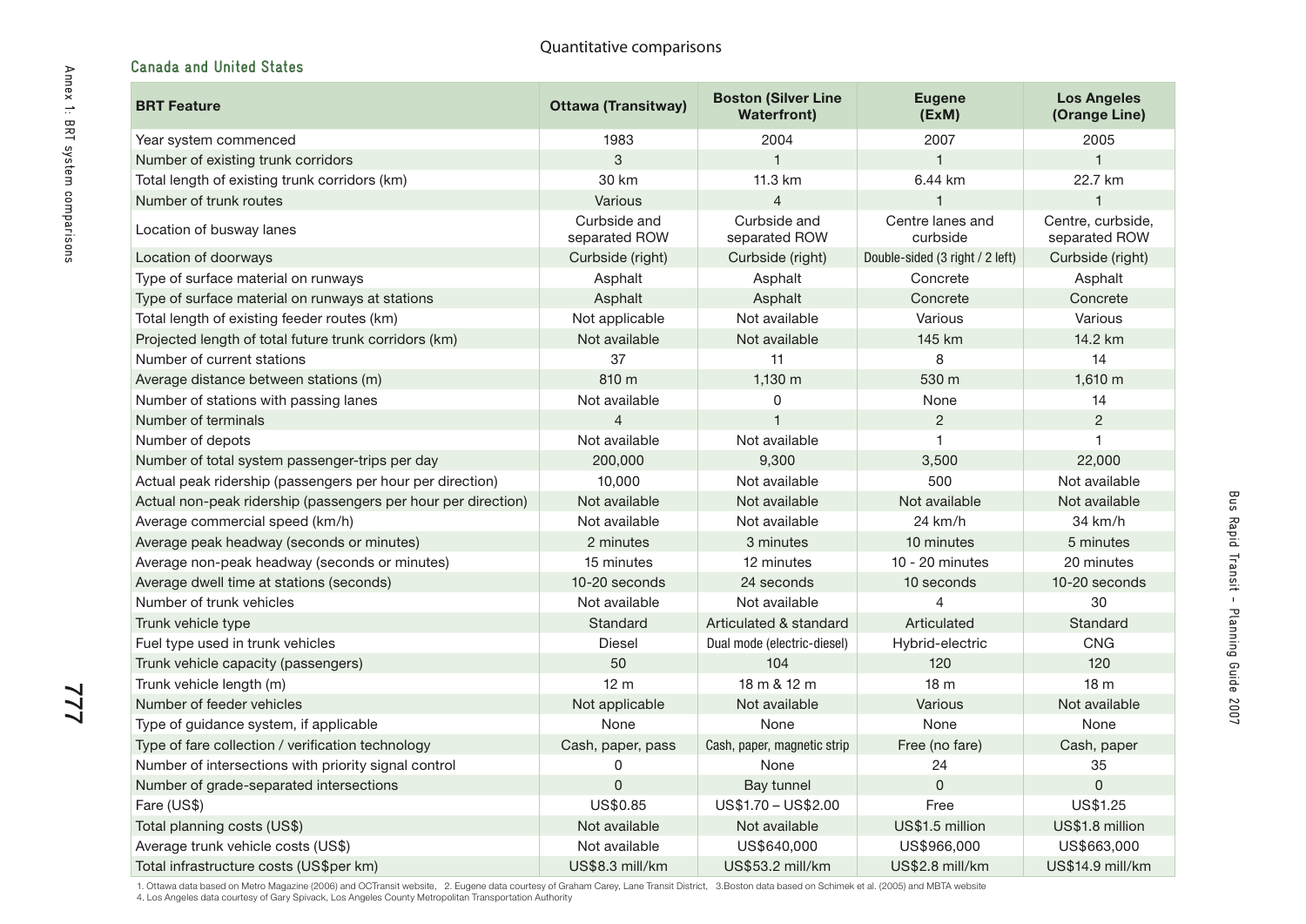Quantitative comparisons

### Canada and United States

| BRT Feature | Ottawa (Transitway) | Boston (Silver Line Waterfront) | Eugene (ExM) | Los Angeles (Orange Line) |
|---|---|---|---|---|
| Year system commenced | 1983 | 2004 | 2007 | 2005 |
| Number of existing trunk corridors | 3 | 1 | 1 | 1 |
| Total length of existing trunk corridors (km) | 30 km | 11.3 km | 6.44 km | 22.7 km |
| Number of trunk routes | Various | 4 | 1 | 1 |
| Location of busway lanes | Curbside and separated ROW | Curbside and separated ROW | Centre lanes and curbside | Centre, curbside, separated ROW |
| Location of doorways | Curbside (right) | Curbside (right) | Double-sided (3 right / 2 left) | Curbside (right) |
| Type of surface material on runways | Asphalt | Asphalt | Concrete | Asphalt |
| Type of surface material on runways at stations | Asphalt | Asphalt | Concrete | Concrete |
| Total length of existing feeder routes (km) | Not applicable | Not available | Various | Various |
| Projected length of total future trunk corridors (km) | Not available | Not available | 145 km | 14.2 km |
| Number of current stations | 37 | 11 | 8 | 14 |
| Average distance between stations (m) | 810 m | 1,130 m | 530 m | 1,610 m |
| Number of stations with passing lanes | Not available | 0 | None | 14 |
| Number of terminals | 4 | 1 | 2 | 2 |
| Number of depots | Not available | Not available | 1 | 1 |
| Number of total system passenger-trips per day | 200,000 | 9,300 | 3,500 | 22,000 |
| Actual peak ridership (passengers per hour per direction) | 10,000 | Not available | 500 | Not available |
| Actual non-peak ridership (passengers per hour per direction) | Not available | Not available | Not available | Not available |
| Average commercial speed (km/h) | Not available | Not available | 24 km/h | 34 km/h |
| Average peak headway (seconds or minutes) | 2 minutes | 3 minutes | 10 minutes | 5 minutes |
| Average non-peak headway (seconds or minutes) | 15 minutes | 12 minutes | 10 - 20 minutes | 20 minutes |
| Average dwell time at stations (seconds) | 10-20 seconds | 24 seconds | 10 seconds | 10-20 seconds |
| Number of trunk vehicles | Not available | Not available | 4 | 30 |
| Trunk vehicle type | Standard | Articulated & standard | Articulated | Standard |
| Fuel type used in trunk vehicles | Diesel | Dual mode (electric-diesel) | Hybrid-electric | CNG |
| Trunk vehicle capacity (passengers) | 50 | 104 | 120 | 120 |
| Trunk vehicle length (m) | 12 m | 18 m & 12 m | 18 m | 18 m |
| Number of feeder vehicles | Not applicable | Not available | Various | Not available |
| Type of guidance system, if applicable | None | None | None | None |
| Type of fare collection / verification technology | Cash, paper, pass | Cash, paper, magnetic strip | Free (no fare) | Cash, paper |
| Number of intersections with priority signal control | 0 | None | 24 | 35 |
| Number of grade-separated intersections | 0 | Bay tunnel | 0 | 0 |
| Fare (US$) | US$0.85 | US$1.70 – US$2.00 | Free | US$1.25 |
| Total planning costs (US$) | Not available | Not available | US$1.5 million | US$1.8 million |
| Average trunk vehicle costs (US$) | Not available | US$640,000 | US$966,000 | US$663,000 |
| Total infrastructure costs (US$per km) | US$8.3 mill/km | US$53.2 mill/km | US$2.8 mill/km | US$14.9 mill/km |

1. Ottawa data based on Metro Magazine (2006) and OCTransit website, 2. Eugene data courtesy of Graham Carey, Lane Transit District, 3.Boston data based on Schimek et al. (2005) and MBTA website
4. Los Angeles data courtesy of Gary Spivack, Los Angeles County Metropolitan Transportation Authority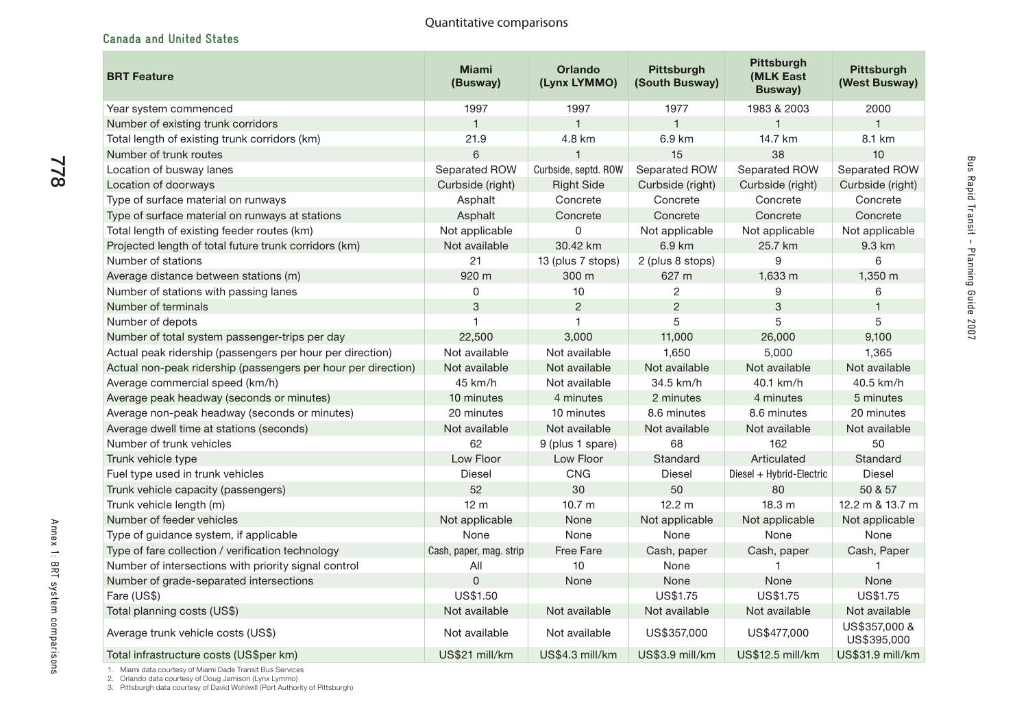Quantitative comparisons

### Canada and United States

| BRT Feature | Miami (Busway) | Orlando (Lynx LYMMO) | Pittsburgh (South Busway) | Pittsburgh (MLK East Busway) | Pittsburgh (West Busway) |
|---|---|---|---|---|---|
| Year system commenced | 1997 | 1997 | 1977 | 1983 & 2003 | 2000 |
| Number of existing trunk corridors | 1 | 1 | 1 | 1 | 1 |
| Total length of existing trunk corridors (km) | 21.9 | 4.8 km | 6.9 km | 14.7 km | 8.1 km |
| Number of trunk routes | 6 | 1 | 15 | 38 | 10 |
| Location of busway lanes | Separated ROW | Curbside, septd. ROW | Separated ROW | Separated ROW | Separated ROW |
| Location of doorways | Curbside (right) | Right Side | Curbside (right) | Curbside (right) | Curbside (right) |
| Type of surface material on runways | Asphalt | Concrete | Concrete | Concrete | Concrete |
| Type of surface material on runways at stations | Asphalt | Concrete | Concrete | Concrete | Concrete |
| Total length of existing feeder routes (km) | Not applicable | 0 | Not applicable | Not applicable | Not applicable |
| Projected length of total future trunk corridors (km) | Not available | 30.42 km | 6.9 km | 25.7 km | 9.3 km |
| Number of stations | 21 | 13 (plus 7 stops) | 2 (plus 8 stops) | 9 | 6 |
| Average distance between stations (m) | 920 m | 300 m | 627 m | 1,633 m | 1,350 m |
| Number of stations with passing lanes | 0 | 10 | 2 | 9 | 6 |
| Number of terminals | 3 | 2 | 2 | 3 | 1 |
| Number of depots | 1 | 1 | 5 | 5 | 5 |
| Number of total system passenger-trips per day | 22,500 | 3,000 | 11,000 | 26,000 | 9,100 |
| Actual peak ridership (passengers per hour per direction) | Not available | Not available | 1,650 | 5,000 | 1,365 |
| Actual non-peak ridership (passengers per hour per direction) | Not available | Not available | Not available | Not available | Not available |
| Average commercial speed (km/h) | 45 km/h | Not available | 34.5 km/h | 40.1 km/h | 40.5 km/h |
| Average peak headway (seconds or minutes) | 10 minutes | 4 minutes | 2 minutes | 4 minutes | 5 minutes |
| Average non-peak headway (seconds or minutes) | 20 minutes | 10 minutes | 8.6 minutes | 8.6 minutes | 20 minutes |
| Average dwell time at stations (seconds) | Not available | Not available | Not available | Not available | Not available |
| Number of trunk vehicles | 62 | 9 (plus 1 spare) | 68 | 162 | 50 |
| Trunk vehicle type | Low Floor | Low Floor | Standard | Articulated | Standard |
| Fuel type used in trunk vehicles | Diesel | CNG | Diesel | Diesel + Hybrid-Electric | Diesel |
| Trunk vehicle capacity (passengers) | 52 | 30 | 50 | 80 | 50 & 57 |
| Trunk vehicle length (m) | 12 m | 10.7 m | 12.2 m | 18.3 m | 12.2 m & 13.7 m |
| Number of feeder vehicles | Not applicable | None | Not applicable | Not applicable | Not applicable |
| Type of guidance system, if applicable | None | None | None | None | None |
| Type of fare collection / verification technology | Cash, paper, mag. strip | Free Fare | Cash, paper | Cash, paper | Cash, Paper |
| Number of intersections with priority signal control | All | 10 | None | 1 | 1 |
| Number of grade-separated intersections | 0 | None | None | None | None |
| Fare (US$) | US$1.50 | | US$1.75 | US$1.75 | US$1.75 |
| Total planning costs (US$) | Not available | Not available | Not available | Not available | Not available |
| Average trunk vehicle costs (US$) | Not available | Not available | US$357,000 | US$477,000 | US$357,000 & US$395,000 |
| Total infrastructure costs (US$per km) | US$21 mill/km | US$4.3 mill/km | US$3.9 mill/km | US$12.5 mill/km | US$31.9 mill/km |

1. Miami data courtesy of Miami Dade Transit Bus Services
2. Orlando data courtesy of Doug Jamison (Lynx Lymmo)
3. Pittsburgh data courtesy of David Wohlwill (Port Authority of Pittsburgh)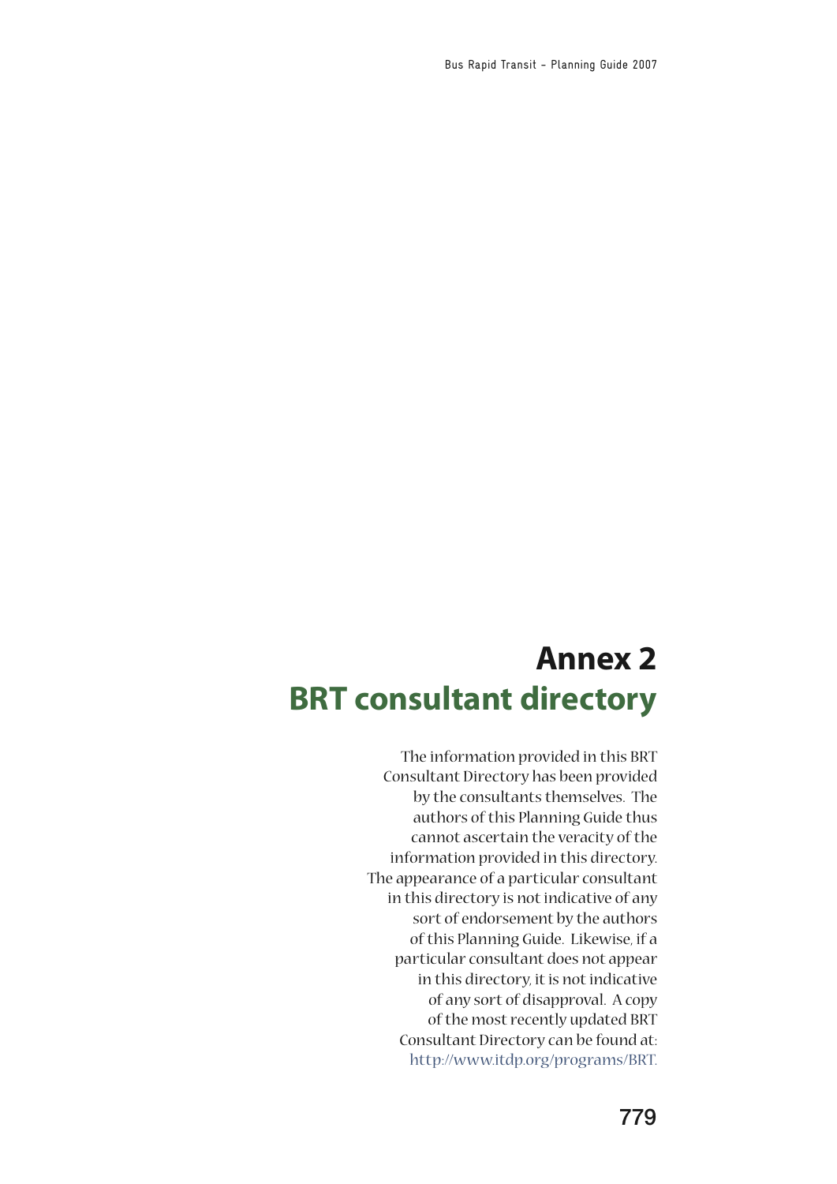# Annex 2
# BRT consultant directory

The information provided in this BRT Consultant Directory has been provided by the consultants themselves. The authors of this Planning Guide thus cannot ascertain the veracity of the information provided in this directory. The appearance of a particular consultant in this directory is not indicative of any sort of endorsement by the authors of this Planning Guide. Likewise, if a particular consultant does not appear in this directory, it is not indicative of any sort of disapproval. A copy of the most recently updated BRT Consultant Directory can be found at: http://www.itdp.org/programs/BRT.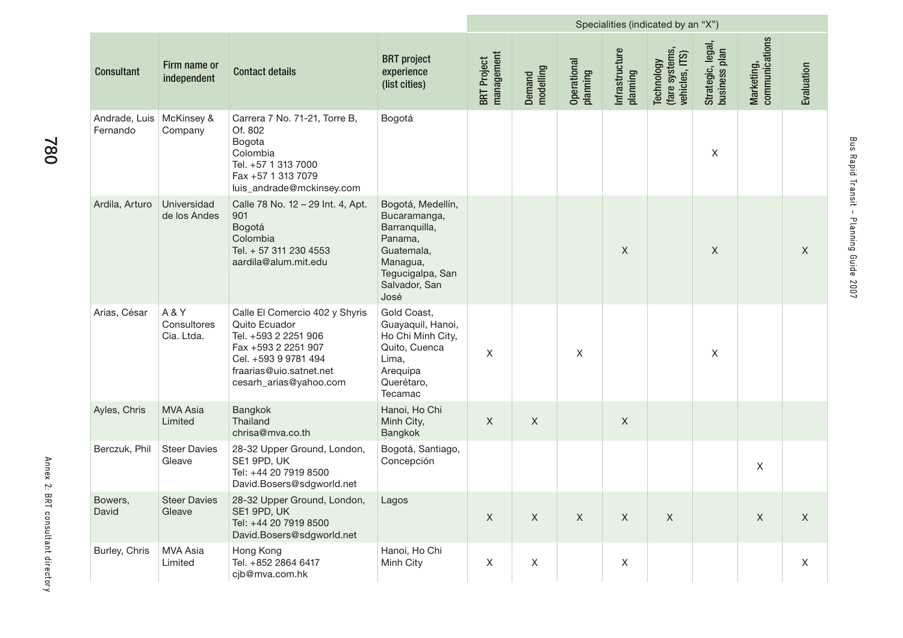| Consultant | Firm name or independent | Contact details | BRT project experience (list cities) | Specialities (indicated by an "X") | | | | | | | |
|---|---|---|---|---|---|---|---|---|---|---|---|
| | | | | BRT Project management | Demand modelling | Operational planning | Infrastructure planning | Technology (fare systems, vehicles, ITS) | Strategic, legal, business plan | Marketing, communications | Evaluation |
| Andrade, Luis Fernando | McKinsey & Company | Carrera 7 No. 71-21, Torre B, Of. 802<br>Bogota<br>Colombia<br>Tel. +57 1 313 7000<br>Fax +57 1 313 7079<br>luis_andrade@mckinsey.com | Bogotá | | | | | | X | | |
| Ardila, Arturo | Universidad de los Andes | Calle 78 No. 12 – 29 Int. 4, Apt. 901<br>Bogotá<br>Colombia<br>Tel. + 57 311 230 4553<br>aardila@alum.mit.edu | Bogotá, Medellín, Bucaramanga, Barranquilla, Panama, Guatemala, Managua, Tegucigalpa, San Salvador, San José | | | | X | | X | | X |
| Arias, César | A & Y Consultores Cia. Ltda. | Calle El Comercio 402 y Shyris<br>Quito Ecuador<br>Tel. +593 2 2251 906<br>Fax +593 2 2251 907<br>Cel. +593 9 9781 494<br>fraarias@uio.satnet.net<br>cesarh_arias@yahoo.com | Gold Coast, Guayaquil, Hanoi, Ho Chi Minh City, Quito, Cuenca Lima, Arequipa Querétaro, Tecamac | X | | X | | | X | | |
| Ayles, Chris | MVA Asia Limited | Bangkok<br>Thailand<br>chrisa@mva.co.th | Hanoi, Ho Chi Minh City, Bangkok | X | X | | X | | | | |
| Berczuk, Phil | Steer Davies Gleave | 28-32 Upper Ground, London, SE1 9PD, UK<br>Tel: +44 20 7919 8500<br>David.Bosers@sdgworld.net | Bogotá, Santiago, Concepción | | | | | | | X | |
| Bowers, David | Steer Davies Gleave | 28-32 Upper Ground, London, SE1 9PD, UK<br>Tel: +44 20 7919 8500<br>David.Bosers@sdgworld.net | Lagos | X | X | X | X | X | | X | X |
| Burley, Chris | MVA Asia Limited | Hong Kong<br>Tel. +852 2864 6417<br>cjb@mva.com.hk | Hanoi, Ho Chi Minh City | X | X | | X | | | | X |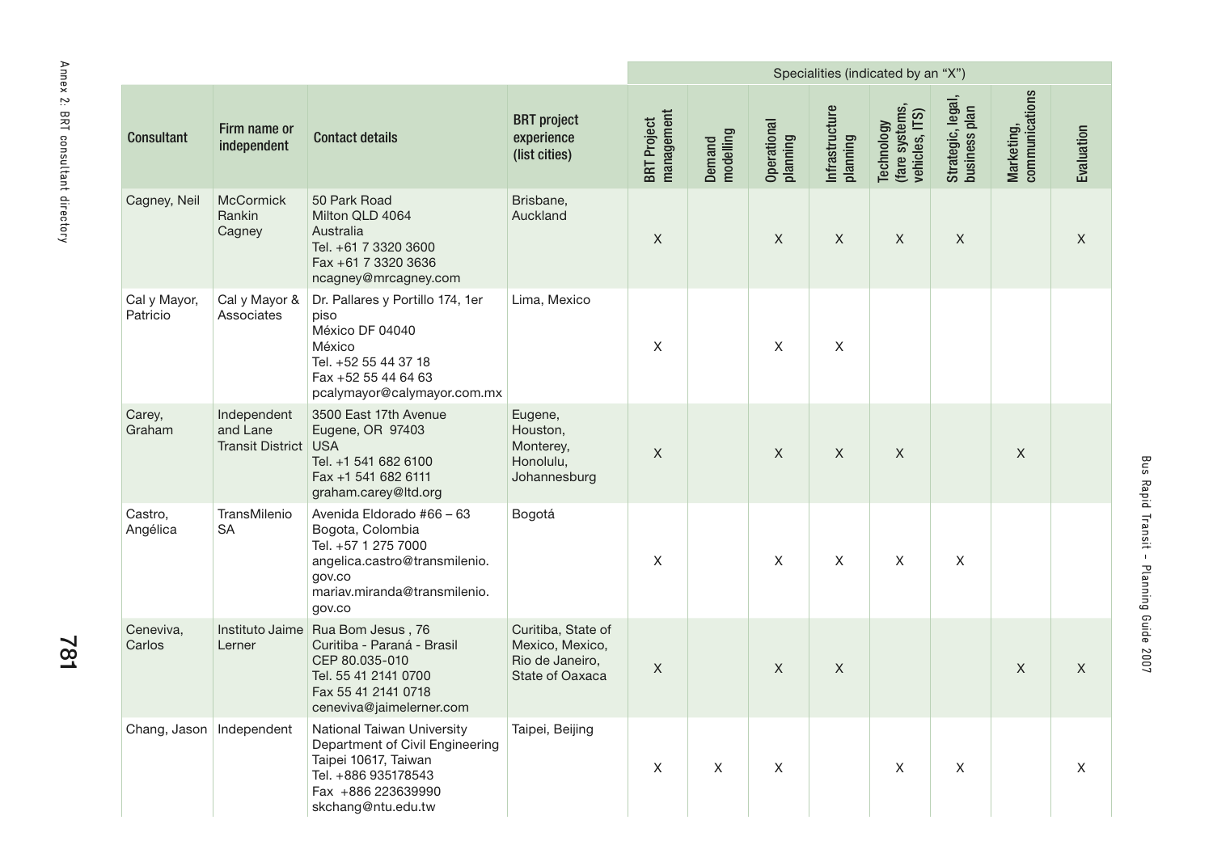| Consultant | Firm name or independent | Contact details | BRT project experience (list cities) | Specialities (indicated by an "X") | | | | | | | |
|---|---|---|---|---|---|---|---|---|---|---|---|
| | | | | BRT Project management | Demand modelling | Operational planning | Infrastructure planning | Technology (fare systems, vehicles, ITS) | Strategic, legal, business plan | Marketing, communications | Evaluation |
| Cagney, Neil | McCormick Rankin Cagney | 50 Park Road<br>Milton QLD 4064<br>Australia<br>Tel. +61 7 3320 3600<br>Fax +61 7 3320 3636<br>ncagney@mrcagney.com | Brisbane, Auckland | X | | X | X | X | X | | X |
| Cal y Mayor, Patricio | Cal y Mayor & Associates | Dr. Pallares y Portillo 174, 1er piso<br>México DF 04040<br>México<br>Tel. +52 55 44 37 18<br>Fax +52 55 44 64 63<br>pcalymayor@calymayor.com.mx | Lima, Mexico | X | | X | X | | | | |
| Carey, Graham | Independent and Lane Transit District | 3500 East 17th Avenue<br>Eugene, OR 97403<br>USA<br>Tel. +1 541 682 6100<br>Fax +1 541 682 6111<br>graham.carey@ltd.org | Eugene, Houston, Monterey, Honolulu, Johannesburg | X | | X | X | X | | X | |
| Castro, Angélica | TransMilenio SA | Avenida Eldorado #66 – 63<br>Bogota, Colombia<br>Tel. +57 1 275 7000<br>angelica.castro@transmilenio.gov.co<br>mariav.miranda@transmilenio.gov.co | Bogotá | X | | X | X | X | X | | |
| Ceneviva, Carlos | Instituto Jaime Lerner | Rua Bom Jesus , 76<br>Curitiba - Paraná - Brasil<br>CEP 80.035-010<br>Tel. 55 41 2141 0700<br>Fax 55 41 2141 0718<br>ceneviva@jaimelerner.com | Curitiba, State of Mexico, Mexico, Rio de Janeiro, State of Oaxaca | X | | X | X | | | X | X |
| Chang, Jason | Independent | National Taiwan University<br>Department of Civil Engineering<br>Taipei 10617, Taiwan<br>Tel. +886 935178543<br>Fax +886 223639990<br>skchang@ntu.edu.tw | Taipei, Beijing | X | X | X | | X | X | | X |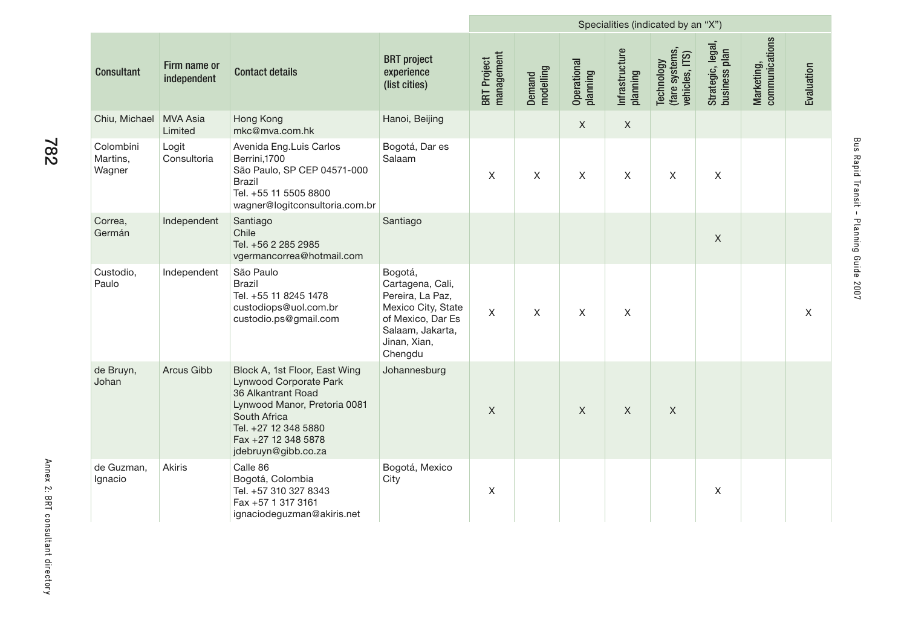| Consultant | Firm name or independent | Contact details | BRT project experience (list cities) | Specialities (indicated by an "X") | | | | | | | |
|---|---|---|---|---|---|---|---|---|---|---|---|
| | | | | BRT Project management | Demand modelling | Operational planning | Infrastructure planning | Technology (fare systems, vehicles, ITS) | Strategic, legal, business plan | Marketing, communications | Evaluation |
| Chiu, Michael | MVA Asia Limited | Hong Kong<br>mkc@mva.com.hk | Hanoi, Beijing | | | X | X | | | | |
| Colombini Martins, Wagner | Logit Consultoria | Avenida Eng.Luis Carlos Berrini,1700<br>São Paulo, SP CEP 04571-000<br>Brazil<br>Tel. +55 11 5505 8800<br>wagner@logitconsultoria.com.br | Bogotá, Dar es Salaam | X | X | X | X | X | X | | |
| Correa, Germán | Independent | Santiago<br>Chile<br>Tel. +56 2 285 2985<br>vgermancorrea@hotmail.com | Santiago | | | | | | X | | |
| Custodio, Paulo | Independent | São Paulo<br>Brazil<br>Tel. +55 11 8245 1478<br>custodiops@uol.com.br<br>custodio.ps@gmail.com | Bogotá, Cartagena, Cali, Pereira, La Paz, Mexico City, State of Mexico, Dar Es Salaam, Jakarta, Jinan, Xian, Chengdu | X | X | X | X | | | | X |
| de Bruyn, Johan | Arcus Gibb | Block A, 1st Floor, East Wing<br>Lynwood Corporate Park<br>36 Alkantrant Road<br>Lynwood Manor, Pretoria 0081<br>South Africa<br>Tel. +27 12 348 5880<br>Fax +27 12 348 5878<br>jdebruyn@gibb.co.za | Johannesburg | X | | X | X | X | | | |
| de Guzman, Ignacio | Akiris | Calle 86<br>Bogotá, Colombia<br>Tel. +57 310 327 8343<br>Fax +57 1 317 3161<br>ignaciodeguzman@akiris.net | Bogotá, Mexico City | X | | | | | X | | |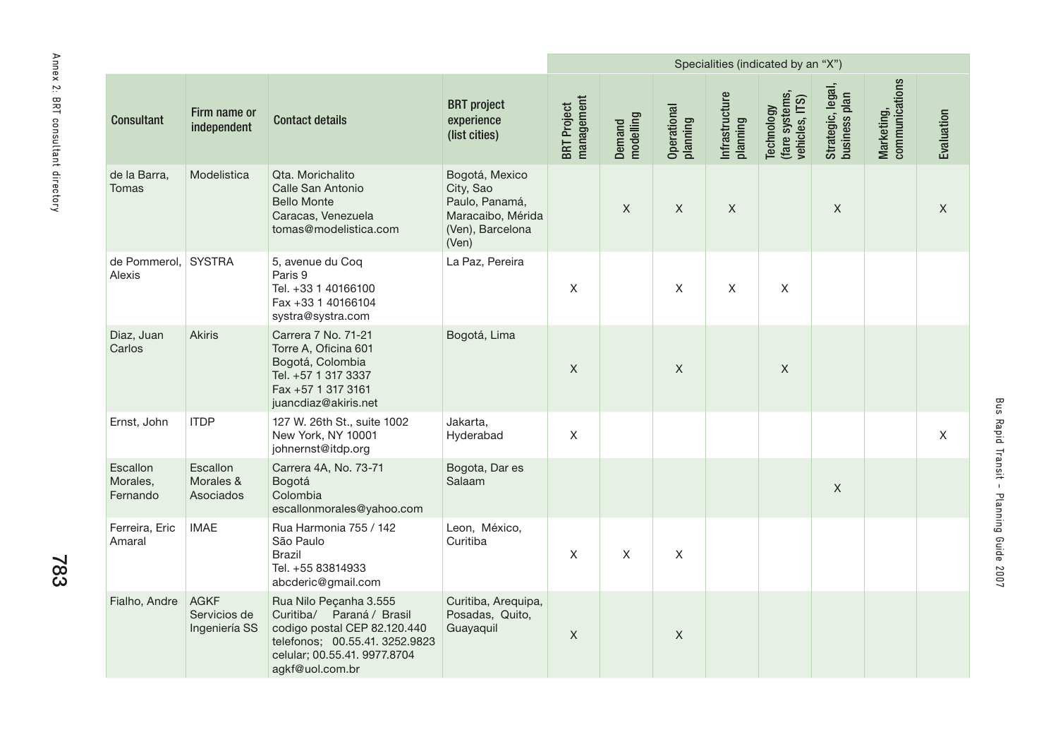| Consultant | Firm name or independent | Contact details | BRT project experience (list cities) | Specialities (indicated by an "X") | | | | | | | |
|---|---|---|---|---|---|---|---|---|---|---|---|
| | | | | BRT Project management | Demand modelling | Operational planning | Infrastructure planning | Technology (fare systems, vehicles, ITS) | Strategic, legal, business plan | Marketing, communications | Evaluation |
| de la Barra, Tomas | Modelistica | Qta. Morichalito Calle San Antonio Bello Monte Caracas, Venezuela tomas@modelistica.com | Bogotá, Mexico City, Sao Paulo, Panamá, Maracaibo, Mérida (Ven), Barcelona (Ven) | | X | X | X | | X | | X |
| de Pommerol, Alexis | SYSTRA | 5, avenue du Coq Paris 9 Tel. +33 1 40166100 Fax +33 1 40166104 systra@systra.com | La Paz, Pereira | X | | X | X | X | | | |
| Diaz, Juan Carlos | Akiris | Carrera 7 No. 71-21 Torre A, Oficina 601 Bogotá, Colombia Tel. +57 1 317 3337 Fax +57 1 317 3161 juancdiaz@akiris.net | Bogotá, Lima | X | | X | | X | | | |
| Ernst, John | ITDP | 127 W. 26th St., suite 1002 New York, NY 10001 johnernst@itdp.org | Jakarta, Hyderabad | X | | | | | | | X |
| Escallon Morales, Fernando | Escallon Morales & Asociados | Carrera 4A, No. 73-71 Bogotá Colombia escallonmorales@yahoo.com | Bogota, Dar es Salaam | | | | | | X | | |
| Ferreira, Eric Amaral | IMAE | Rua Harmonia 755 / 142 São Paulo Brazil Tel. +55 83814933 abcderic@gmail.com | Leon, México, Curitiba | X | X | X | | | | | |
| Fialho, Andre | AGKF Servicios de Ingeniería SS | Rua Nilo Peçanha 3.555 Curitiba/ Paraná / Brasil codigo postal CEP 82.120.440 telefonos; 00.55.41. 3252.9823 celular; 00.55.41. 9977.8704 agkf@uol.com.br | Curitiba, Arequipa, Posadas, Quito, Guayaquil | X | | X | | | | | |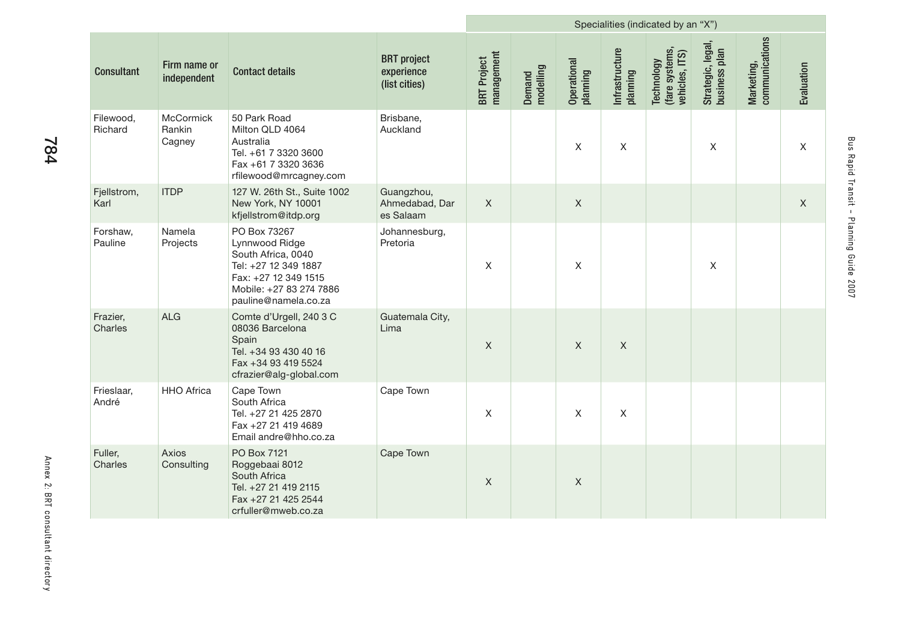| Consultant | Firm name or independent | Contact details | BRT project experience (list cities) | Specialities (indicated by an "X") | | | | | | | |
|---|---|---|---|---|---|---|---|---|---|---|---|
| | | | | BRT Project management | Demand modelling | Operational planning | Infrastructure planning | Technology (fare systems, vehicles, ITS) | Strategic, legal, business plan | Marketing, communications | Evaluation |
| Filewood, Richard | McCormick Rankin Cagney | 50 Park Road Milton QLD 4064 Australia Tel. +61 7 3320 3600 Fax +61 7 3320 3636 rfilewood@mrcagney.com | Brisbane, Auckland | | | X | X | | X | | X |
| Fjellstrom, Karl | ITDP | 127 W. 26th St., Suite 1002 New York, NY 10001 kfjellstrom@itdp.org | Guangzhou, Ahmedabad, Dar es Salaam | X | | X | | | | | X |
| Forshaw, Pauline | Namela Projects | PO Box 73267 Lynnwood Ridge South Africa, 0040 Tel: +27 12 349 1887 Fax: +27 12 349 1515 Mobile: +27 83 274 7886 pauline@namela.co.za | Johannesburg, Pretoria | X | | X | | | X | | |
| Frazier, Charles | ALG | Comte d'Urgell, 240 3 C 08036 Barcelona Spain Tel. +34 93 430 40 16 Fax +34 93 419 5524 cfrazier@alg-global.com | Guatemala City, Lima | X | | X | X | | | | |
| Frieslaar, André | HHO Africa | Cape Town South Africa Tel. +27 21 425 2870 Fax +27 21 419 4689 Email andre@hho.co.za | Cape Town | X | | X | X | | | | |
| Fuller, Charles | Axios Consulting | PO Box 7121 Roggebaai 8012 South Africa Tel. +27 21 419 2115 Fax +27 21 425 2544 crfuller@mweb.co.za | Cape Town | X | | X | | | | | |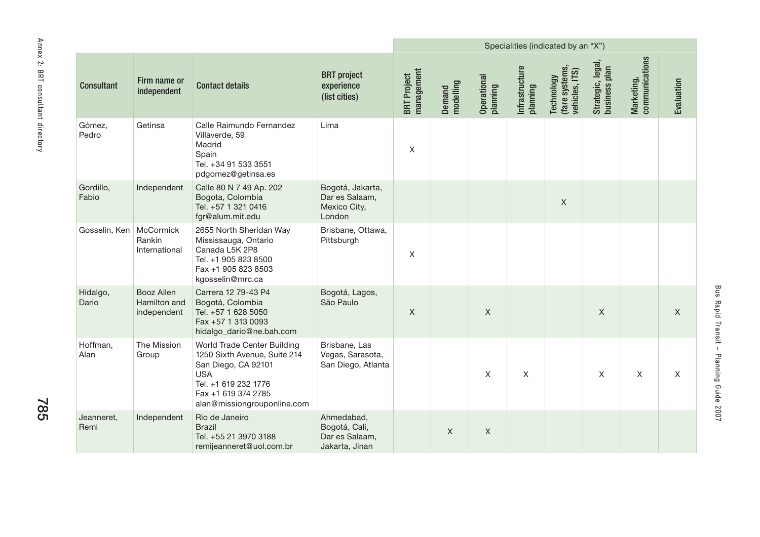| Consultant | Firm name or independent | Contact details | BRT project experience (list cities) | Specialities (indicated by an "X") | | | | | | | |
|---|---|---|---|---|---|---|---|---|---|---|---|
| | | | | BRT Project management | Demand modelling | Operational planning | Infrastructure planning | Technology (fare systems, vehicles, ITS) | Strategic, legal, business plan | Marketing, communications | Evaluation |
| Gómez, Pedro | Getinsa | Calle Raimundo Fernandez Villaverde, 59<br>Madrid<br>Spain<br>Tel. +34 91 533 3551<br>pdgomez@getinsa.es | Lima | X | | | | | | | |
| Gordillo, Fabio | Independent | Calle 80 N 7 49 Ap. 202<br>Bogota, Colombia<br>Tel. +57 1 321 0416<br>fgr@alum.mit.edu | Bogotá, Jakarta, Dar es Salaam, Mexico City, London | | | | | X | | | |
| Gosselin, Ken | McCormick Rankin International | 2655 North Sheridan Way<br>Mississauga, Ontario<br>Canada L5K 2P8<br>Tel. +1 905 823 8500<br>Fax +1 905 823 8503<br>kgosselin@mrc.ca | Brisbane, Ottawa, Pittsburgh | X | | | | | | | |
| Hidalgo, Dario | Booz Allen Hamilton and independent | Carrera 12 79-43 P4<br>Bogotá, Colombia<br>Tel. +57 1 628 5050<br>Fax +57 1 313 0093<br>hidalgo_dario@ne.bah.com | Bogotá, Lagos, São Paulo | X | | X | | | X | | X |
| Hoffman, Alan | The Mission Group | World Trade Center Building<br>1250 Sixth Avenue, Suite 214<br>San Diego, CA 92101<br>USA<br>Tel. +1 619 232 1776<br>Fax +1 619 374 2785<br>alan@missiongrouponline.com | Brisbane, Las Vegas, Sarasota, San Diego, Atlanta | | | X | X | | X | X | X |
| Jeanneret, Remi | Independent | Rio de Janeiro<br>Brazil<br>Tel. +55 21 3970 3188<br>remijeanneret@uol.com.br | Ahmedabad, Bogotá, Cali, Dar es Salaam, Jakarta, Jinan | | X | X | | | | | |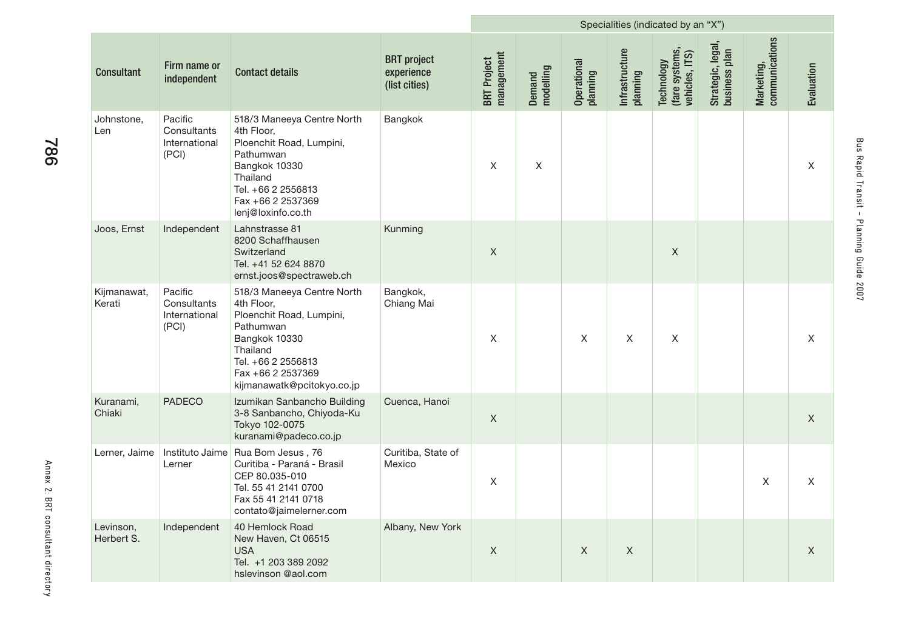| Consultant | Firm name or independent | Contact details | BRT project experience (list cities) | Specialities (indicated by an "X") | | | | | | | |
|---|---|---|---|---|---|---|---|---|---|---|---|
| | | | | BRT Project management | Demand modelling | Operational planning | Infrastructure planning | Technology (fare systems, vehicles, ITS) | Strategic, legal, business plan | Marketing, communications | Evaluation |
| Johnstone, Len | Pacific Consultants International (PCI) | 518/3 Maneeya Centre North 4th Floor, Ploenchit Road, Lumpini, Pathumwan Bangkok 10330 Thailand Tel. +66 2 2556813 Fax +66 2 2537369 lenj@loxinfo.co.th | Bangkok | X | X | | | | | | X |
| Joos, Ernst | Independent | Lahnstrasse 81 8200 Schaffhausen Switzerland Tel. +41 52 624 8870 ernst.joos@spectraweb.ch | Kunming | X | | | | X | | | |
| Kijmanawat, Kerati | Pacific Consultants International (PCI) | 518/3 Maneeya Centre North 4th Floor, Ploenchit Road, Lumpini, Pathumwan Bangkok 10330 Thailand Tel. +66 2 2556813 Fax +66 2 2537369 kijmanawatk@pcitokyo.co.jp | Bangkok, Chiang Mai | X | | X | X | X | | | X |
| Kuranami, Chiaki | PADECO | Izumikan Sanbancho Building 3-8 Sanbancho, Chiyoda-Ku Tokyo 102-0075 kuranami@padeco.co.jp | Cuenca, Hanoi | X | | | | | | | X |
| Lerner, Jaime | Instituto Jaime Lerner | Rua Bom Jesus , 76 Curitiba - Paraná - Brasil CEP 80.035-010 Tel. 55 41 2141 0700 Fax 55 41 2141 0718 contato@jaimelerner.com | Curitiba, State of Mexico | X | | | | | | X | X |
| Levinson, Herbert S. | Independent | 40 Hemlock Road New Haven, Ct 06515 USA Tel. +1 203 389 2092 hslevinson @aol.com | Albany, New York | X | | X | X | | | | X |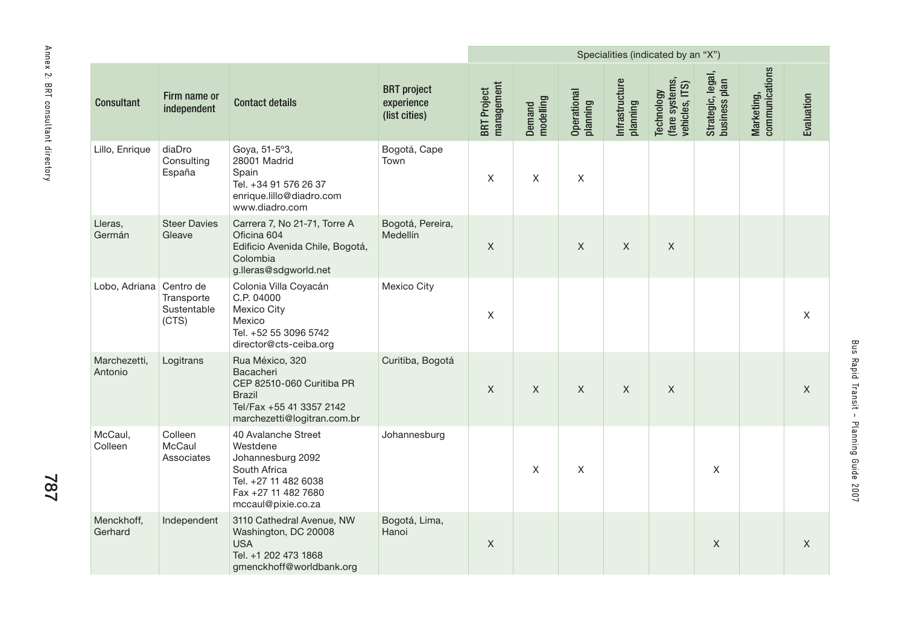| Consultant | Firm name or independent | Contact details | BRT project experience (list cities) | Specialities (indicated by an "X") | | | | | | | |
|---|---|---|---|---|---|---|---|---|---|---|---|
| | | | | BRT Project management | Demand modelling | Operational planning | Infrastructure planning | Technology (fare systems, vehicles, ITS) | Strategic, legal, business plan | Marketing, communications | Evaluation |
| Lillo, Enrique | diaDro Consulting España | Goya, 51-5º3, 28001 Madrid Spain Tel. +34 91 576 26 37 enrique.lillo@diadro.com www.diadro.com | Bogotá, Cape Town | X | X | X | | | | | |
| Lleras, Germán | Steer Davies Gleave | Carrera 7, No 21-71, Torre A Oficina 604 Edificio Avenida Chile, Bogotá, Colombia g.lleras@sdgworld.net | Bogotá, Pereira, Medellín | X | | X | X | X | | | |
| Lobo, Adriana | Centro de Transporte Sustentable (CTS) | Colonia Villa Coyacán C.P. 04000 Mexico City Mexico Tel. +52 55 3096 5742 director@cts-ceiba.org | Mexico City | X | | | | | | | X |
| Marchezetti, Antonio | Logitrans | Rua México, 320 Bacacheri CEP 82510-060 Curitiba PR Brazil Tel/Fax +55 41 3357 2142 marchezetti@logitran.com.br | Curitiba, Bogotá | X | X | X | X | X | | | X |
| McCaul, Colleen | Colleen McCaul Associates | 40 Avalanche Street Westdene Johannesburg 2092 South Africa Tel. +27 11 482 6038 Fax +27 11 482 7680 mccaul@pixie.co.za | Johannesburg | | X | X | | | X | | |
| Menckhoff, Gerhard | Independent | 3110 Cathedral Avenue, NW Washington, DC 20008 USA Tel. +1 202 473 1868 gmenckhoff@worldbank.org | Bogotá, Lima, Hanoi | X | | | | | X | | X |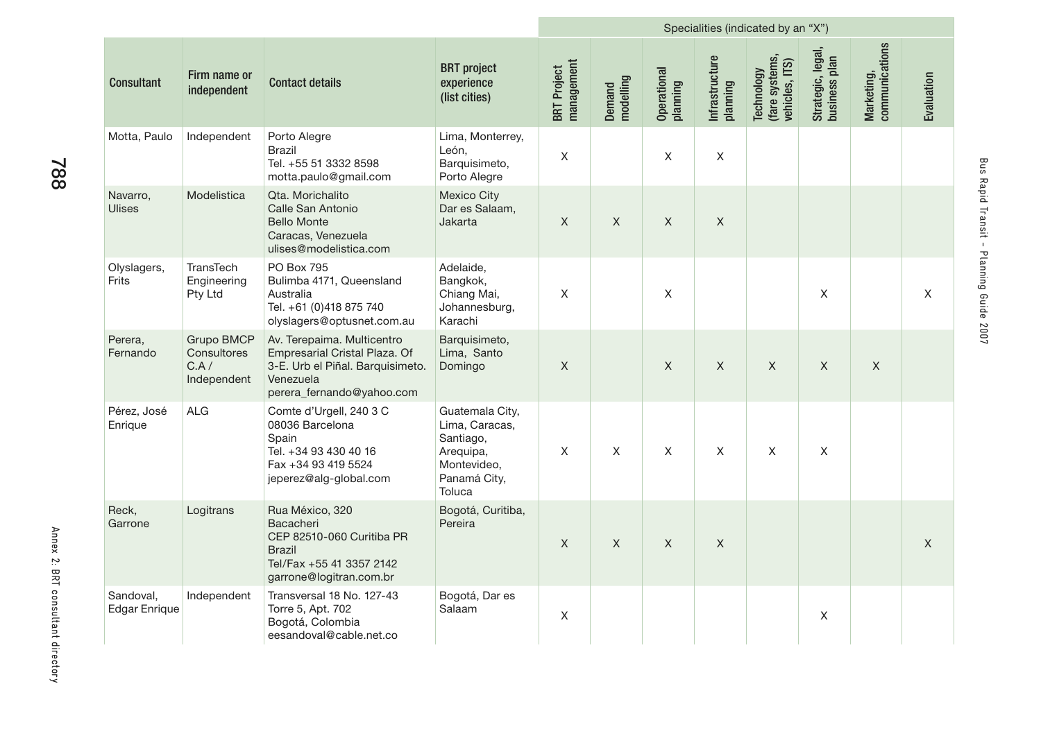| Consultant | Firm name or independent | Contact details | BRT project experience (list cities) | Specialities (indicated by an "X") | | | | | | | |
|---|---|---|---|---|---|---|---|---|---|---|---|
| | | | | BRT Project management | Demand modelling | Operational planning | Infrastructure planning | Technology (fare systems, vehicles, ITS) | Strategic, legal, business plan | Marketing, communications | Evaluation |
| Motta, Paulo | Independent | Porto Alegre<br>Brazil<br>Tel. +55 51 3332 8598<br>motta.paulo@gmail.com | Lima, Monterrey, León, Barquisimeto, Porto Alegre | X | | X | X | | | | |
| Navarro, Ulises | Modelistica | Qta. Morichalito<br>Calle San Antonio<br>Bello Monte<br>Caracas, Venezuela<br>ulises@modelistica.com | Mexico City<br>Dar es Salaam, Jakarta | X | X | X | X | | | | |
| Olyslagers, Frits | TransTech Engineering Pty Ltd | PO Box 795<br>Bulimba 4171, Queensland<br>Australia<br>Tel. +61 (0)418 875 740<br>olyslagers@optusnet.com.au | Adelaide, Bangkok, Chiang Mai, Johannesburg, Karachi | X | | X | | | X | | X |
| Perera, Fernando | Grupo BMCP Consultores C.A / Independent | Av. Terepaima. Multicentro Empresarial Cristal Plaza. Of 3-E. Urb el Piñal. Barquisimeto. Venezuela<br>perera_fernando@yahoo.com | Barquisimeto, Lima, Santo Domingo | X | | X | X | X | X | X | |
| Pérez, José Enrique | ALG | Comte d'Urgell, 240 3 C<br>08036 Barcelona<br>Spain<br>Tel. +34 93 430 40 16<br>Fax +34 93 419 5524<br>jeperez@alg-global.com | Guatemala City, Lima, Caracas, Santiago, Arequipa, Montevideo, Panamá City, Toluca | X | X | X | X | X | X | | |
| Reck, Garrone | Logitrans | Rua México, 320<br>Bacacheri<br>CEP 82510-060 Curitiba PR<br>Brazil<br>Tel/Fax +55 41 3357 2142<br>garrone@logitran.com.br | Bogotá, Curitiba, Pereira | X | X | X | X | | | | X |
| Sandoval, Edgar Enrique | Independent | Transversal 18 No. 127-43<br>Torre 5, Apt. 702<br>Bogotá, Colombia<br>eesandoval@cable.net.co | Bogotá, Dar es Salaam | X | | | | | X | | |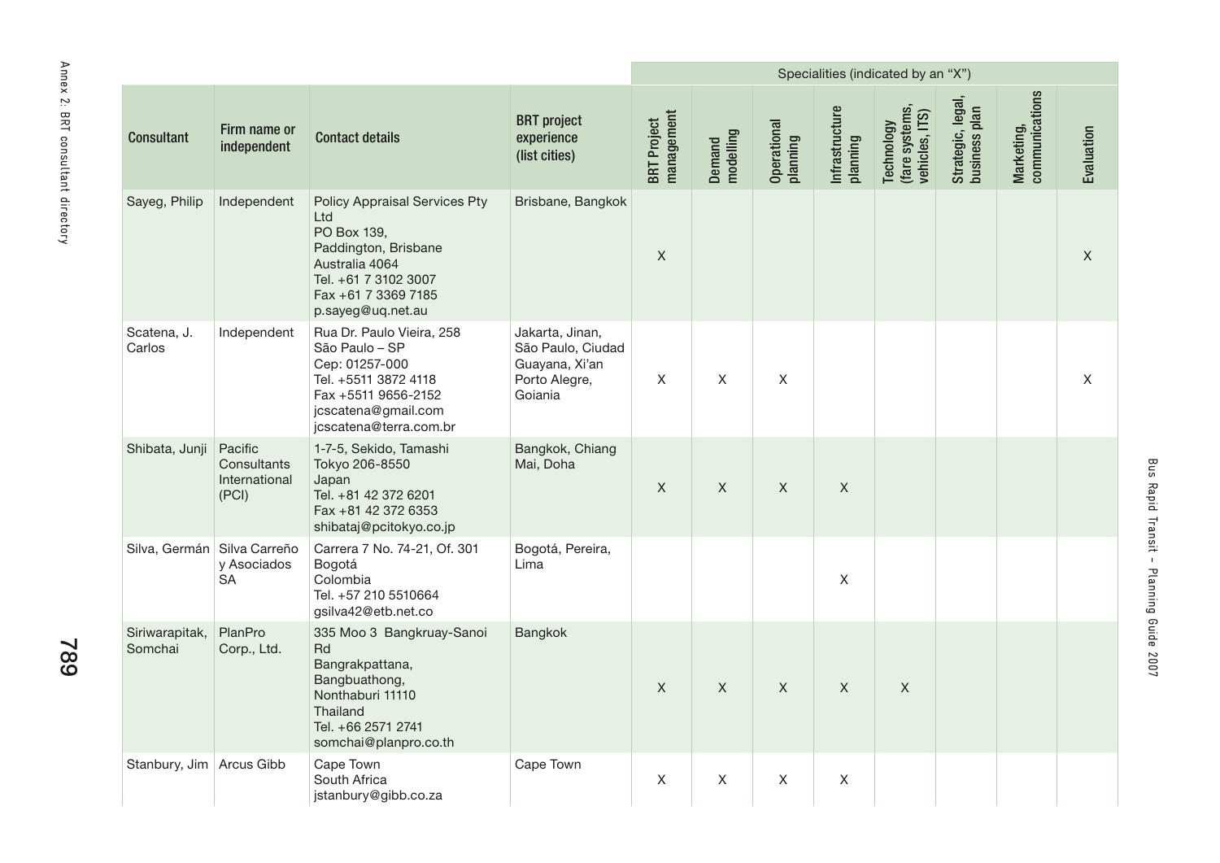| Consultant | Firm name or independent | Contact details | BRT project experience (list cities) | Specialities (indicated by an "X") | | | | | | | |
|---|---|---|---|---|---|---|---|---|---|---|---|
| | | | | BRT Project management | Demand modelling | Operational planning | Infrastructure planning | Technology (fare systems, vehicles, ITS) | Strategic, legal, business plan | Marketing, communications | Evaluation |
| Sayeg, Philip | Independent | Policy Appraisal Services Pty Ltd<br>PO Box 139,<br>Paddington, Brisbane<br>Australia 4064<br>Tel. +61 7 3102 3007<br>Fax +61 7 3369 7185<br>p.sayeg@uq.net.au | Brisbane, Bangkok | X | | | | | | | X |
| Scatena, J. Carlos | Independent | Rua Dr. Paulo Vieira, 258<br>São Paulo – SP<br>Cep: 01257-000<br>Tel. +5511 3872 4118<br>Fax +5511 9656-2152<br>jcscatena@gmail.com<br>jcscatena@terra.com.br | Jakarta, Jinan, São Paulo, Ciudad Guayana, Xi'an Porto Alegre, Goiania | X | X | X | | | | | X |
| Shibata, Junji | Pacific Consultants International (PCI) | 1-7-5, Sekido, Tamashi<br>Tokyo 206-8550<br>Japan<br>Tel. +81 42 372 6201<br>Fax +81 42 372 6353<br>shibataj@pcitokyo.co.jp | Bangkok, Chiang Mai, Doha | X | X | X | X | | | | |
| Silva, Germán | Silva Carreño y Asociados SA | Carrera 7 No. 74-21, Of. 301<br>Bogotá<br>Colombia<br>Tel. +57 210 5510664<br>gsilva42@etb.net.co | Bogotá, Pereira, Lima | | | | X | | | | |
| Siriwarapitak, Somchai | PlanPro Corp., Ltd. | 335 Moo 3 Bangkruay-Sanoi Rd<br>Bangrakpattana,<br>Bangbuathong,<br>Nonthaburi 11110<br>Thailand<br>Tel. +66 2571 2741<br>somchai@planpro.co.th | Bangkok | X | X | X | X | X | | | |
| Stanbury, Jim | Arcus Gibb | Cape Town<br>South Africa<br>jstanbury@gibb.co.za | Cape Town | X | X | X | X | | | | |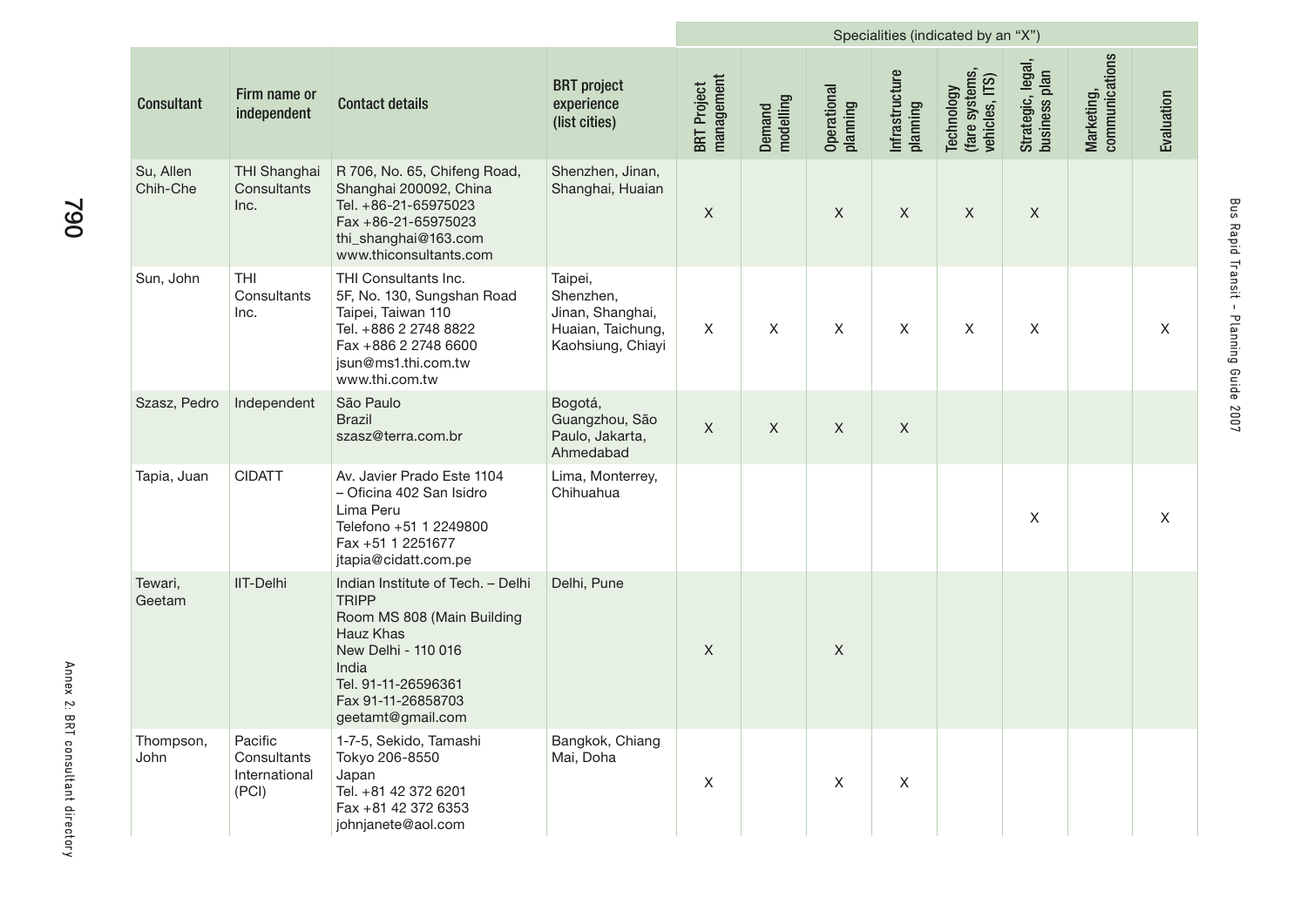| Consultant | Firm name or independent | Contact details | BRT project experience (list cities) | Specialities (indicated by an "X") | | | | | | | |
|---|---|---|---|---|---|---|---|---|---|---|---|
| | | | | BRT Project management | Demand modelling | Operational planning | Infrastructure planning | Technology (fare systems, vehicles, ITS) | Strategic, legal, business plan | Marketing, communications | Evaluation |
| Su, Allen Chih-Che | THI Shanghai Consultants Inc. | R 706, No. 65, Chifeng Road, Shanghai 200092, China<br>Tel. +86-21-65975023<br>Fax +86-21-65975023<br>thi_shanghai@163.com<br>www.thiconsultants.com | Shenzhen, Jinan, Shanghai, Huaian | X | | X | X | X | X | | |
| Sun, John | THI Consultants Inc. | THI Consultants Inc.<br>5F, No. 130, Sungshan Road<br>Taipei, Taiwan 110<br>Tel. +886 2 2748 8822<br>Fax +886 2 2748 6600<br>jsun@ms1.thi.com.tw<br>www.thi.com.tw | Taipei, Shenzhen, Jinan, Shanghai, Huaian, Taichung, Kaohsiung, Chiayi | X | X | X | X | X | X | | X |
| Szasz, Pedro | Independent | São Paulo<br>Brazil<br>szasz@terra.com.br | Bogotá, Guangzhou, São Paulo, Jakarta, Ahmedabad | X | X | X | X | | | | |
| Tapia, Juan | CIDATT | Av. Javier Prado Este 1104<br>– Oficina 402 San Isidro<br>Lima Peru<br>Telefono +51 1 2249800<br>Fax +51 1 2251677<br>jtapia@cidatt.com.pe | Lima, Monterrey, Chihuahua | | | | | | X | | X |
| Tewari, Geetam | IIT-Delhi | Indian Institute of Tech. – Delhi<br>TRIPP<br>Room MS 808 (Main Building<br>Hauz Khas<br>New Delhi - 110 016<br>India<br>Tel. 91-11-26596361<br>Fax 91-11-26858703<br>geetamt@gmail.com | Delhi, Pune | X | | X | | | | | |
| Thompson, John | Pacific Consultants International (PCI) | 1-7-5, Sekido, Tamashi<br>Tokyo 206-8550<br>Japan<br>Tel. +81 42 372 6201<br>Fax +81 42 372 6353<br>johnjanete@aol.com | Bangkok, Chiang Mai, Doha | X | | X | X | | | | |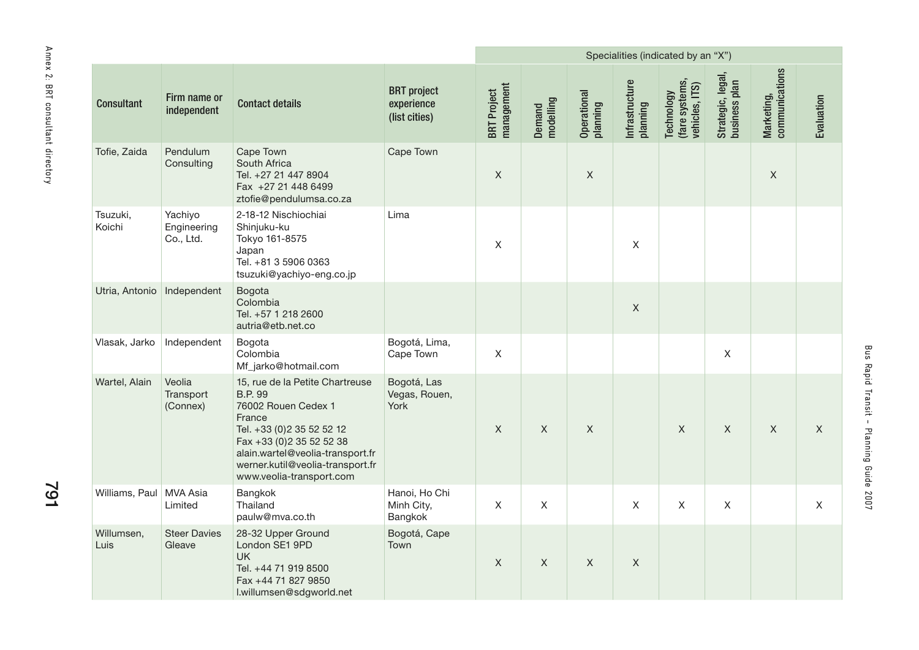| Consultant | Firm name or independent | Contact details | BRT project experience (list cities) | Specialities (indicated by an "X") | | | | | | | |
|---|---|---|---|---|---|---|---|---|---|---|---|
| | | | | BRT Project management | Demand modelling | Operational planning | Infrastructure planning | Technology (fare systems, vehicles, ITS) | Strategic, legal, business plan | Marketing, communications | Evaluation |
| Tofie, Zaida | Pendulum Consulting | Cape Town<br>South Africa<br>Tel. +27 21 447 8904<br>Fax +27 21 448 6499<br>ztofie@pendulumsa.co.za | Cape Town | X | | X | | | | X | |
| Tsuzuki, Koichi | Yachiyo Engineering Co., Ltd. | 2-18-12 Nischiochiai<br>Shinjuku-ku<br>Tokyo 161-8575<br>Japan<br>Tel. +81 3 5906 0363<br>tsuzuki@yachiyo-eng.co.jp | Lima | X | | | X | | | | |
| Utria, Antonio | Independent | Bogota<br>Colombia<br>Tel. +57 1 218 2600<br>autria@etb.net.co | | | | | X | | | | |
| Vlasak, Jarko | Independent | Bogota<br>Colombia<br>Mf_jarko@hotmail.com | Bogotá, Lima, Cape Town | X | | | | | X | | |
| Wartel, Alain | Veolia Transport (Connex) | 15, rue de la Petite Chartreuse<br>B.P. 99<br>76002 Rouen Cedex 1<br>France<br>Tel. +33 (0)2 35 52 52 12<br>Fax +33 (0)2 35 52 52 38<br>alain.wartel@veolia-transport.fr<br>werner.kutil@veolia-transport.fr<br>www.veolia-transport.com | Bogotá, Las Vegas, Rouen, York | X | X | X | | X | X | X | X |
| Williams, Paul | MVA Asia Limited | Bangkok<br>Thailand<br>paulw@mva.co.th | Hanoi, Ho Chi Minh City, Bangkok | X | X | | X | X | X | | X |
| Willumsen, Luis | Steer Davies Gleave | 28-32 Upper Ground<br>London SE1 9PD<br>UK<br>Tel. +44 71 919 8500<br>Fax +44 71 827 9850<br>l.willumsen@sdgworld.net | Bogotá, Cape Town | X | X | X | X | | | | |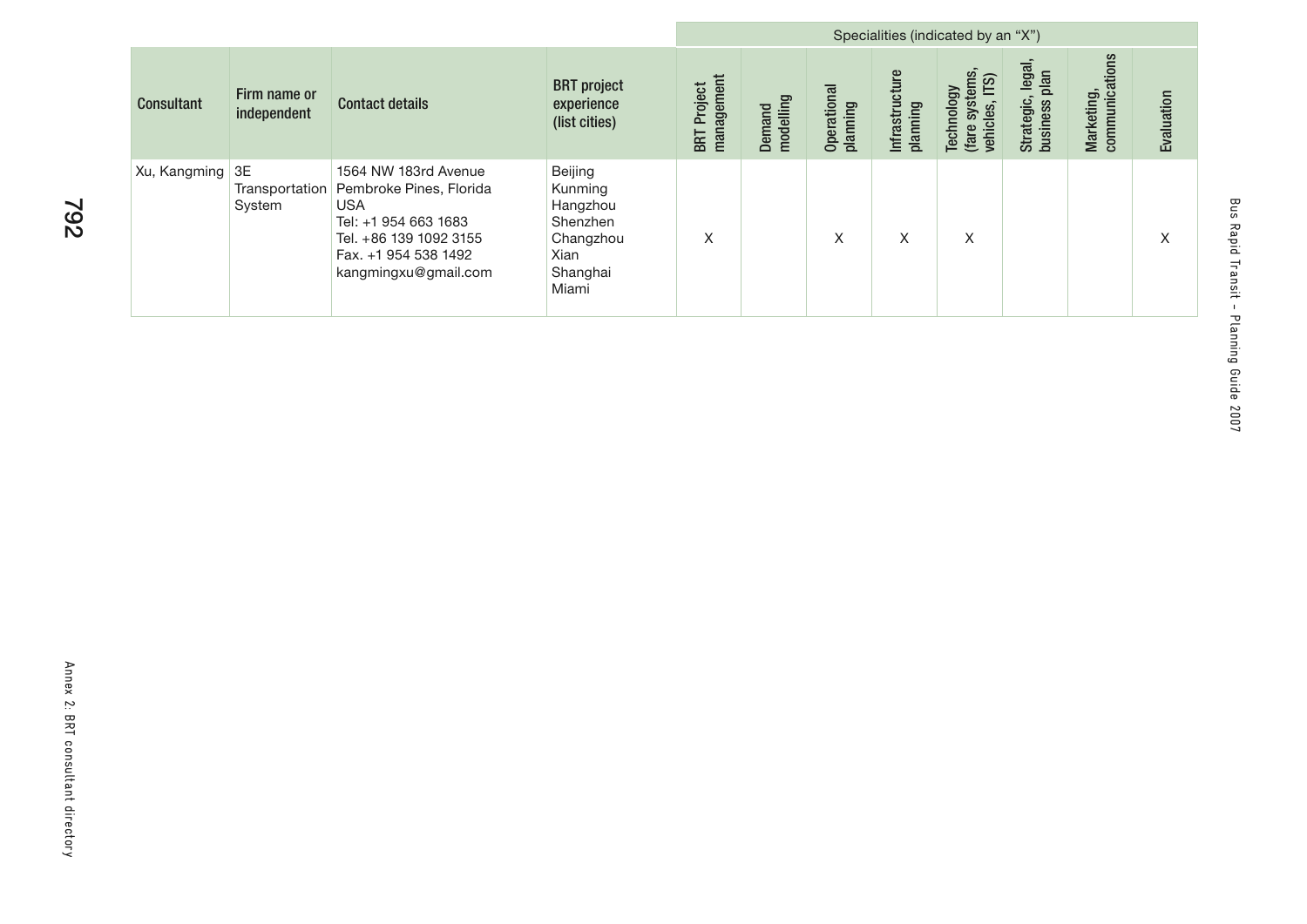| Consultant | Firm name or independent | Contact details | BRT project experience (list cities) | Specialities (indicated by an "X") | | | | | | | |
|---|---|---|---|---|---|---|---|---|---|---|---|
| | | | | BRT Project management | Demand modelling | Operational planning | Infrastructure planning | Technology (fare systems, vehicles, ITS) | Strategic, legal, business plan | Marketing, communications | Evaluation |
| Xu, Kangming | 3E Transportation System | 1564 NW 183rd Avenue<br>Pembroke Pines, Florida<br>USA<br>Tel: +1 954 663 1683<br>Tel. +86 139 1092 3155<br>Fax. +1 954 538 1492<br>kangmingxu@gmail.com | Beijing<br>Kunming<br>Hangzhou<br>Shenzhen<br>Changzhou<br>Xian<br>Shanghai<br>Miami | X | | X | X | X | | | X |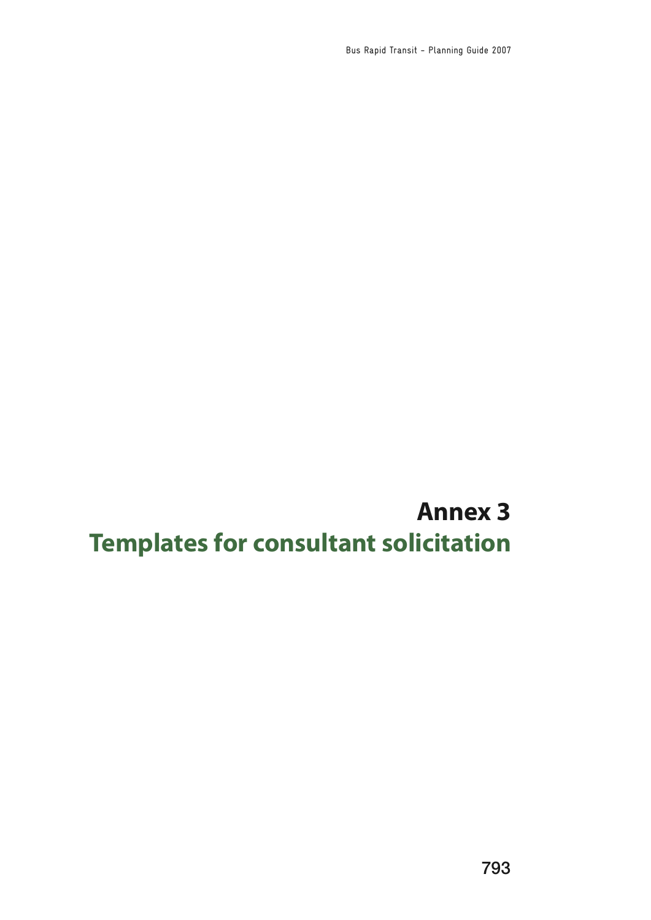# Annex 3
# Templates for consultant solicitation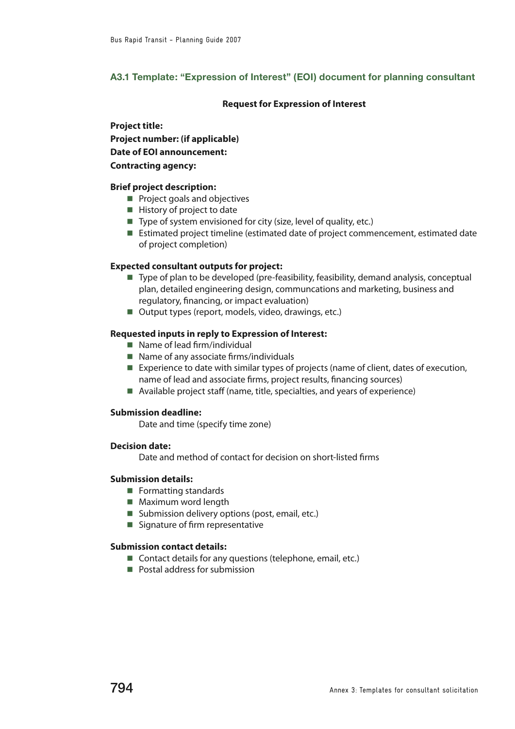### A3.1 Template: "Expression of Interest" (EOI) document for planning consultant

**Request for Expression of Interest**

**Project title:**
**Project number: (if applicable)**
**Date of EOI announcement:**
**Contracting agency:**

**Brief project description:**

- Project goals and objectives
- History of project to date
- Type of system envisioned for city (size, level of quality, etc.)
- Estimated project timeline (estimated date of project commencement, estimated date of project completion)

**Expected consultant outputs for project:**

- Type of plan to be developed (pre-feasibility, feasibility, demand analysis, conceptual plan, detailed engineering design, communcations and marketing, business and regulatory, financing, or impact evaluation)
- Output types (report, models, video, drawings, etc.)

**Requested inputs in reply to Expression of Interest:**

- Name of lead firm/individual
- Name of any associate firms/individuals
- Experience to date with similar types of projects (name of client, dates of execution, name of lead and associate firms, project results, financing sources)
- Available project staff (name, title, specialties, and years of experience)

**Submission deadline:**

Date and time (specify time zone)

**Decision date:**

Date and method of contact for decision on short-listed firms

**Submission details:**

- Formatting standards
- Maximum word length
- Submission delivery options (post, email, etc.)
- Signature of firm representative

**Submission contact details:**

- Contact details for any questions (telephone, email, etc.)
- Postal address for submission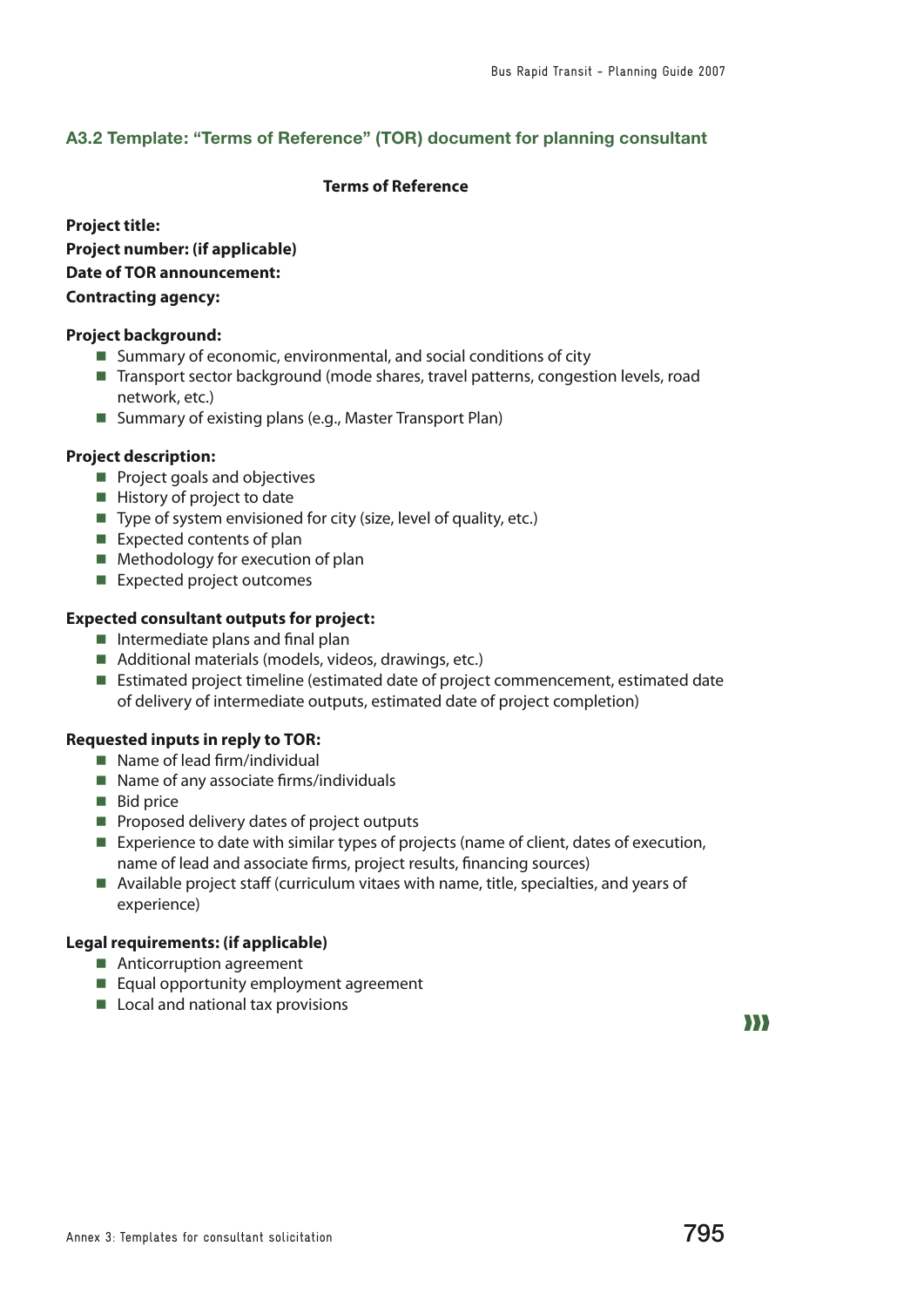### A3.2 Template: "Terms of Reference" (TOR) document for planning consultant

**Terms of Reference**

**Project title:**
**Project number: (if applicable)**
**Date of TOR announcement:**
**Contracting agency:**

**Project background:**

- Summary of economic, environmental, and social conditions of city
- Transport sector background (mode shares, travel patterns, congestion levels, road network, etc.)
- Summary of existing plans (e.g., Master Transport Plan)

**Project description:**

- Project goals and objectives
- History of project to date
- Type of system envisioned for city (size, level of quality, etc.)
- Expected contents of plan
- Methodology for execution of plan
- Expected project outcomes

**Expected consultant outputs for project:**

- Intermediate plans and final plan
- Additional materials (models, videos, drawings, etc.)
- Estimated project timeline (estimated date of project commencement, estimated date of delivery of intermediate outputs, estimated date of project completion)

**Requested inputs in reply to TOR:**

- Name of lead firm/individual
- Name of any associate firms/individuals
- Bid price
- Proposed delivery dates of project outputs
- Experience to date with similar types of projects (name of client, dates of execution, name of lead and associate firms, project results, financing sources)
- Available project staff (curriculum vitaes with name, title, specialties, and years of experience)

**Legal requirements: (if applicable)**

- Anticorruption agreement
- Equal opportunity employment agreement
- Local and national tax provisions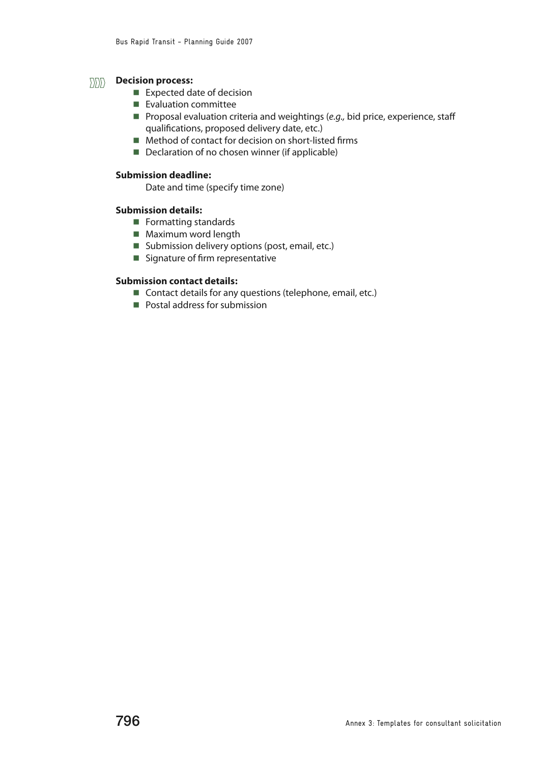**Decision process:**

- Expected date of decision
- Evaluation committee
- Proposal evaluation criteria and weightings (*e.g.,* bid price, experience, staff qualifications, proposed delivery date, etc.)
- Method of contact for decision on short-listed firms
- Declaration of no chosen winner (if applicable)

**Submission deadline:**

Date and time (specify time zone)

**Submission details:**

- Formatting standards
- Maximum word length
- Submission delivery options (post, email, etc.)
- Signature of firm representative

**Submission contact details:**

- Contact details for any questions (telephone, email, etc.)
- Postal address for submission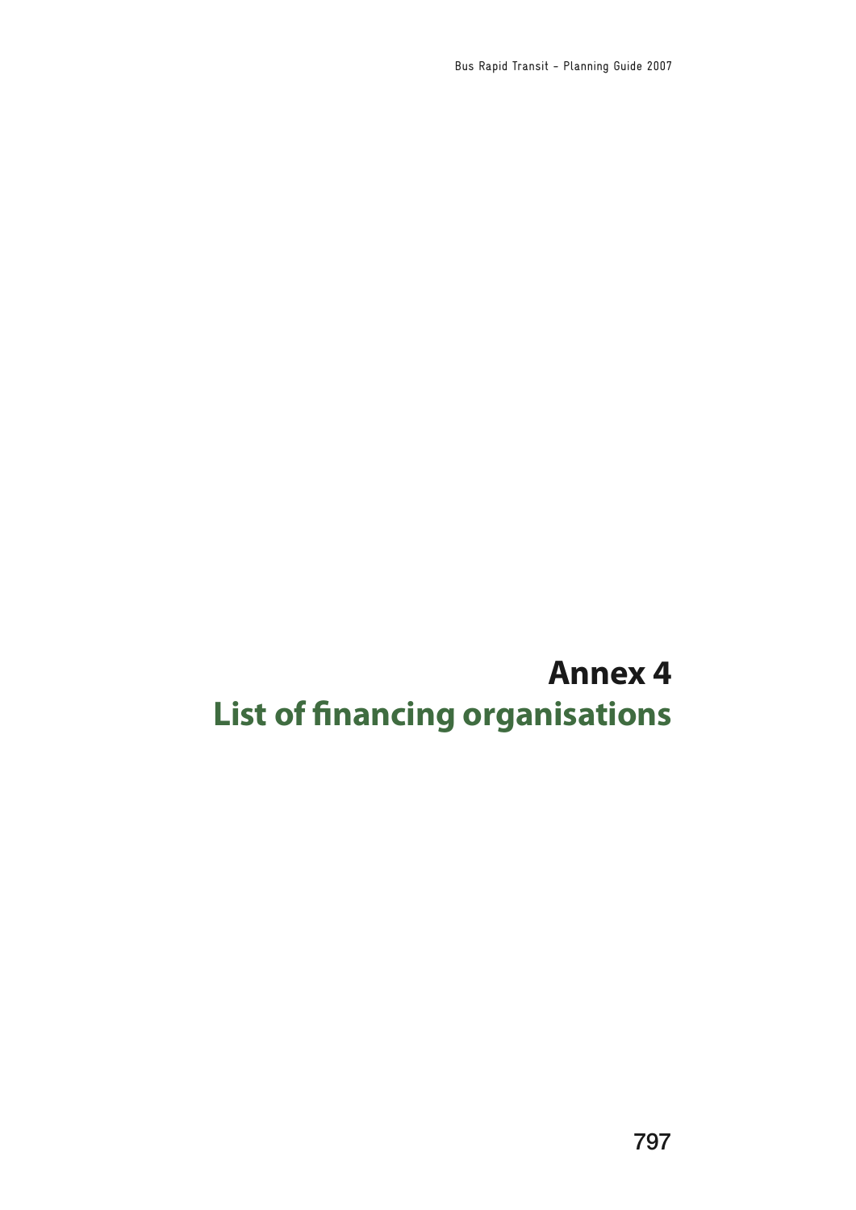# Annex 4
## List of financing organisations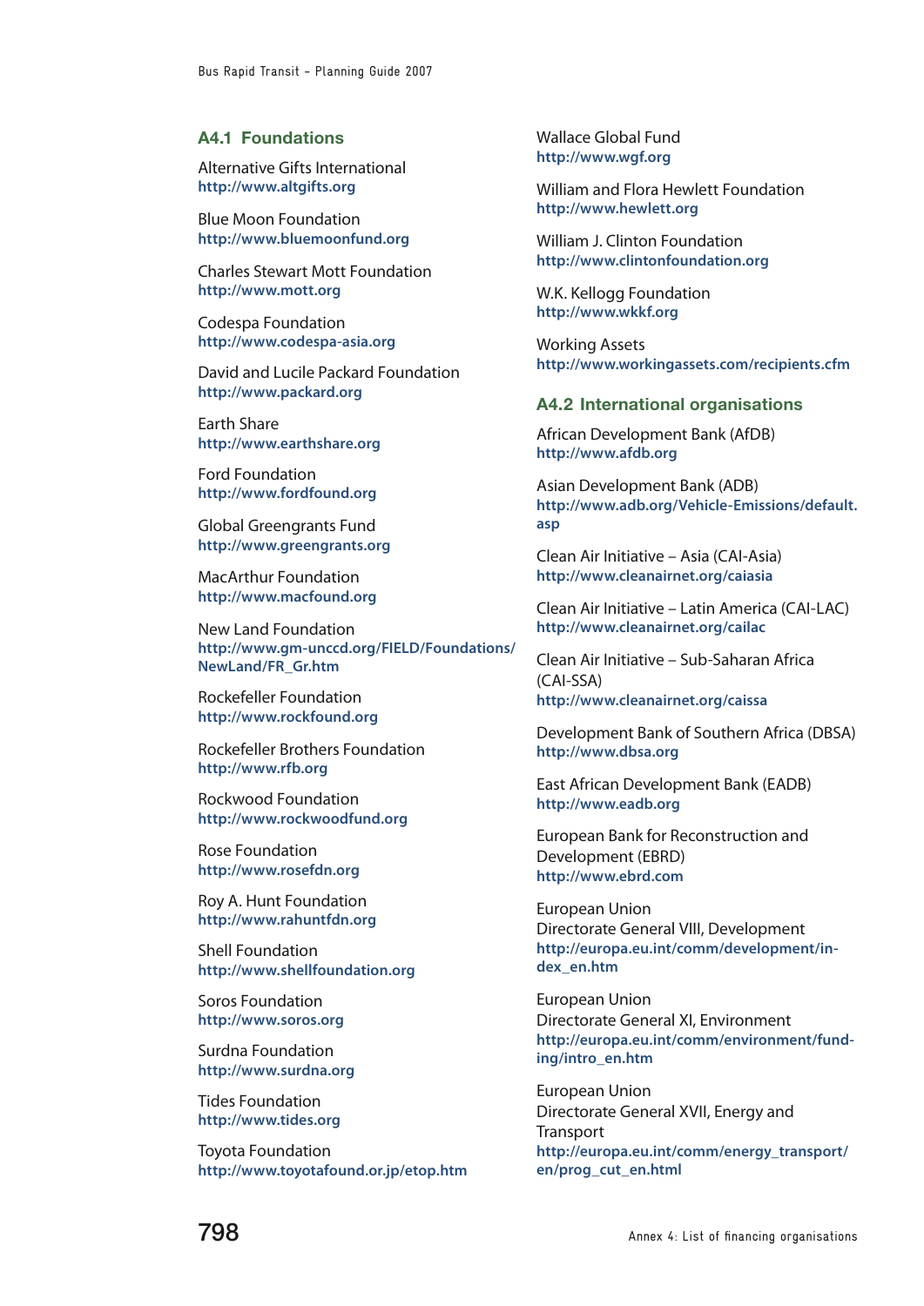### A4.1 Foundations

Alternative Gifts International
http://www.altgifts.org

Blue Moon Foundation
http://www.bluemoonfund.org

Charles Stewart Mott Foundation
http://www.mott.org

Codespa Foundation
http://www.codespa-asia.org

David and Lucile Packard Foundation
http://www.packard.org

Earth Share
http://www.earthshare.org

Ford Foundation
http://www.fordfound.org

Global Greengrants Fund
http://www.greengrants.org

MacArthur Foundation
http://www.macfound.org

New Land Foundation
http://www.gm-unccd.org/FIELD/Foundations/NewLand/FR_Gr.htm

Rockefeller Foundation
http://www.rockfound.org

Rockefeller Brothers Foundation
http://www.rfb.org

Rockwood Foundation
http://www.rockwoodfund.org

Rose Foundation
http://www.rosefdn.org

Roy A. Hunt Foundation
http://www.rahuntfdn.org

Shell Foundation
http://www.shellfoundation.org

Soros Foundation
http://www.soros.org

Surdna Foundation
http://www.surdna.org

Tides Foundation
http://www.tides.org

Toyota Foundation
http://www.toyotafound.or.jp/etop.htm

Wallace Global Fund
http://www.wgf.org

William and Flora Hewlett Foundation
http://www.hewlett.org

William J. Clinton Foundation
http://www.clintonfoundation.org

W.K. Kellogg Foundation
http://www.wkkf.org

Working Assets
http://www.workingassets.com/recipients.cfm

### A4.2 International organisations

African Development Bank (AfDB)
http://www.afdb.org

Asian Development Bank (ADB)
http://www.adb.org/Vehicle-Emissions/default.asp

Clean Air Initiative – Asia (CAI-Asia)
http://www.cleanairnet.org/caiasia

Clean Air Initiative – Latin America (CAI-LAC)
http://www.cleanairnet.org/cailac

Clean Air Initiative – Sub-Saharan Africa (CAI-SSA)
http://www.cleanairnet.org/caissa

Development Bank of Southern Africa (DBSA)
http://www.dbsa.org

East African Development Bank (EADB)
http://www.eadb.org

European Bank for Reconstruction and Development (EBRD)
http://www.ebrd.com

European Union
Directorate General VIII, Development
http://europa.eu.int/comm/development/index_en.htm

European Union
Directorate General XI, Environment
http://europa.eu.int/comm/environment/funding/intro_en.htm

European Union
Directorate General XVII, Energy and Transport
http://europa.eu.int/comm/energy_transport/en/prog_cut_en.html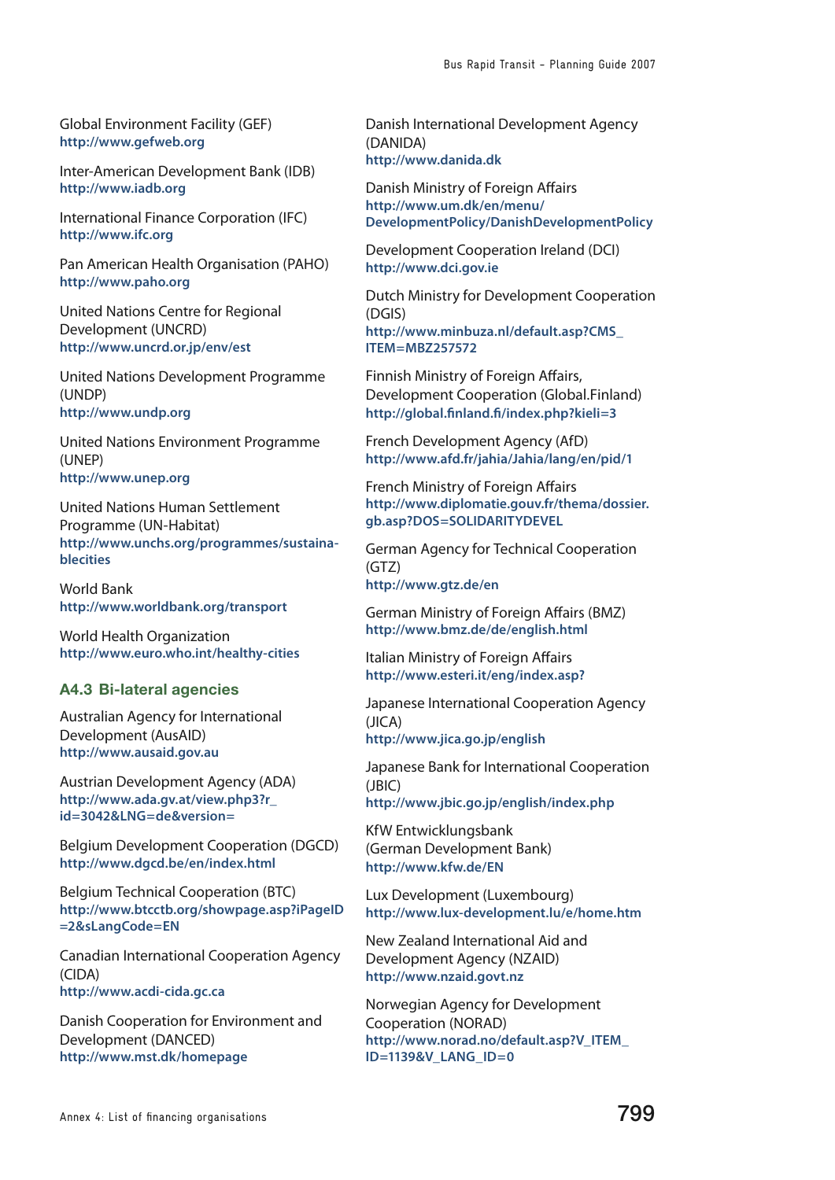Global Environment Facility (GEF)
http://www.gefweb.org

Inter-American Development Bank (IDB)
http://www.iadb.org

International Finance Corporation (IFC)
http://www.ifc.org

Pan American Health Organisation (PAHO)
http://www.paho.org

United Nations Centre for Regional Development (UNCRD)
http://www.uncrd.or.jp/env/est

United Nations Development Programme (UNDP)
http://www.undp.org

United Nations Environment Programme (UNEP)
http://www.unep.org

United Nations Human Settlement Programme (UN-Habitat)
http://www.unchs.org/programmes/sustainablecities

World Bank
http://www.worldbank.org/transport

World Health Organization
http://www.euro.who.int/healthy-cities

### A4.3 Bi-lateral agencies

Australian Agency for International Development (AusAID)
http://www.ausaid.gov.au

Austrian Development Agency (ADA)
http://www.ada.gv.at/view.php3?r_id=3042&LNG=de&version=

Belgium Development Cooperation (DGCD)
http://www.dgcd.be/en/index.html

Belgium Technical Cooperation (BTC)
http://www.btcctb.org/showpage.asp?iPageID=2&sLangCode=EN

Canadian International Cooperation Agency (CIDA)
http://www.acdi-cida.gc.ca

Danish Cooperation for Environment and Development (DANCED)
http://www.mst.dk/homepage

Danish International Development Agency (DANIDA)
http://www.danida.dk

Danish Ministry of Foreign Affairs
http://www.um.dk/en/menu/DevelopmentPolicy/DanishDevelopmentPolicy

Development Cooperation Ireland (DCI)
http://www.dci.gov.ie

Dutch Ministry for Development Cooperation (DGIS)
http://www.minbuza.nl/default.asp?CMS_ITEM=MBZ257572

Finnish Ministry of Foreign Affairs, Development Cooperation (Global.Finland)
http://global.finland.fi/index.php?kieli=3

French Development Agency (AfD)
http://www.afd.fr/jahia/Jahia/lang/en/pid/1

French Ministry of Foreign Affairs
http://www.diplomatie.gouv.fr/thema/dossier.gb.asp?DOS=SOLIDARITYDEVEL

German Agency for Technical Cooperation (GTZ)
http://www.gtz.de/en

German Ministry of Foreign Affairs (BMZ)
http://www.bmz.de/de/english.html

Italian Ministry of Foreign Affairs
http://www.esteri.it/eng/index.asp?

Japanese International Cooperation Agency (JICA)
http://www.jica.go.jp/english

Japanese Bank for International Cooperation (JBIC)
http://www.jbic.go.jp/english/index.php

KfW Entwicklungsbank (German Development Bank)
http://www.kfw.de/EN

Lux Development (Luxembourg)
http://www.lux-development.lu/e/home.htm

New Zealand International Aid and Development Agency (NZAID)
http://www.nzaid.govt.nz

Norwegian Agency for Development Cooperation (NORAD)
http://www.norad.no/default.asp?V_ITEM_ID=1139&V_LANG_ID=0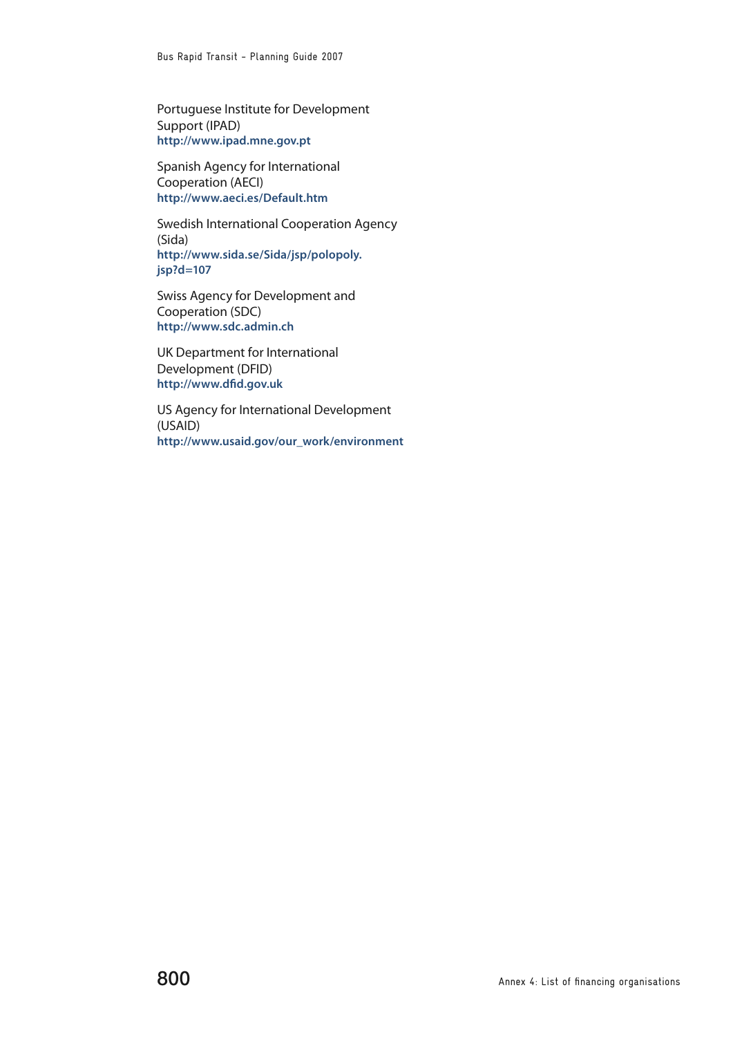Portuguese Institute for Development Support (IPAD)
**http://www.ipad.mne.gov.pt**

Spanish Agency for International Cooperation (AECI)
**http://www.aeci.es/Default.htm**

Swedish International Cooperation Agency (Sida)
**http://www.sida.se/Sida/jsp/polopoly.jsp?d=107**

Swiss Agency for Development and Cooperation (SDC)
**http://www.sdc.admin.ch**

UK Department for International Development (DFID)
**http://www.dfid.gov.uk**

US Agency for International Development (USAID)
**http://www.usaid.gov/our_work/environment**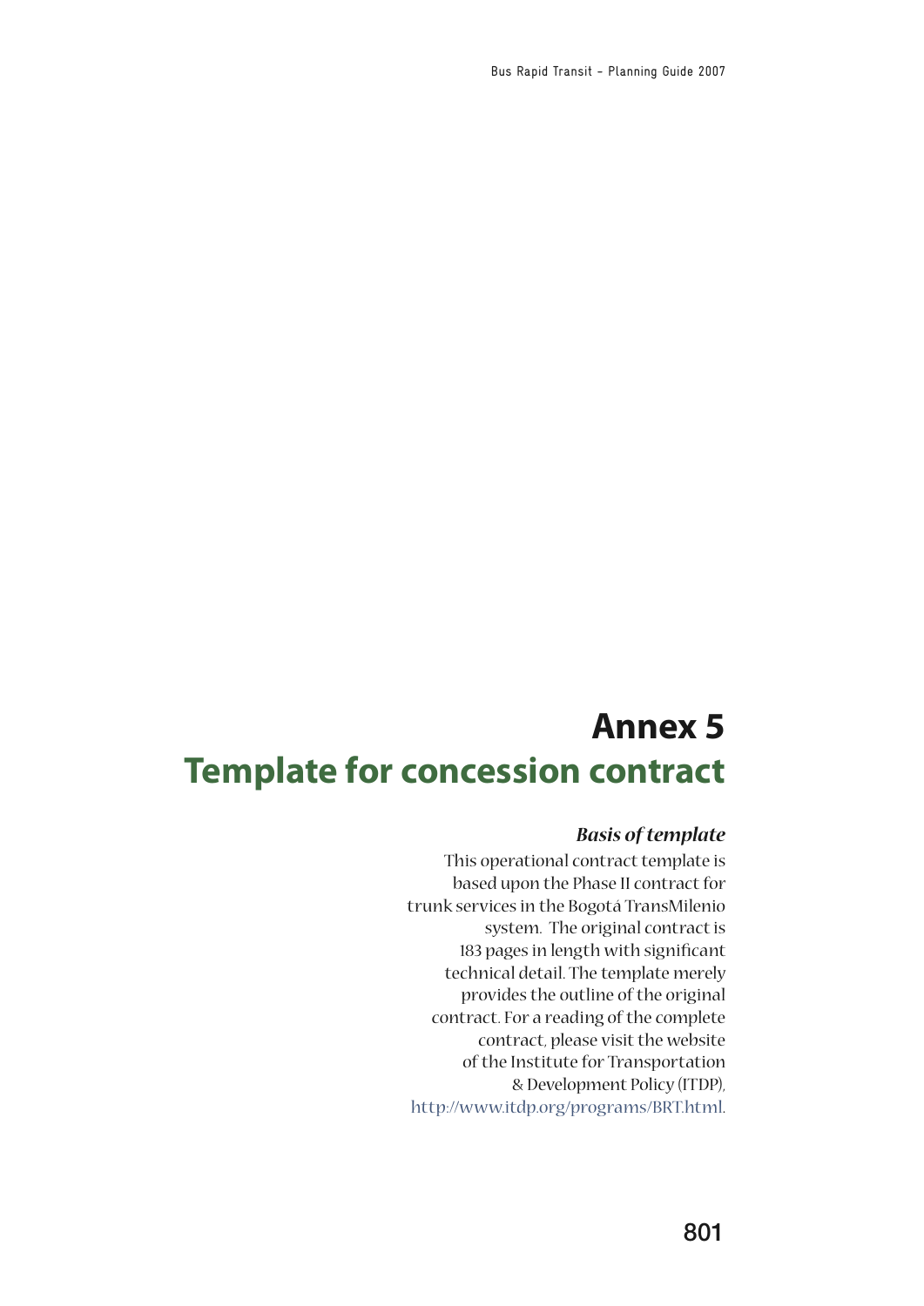# Annex 5

# Template for concession contract

### *Basis of template*

This operational contract template is based upon the Phase II contract for trunk services in the Bogotá TransMilenio system. The original contract is 183 pages in length with significant technical detail. The template merely provides the outline of the original contract. For a reading of the complete contract, please visit the website of the Institute for Transportation & Development Policy (ITDP), http://www.itdp.org/programs/BRT.html.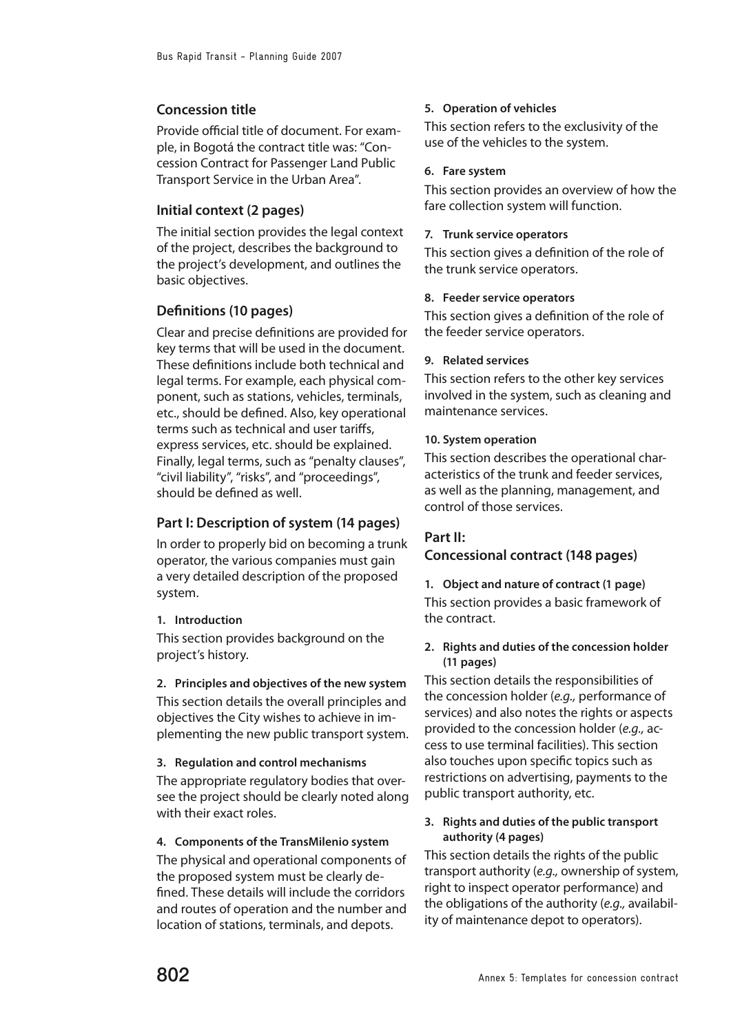## Concession title

Provide official title of document. For example, in Bogotá the contract title was: "Concession Contract for Passenger Land Public Transport Service in the Urban Area".

## Initial context (2 pages)

The initial section provides the legal context of the project, describes the background to the project's development, and outlines the basic objectives.

## Definitions (10 pages)

Clear and precise definitions are provided for key terms that will be used in the document. These definitions include both technical and legal terms. For example, each physical component, such as stations, vehicles, terminals, etc., should be defined. Also, key operational terms such as technical and user tariffs, express services, etc. should be explained. Finally, legal terms, such as "penalty clauses", "civil liability", "risks", and "proceedings", should be defined as well.

## Part I: Description of system (14 pages)

In order to properly bid on becoming a trunk operator, the various companies must gain a very detailed description of the proposed system.

#### 1. Introduction

This section provides background on the project's history.

#### 2. Principles and objectives of the new system

This section details the overall principles and objectives the City wishes to achieve in implementing the new public transport system.

#### 3. Regulation and control mechanisms

The appropriate regulatory bodies that oversee the project should be clearly noted along with their exact roles.

#### 4. Components of the TransMilenio system

The physical and operational components of the proposed system must be clearly defined. These details will include the corridors and routes of operation and the number and location of stations, terminals, and depots.

#### 5. Operation of vehicles

This section refers to the exclusivity of the use of the vehicles to the system.

#### 6. Fare system

This section provides an overview of how the fare collection system will function.

#### 7. Trunk service operators

This section gives a definition of the role of the trunk service operators.

#### 8. Feeder service operators

This section gives a definition of the role of the feeder service operators.

#### 9. Related services

This section refers to the other key services involved in the system, such as cleaning and maintenance services.

#### 10. System operation

This section describes the operational characteristics of the trunk and feeder services, as well as the planning, management, and control of those services.

## Part II: Concessional contract (148 pages)

#### 1. Object and nature of contract (1 page)

This section provides a basic framework of the contract.

#### 2. Rights and duties of the concession holder (11 pages)

This section details the responsibilities of the concession holder (*e.g.,* performance of services) and also notes the rights or aspects provided to the concession holder (*e.g.,* access to use terminal facilities). This section also touches upon specific topics such as restrictions on advertising, payments to the public transport authority, etc.

#### 3. Rights and duties of the public transport authority (4 pages)

This section details the rights of the public transport authority (*e.g.,* ownership of system, right to inspect operator performance) and the obligations of the authority (*e.g.,* availability of maintenance depot to operators).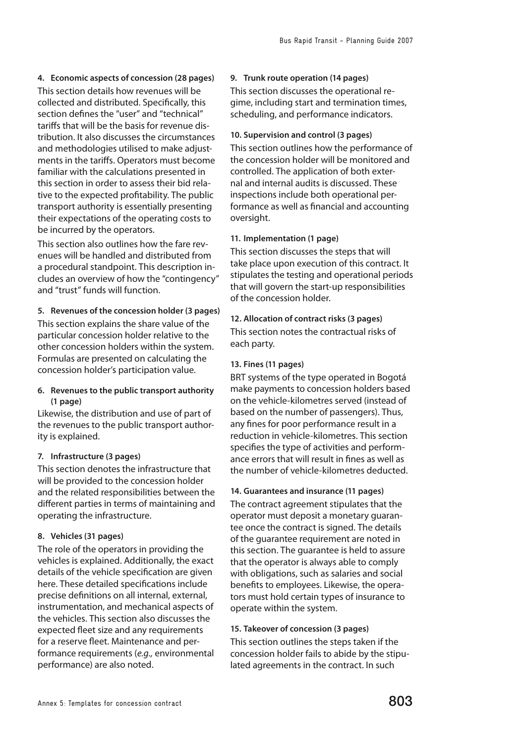**4. Economic aspects of concession (28 pages)**

This section details how revenues will be collected and distributed. Specifically, this section defines the "user" and "technical" tariffs that will be the basis for revenue distribution. It also discusses the circumstances and methodologies utilised to make adjustments in the tariffs. Operators must become familiar with the calculations presented in this section in order to assess their bid relative to the expected profitability. The public transport authority is essentially presenting their expectations of the operating costs to be incurred by the operators.

This section also outlines how the fare revenues will be handled and distributed from a procedural standpoint. This description includes an overview of how the "contingency" and "trust" funds will function.

**5. Revenues of the concession holder (3 pages)**

This section explains the share value of the particular concession holder relative to the other concession holders within the system. Formulas are presented on calculating the concession holder's participation value.

**6. Revenues to the public transport authority (1 page)**

Likewise, the distribution and use of part of the revenues to the public transport authority is explained.

**7. Infrastructure (3 pages)**

This section denotes the infrastructure that will be provided to the concession holder and the related responsibilities between the different parties in terms of maintaining and operating the infrastructure.

**8. Vehicles (31 pages)**

The role of the operators in providing the vehicles is explained. Additionally, the exact details of the vehicle specification are given here. These detailed specifications include precise definitions on all internal, external, instrumentation, and mechanical aspects of the vehicles. This section also discusses the expected fleet size and any requirements for a reserve fleet. Maintenance and performance requirements (*e.g.,* environmental performance) are also noted.

**9. Trunk route operation (14 pages)**

This section discusses the operational regime, including start and termination times, scheduling, and performance indicators.

**10. Supervision and control (3 pages)**

This section outlines how the performance of the concession holder will be monitored and controlled. The application of both external and internal audits is discussed. These inspections include both operational performance as well as financial and accounting oversight.

**11. Implementation (1 page)**

This section discusses the steps that will take place upon execution of this contract. It stipulates the testing and operational periods that will govern the start-up responsibilities of the concession holder.

**12. Allocation of contract risks (3 pages)**

This section notes the contractual risks of each party.

**13. Fines (11 pages)**

BRT systems of the type operated in Bogotá make payments to concession holders based on the vehicle-kilometres served (instead of based on the number of passengers). Thus, any fines for poor performance result in a reduction in vehicle-kilometres. This section specifies the type of activities and performance errors that will result in fines as well as the number of vehicle-kilometres deducted.

**14. Guarantees and insurance (11 pages)**

The contract agreement stipulates that the operator must deposit a monetary guarantee once the contract is signed. The details of the guarantee requirement are noted in this section. The guarantee is held to assure that the operator is always able to comply with obligations, such as salaries and social benefits to employees. Likewise, the operators must hold certain types of insurance to operate within the system.

**15. Takeover of concession (3 pages)**

This section outlines the steps taken if the concession holder fails to abide by the stipulated agreements in the contract. In such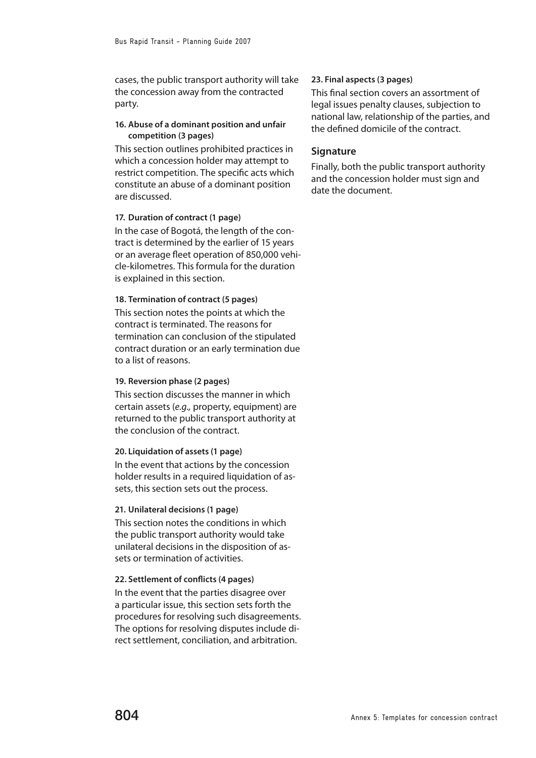cases, the public transport authority will take the concession away from the contracted party.

**16. Abuse of a dominant position and unfair competition (3 pages)**

This section outlines prohibited practices in which a concession holder may attempt to restrict competition. The specific acts which constitute an abuse of a dominant position are discussed.

**17. Duration of contract (1 page)**

In the case of Bogotá, the length of the contract is determined by the earlier of 15 years or an average fleet operation of 850,000 vehicle-kilometres. This formula for the duration is explained in this section.

**18. Termination of contract (5 pages)**

This section notes the points at which the contract is terminated. The reasons for termination can conclusion of the stipulated contract duration or an early termination due to a list of reasons.

**19. Reversion phase (2 pages)**

This section discusses the manner in which certain assets (*e.g.,* property, equipment) are returned to the public transport authority at the conclusion of the contract.

**20. Liquidation of assets (1 page)**

In the event that actions by the concession holder results in a required liquidation of assets, this section sets out the process.

**21. Unilateral decisions (1 page)**

This section notes the conditions in which the public transport authority would take unilateral decisions in the disposition of assets or termination of activities.

**22. Settlement of conflicts (4 pages)**

In the event that the parties disagree over a particular issue, this section sets forth the procedures for resolving such disagreements. The options for resolving disputes include direct settlement, conciliation, and arbitration.

**23. Final aspects (3 pages)**

This final section covers an assortment of legal issues penalty clauses, subjection to national law, relationship of the parties, and the defined domicile of the contract.

## Signature

Finally, both the public transport authority and the concession holder must sign and date the document.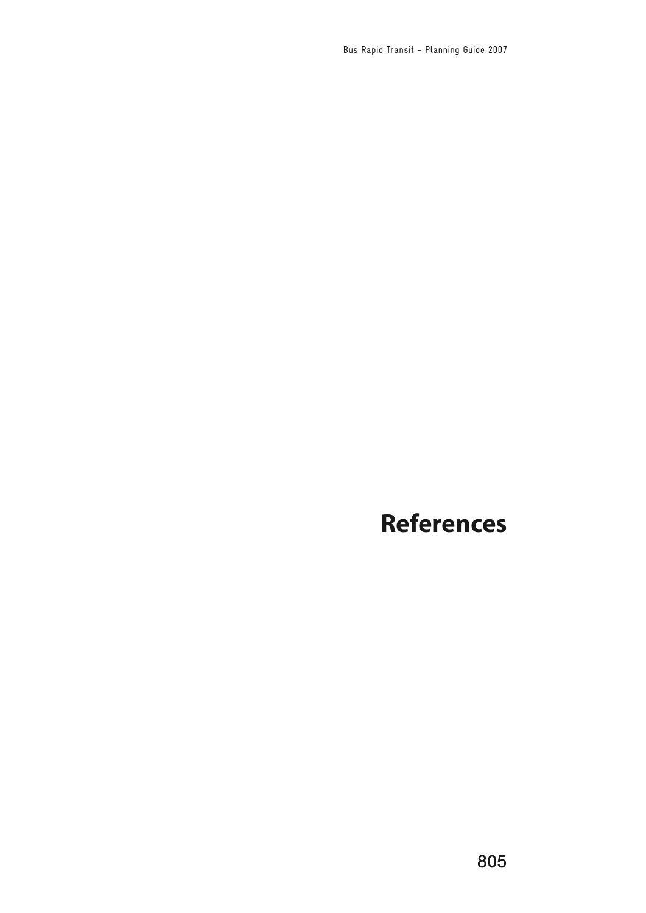# References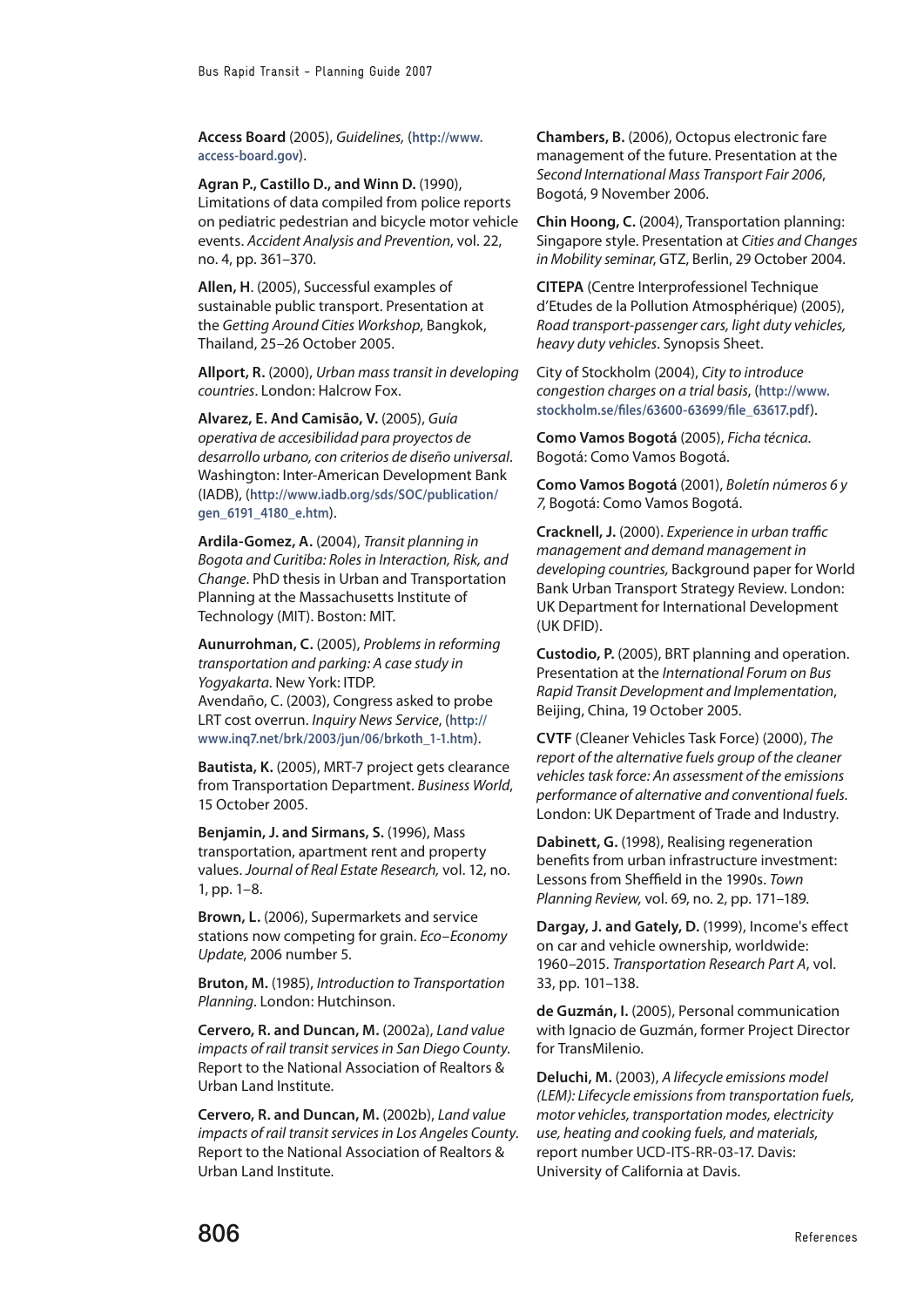**Access Board** (2005), *Guidelines,* (http://www.access-board.gov).

**Agran P., Castillo D., and Winn D.** (1990), Limitations of data compiled from police reports on pediatric pedestrian and bicycle motor vehicle events. *Accident Analysis and Prevention*, vol. 22, no. 4, pp. 361–370.

**Allen, H**. (2005), Successful examples of sustainable public transport. Presentation at the *Getting Around Cities Workshop*, Bangkok, Thailand, 25–26 October 2005.

**Allport, R.** (2000), *Urban mass transit in developing countries*. London: Halcrow Fox.

**Alvarez, E. And Camisão, V.** (2005), *Guía operativa de accesibilidad para proyectos de desarrollo urbano, con criterios de diseño universal*. Washington: Inter-American Development Bank (IADB), (http://www.iadb.org/sds/SOC/publication/gen_6191_4180_e.htm).

**Ardila-Gomez, A.** (2004), *Transit planning in Bogota and Curitiba: Roles in Interaction, Risk, and Change*. PhD thesis in Urban and Transportation Planning at the Massachusetts Institute of Technology (MIT). Boston: MIT.

**Aunurrohman, C.** (2005), *Problems in reforming transportation and parking: A case study in Yogyakarta*. New York: ITDP.

Avendaño, C. (2003), Congress asked to probe LRT cost overrun. *Inquiry News Service*, (http://www.inq7.net/brk/2003/jun/06/brkoth_1-1.htm).

**Bautista, K.** (2005), MRT-7 project gets clearance from Transportation Department. *Business World*, 15 October 2005.

**Benjamin, J. and Sirmans, S.** (1996), Mass transportation, apartment rent and property values. *Journal of Real Estate Research,* vol. 12, no. 1, pp. 1–8.

**Brown, L.** (2006), Supermarkets and service stations now competing for grain. *Eco–Economy Update*, 2006 number 5.

**Bruton, M.** (1985), *Introduction to Transportation Planning*. London: Hutchinson.

**Cervero, R. and Duncan, M.** (2002a), *Land value impacts of rail transit services in San Diego County*. Report to the National Association of Realtors & Urban Land Institute.

**Cervero, R. and Duncan, M.** (2002b), *Land value impacts of rail transit services in Los Angeles County*. Report to the National Association of Realtors & Urban Land Institute.

**Chambers, B.** (2006), Octopus electronic fare management of the future. Presentation at the *Second International Mass Transport Fair 2006*, Bogotá, 9 November 2006.

**Chin Hoong, C.** (2004), Transportation planning: Singapore style. Presentation at *Cities and Changes in Mobility seminar*, GTZ, Berlin, 29 October 2004.

**CITEPA** (Centre Interprofessionel Technique d'Etudes de la Pollution Atmosphérique) (2005), *Road transport-passenger cars, light duty vehicles, heavy duty vehicles*. Synopsis Sheet.

City of Stockholm (2004), *City to introduce congestion charges on a trial basis*, (http://www.stockholm.se/files/63600-63699/file_63617.pdf).

**Como Vamos Bogotá** (2005), *Ficha técnica*. Bogotá: Como Vamos Bogotá.

**Como Vamos Bogotá** (2001), *Boletín números 6 y 7*, Bogotá: Como Vamos Bogotá.

**Cracknell, J.** (2000). *Experience in urban traffic management and demand management in developing countries,* Background paper for World Bank Urban Transport Strategy Review. London: UK Department for International Development (UK DFID).

**Custodio, P.** (2005), BRT planning and operation. Presentation at the *International Forum on Bus Rapid Transit Development and Implementation*, Beijing, China, 19 October 2005.

**CVTF** (Cleaner Vehicles Task Force) (2000), *The report of the alternative fuels group of the cleaner vehicles task force: An assessment of the emissions performance of alternative and conventional fuels*. London: UK Department of Trade and Industry.

**Dabinett, G.** (1998), Realising regeneration benefits from urban infrastructure investment: Lessons from Sheffield in the 1990s. *Town Planning Review,* vol. 69, no. 2, pp. 171–189.

**Dargay, J. and Gately, D.** (1999), Income's effect on car and vehicle ownership, worldwide: 1960–2015. *Transportation Research Part A*, vol. 33, pp. 101–138.

**de Guzmán, I.** (2005), Personal communication with Ignacio de Guzmán, former Project Director for TransMilenio.

**Deluchi, M.** (2003), *A lifecycle emissions model (LEM): Lifecycle emissions from transportation fuels, motor vehicles, transportation modes, electricity use, heating and cooking fuels, and materials,* report number UCD-ITS-RR-03-17. Davis: University of California at Davis.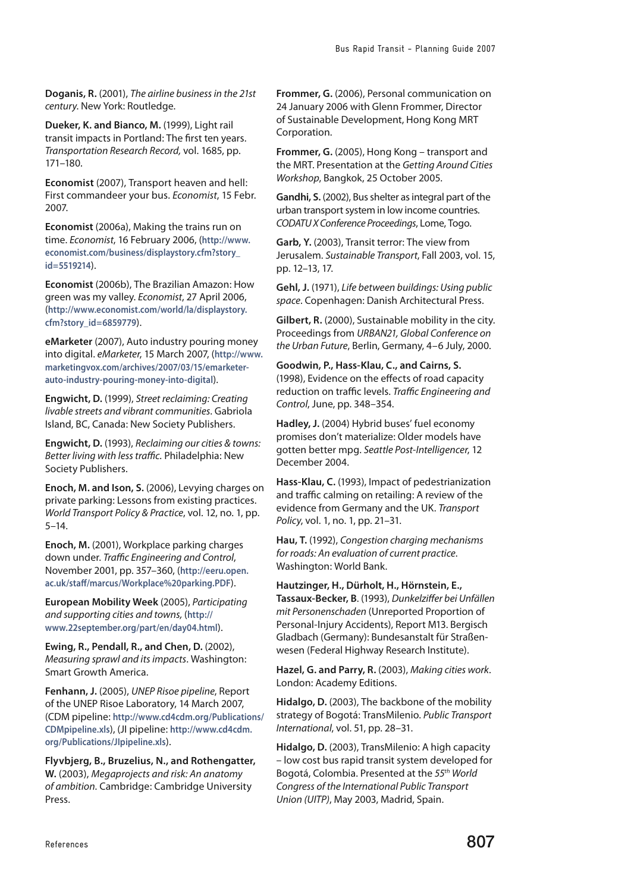**Doganis, R.** (2001), *The airline business in the 21st century*. New York: Routledge.

**Dueker, K. and Bianco, M.** (1999), Light rail transit impacts in Portland: The first ten years. *Transportation Research Record,* vol. 1685, pp. 171–180.

**Economist** (2007), Transport heaven and hell: First commandeer your bus. *Economist*, 15 Febr. 2007.

**Economist** (2006a), Making the trains run on time. *Economist*, 16 February 2006, (**http://www.economist.com/business/displaystory.cfm?story_id=5519214**).

**Economist** (2006b), The Brazilian Amazon: How green was my valley. *Economist*, 27 April 2006, (**http://www.economist.com/world/la/displaystory.cfm?story_id=6859779**).

**eMarketer** (2007), Auto industry pouring money into digital. *eMarketer,* 15 March 2007, (**http://www.marketingvox.com/archives/2007/03/15/emarketer-auto-industry-pouring-money-into-digital**).

**Engwicht, D.** (1999), *Street reclaiming: Creating livable streets and vibrant communities*. Gabriola Island, BC, Canada: New Society Publishers.

**Engwicht, D.** (1993), *Reclaiming our cities & towns: Better living with less traffic.* Philadelphia: New Society Publishers.

**Enoch, M. and Ison, S.** (2006), Levying charges on private parking: Lessons from existing practices. *World Transport Policy & Practice*, vol. 12, no. 1, pp. 5–14.

**Enoch, M.** (2001), Workplace parking charges down under. *Traffic Engineering and Control*, November 2001, pp. 357–360, (**http://eeru.open.ac.uk/staff/marcus/Workplace%20parking.PDF**).

**European Mobility Week** (2005), *Participating and supporting cities and towns,* (**http://www.22september.org/part/en/day04.html**).

**Ewing, R., Pendall, R., and Chen, D.** (2002), *Measuring sprawl and its impacts*. Washington: Smart Growth America.

**Fenhann, J.** (2005), *UNEP Risoe pipeline*, Report of the UNEP Risoe Laboratory, 14 March 2007, (CDM pipeline: **http://www.cd4cdm.org/Publications/CDMpipeline.xls**), (JI pipeline: **http://www.cd4cdm.org/Publications/JIpipeline.xls**).

**Flyvbjerg, B., Bruzelius, N., and Rothengatter, W.** (2003), *Megaprojects and risk: An anatomy of ambition.* Cambridge: Cambridge University Press.

**Frommer, G.** (2006), Personal communication on 24 January 2006 with Glenn Frommer, Director of Sustainable Development, Hong Kong MRT Corporation.

**Frommer, G.** (2005), Hong Kong – transport and the MRT. Presentation at the *Getting Around Cities Workshop*, Bangkok, 25 October 2005.

**Gandhi, S.** (2002), Bus shelter as integral part of the urban transport system in low income countries. *CODATU X Conference Proceedings*, Lome, Togo.

**Garb, Y.** (2003), Transit terror: The view from Jerusalem. *Sustainable Transport*, Fall 2003, vol. 15, pp. 12–13, 17.

**Gehl, J.** (1971), *Life between buildings: Using public space*. Copenhagen: Danish Architectural Press.

**Gilbert, R.** (2000), Sustainable mobility in the city. Proceedings from *URBAN21, Global Conference on the Urban Future*, Berlin, Germany, 4–6 July, 2000.

**Goodwin, P., Hass-Klau, C., and Cairns, S.** (1998), Evidence on the effects of road capacity reduction on traffic levels. *Traffic Engineering and Control*, June, pp. 348–354.

**Hadley, J.** (2004) Hybrid buses' fuel economy promises don't materialize: Older models have gotten better mpg. *Seattle Post-Intelligencer*, 12 December 2004.

**Hass-Klau, C.** (1993), Impact of pedestrianization and traffic calming on retailing: A review of the evidence from Germany and the UK. *Transport Policy*, vol. 1, no. 1, pp. 21–31.

**Hau, T.** (1992), *Congestion charging mechanisms for roads: An evaluation of current practice.* Washington: World Bank.

**Hautzinger, H., Dürholt, H., Hörnstein, E., Tassaux-Becker, B**. (1993), *Dunkelziffer bei Unfällen mit Personenschaden* (Unreported Proportion of Personal-Injury Accidents), Report M13. Bergisch Gladbach (Germany): Bundesanstalt für Straßenwesen (Federal Highway Research Institute).

**Hazel, G. and Parry, R.** (2003), *Making cities work*. London: Academy Editions.

**Hidalgo, D.** (2003), The backbone of the mobility strategy of Bogotá: TransMilenio. *Public Transport International*, vol. 51, pp. 28–31.

**Hidalgo, D.** (2003), TransMilenio: A high capacity – low cost bus rapid transit system developed for Bogotá, Colombia. Presented at the *55th World Congress of the International Public Transport Union (UITP)*, May 2003, Madrid, Spain.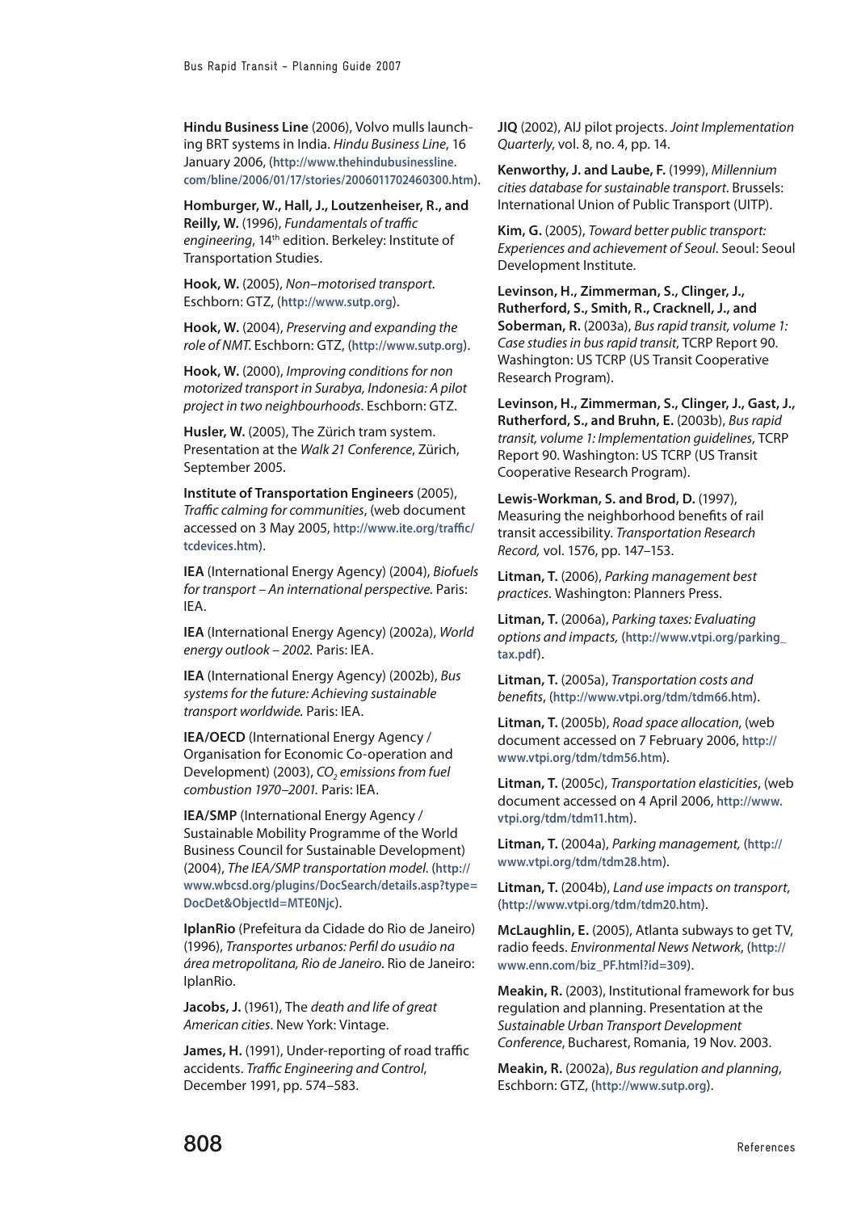**Hindu Business Line** (2006), Volvo mulls launching BRT systems in India. *Hindu Business Line*, 16 January 2006, (**http://www.thehindubusinessline.com/bline/2006/01/17/stories/2006011702460300.htm**).

**Homburger, W., Hall, J., Loutzenheiser, R., and Reilly, W.** (1996), *Fundamentals of traffic engineering*, 14th edition. Berkeley: Institute of Transportation Studies.

**Hook, W.** (2005), *Non–motorised transport*. Eschborn: GTZ, (**http://www.sutp.org**).

**Hook, W.** (2004), *Preserving and expanding the role of NMT.* Eschborn: GTZ, (**http://www.sutp.org**).

**Hook, W.** (2000), *Improving conditions for non motorized transport in Surabya, Indonesia: A pilot project in two neighbourhoods*. Eschborn: GTZ.

**Husler, W.** (2005), The Zürich tram system. Presentation at the *Walk 21 Conference*, Zürich, September 2005.

**Institute of Transportation Engineers** (2005), *Traffic calming for communities*, (web document accessed on 3 May 2005, **http://www.ite.org/traffic/tcdevices.htm**).

**IEA** (International Energy Agency) (2004), *Biofuels for transport – An international perspective.* Paris: IEA.

**IEA** (International Energy Agency) (2002a), *World energy outlook – 2002.* Paris: IEA.

**IEA** (International Energy Agency) (2002b), *Bus systems for the future: Achieving sustainable transport worldwide.* Paris: IEA.

**IEA/OECD** (International Energy Agency / Organisation for Economic Co-operation and Development) (2003), *$CO_2$ emissions from fuel combustion 1970–2001.* Paris: IEA.

**IEA/SMP** (International Energy Agency / Sustainable Mobility Programme of the World Business Council for Sustainable Development) (2004), *The IEA/SMP transportation model*. (**http://www.wbcsd.org/plugins/DocSearch/details.asp?type=DocDet&ObjectId=MTE0Njc**).

**IplanRio** (Prefeitura da Cidade do Rio de Janeiro) (1996), *Transportes urbanos: Perfil do usuáio na área metropolitana, Rio de Janeiro*. Rio de Janeiro: IplanRio.

**Jacobs, J.** (1961), The *death and life of great American cities*. New York: Vintage.

**James, H.** (1991), Under-reporting of road traffic accidents. *Traffic Engineering and Control*, December 1991, pp. 574–583.

**JIQ** (2002), AIJ pilot projects. *Joint Implementation Quarterly*, vol. 8, no. 4, pp. 14.

**Kenworthy, J. and Laube, F.** (1999), *Millennium cities database for sustainable transport*. Brussels: International Union of Public Transport (UITP).

**Kim, G.** (2005), *Toward better public transport: Experiences and achievement of Seoul*. Seoul: Seoul Development Institute.

**Levinson, H., Zimmerman, S., Clinger, J., Rutherford, S., Smith, R., Cracknell, J., and Soberman, R.** (2003a), *Bus rapid transit, volume 1: Case studies in bus rapid transit*, TCRP Report 90. Washington: US TCRP (US Transit Cooperative Research Program).

**Levinson, H., Zimmerman, S., Clinger, J., Gast, J., Rutherford, S., and Bruhn, E.** (2003b), *Bus rapid transit, volume 1: Implementation guidelines*, TCRP Report 90. Washington: US TCRP (US Transit Cooperative Research Program).

**Lewis-Workman, S. and Brod, D.** (1997), Measuring the neighborhood benefits of rail transit accessibility. *Transportation Research Record,* vol. 1576, pp. 147–153.

**Litman, T.** (2006), *Parking management best practices*. Washington: Planners Press.

**Litman, T.** (2006a), *Parking taxes: Evaluating options and impacts,* (**http://www.vtpi.org/parking_tax.pdf**).

**Litman, T.** (2005a), *Transportation costs and benefits*, (**http://www.vtpi.org/tdm/tdm66.htm**).

**Litman, T.** (2005b), *Road space allocation*, (web document accessed on 7 February 2006, **http://www.vtpi.org/tdm/tdm56.htm**).

**Litman, T.** (2005c), *Transportation elasticities*, (web document accessed on 4 April 2006, **http://www.vtpi.org/tdm/tdm11.htm**).

**Litman, T.** (2004a), *Parking management,* (**http://www.vtpi.org/tdm/tdm28.htm**).

**Litman, T.** (2004b), *Land use impacts on transport*, (**http://www.vtpi.org/tdm/tdm20.htm**).

**McLaughlin, E.** (2005), Atlanta subways to get TV, radio feeds. *Environmental News Network*, (**http://www.enn.com/biz_PF.html?id=309**).

**Meakin, R.** (2003), Institutional framework for bus regulation and planning. Presentation at the *Sustainable Urban Transport Development Conference*, Bucharest, Romania, 19 Nov. 2003.

**Meakin, R.** (2002a), *Bus regulation and planning*, Eschborn: GTZ, (**http://www.sutp.org**).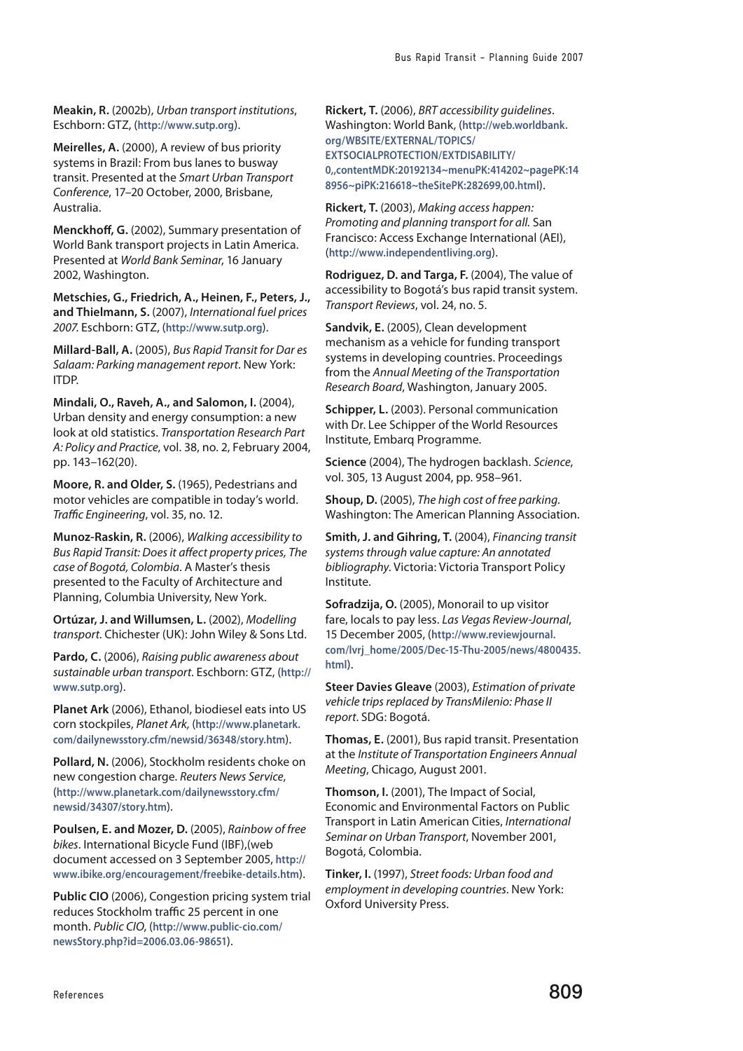**Meakin, R.** (2002b), *Urban transport institutions*, Eschborn: GTZ, (**http://www.sutp.org**).

**Meirelles, A.** (2000), A review of bus priority systems in Brazil: From bus lanes to busway transit. Presented at the *Smart Urban Transport Conference*, 17–20 October, 2000, Brisbane, Australia.

**Menckhoff, G.** (2002), Summary presentation of World Bank transport projects in Latin America. Presented at *World Bank Seminar*, 16 January 2002, Washington.

**Metschies, G., Friedrich, A., Heinen, F., Peters, J., and Thielmann, S.** (2007), *International fuel prices 2007.* Eschborn: GTZ, (**http://www.sutp.org**).

**Millard-Ball, A.** (2005), *Bus Rapid Transit for Dar es Salaam: Parking management report*. New York: ITDP.

**Mindali, O., Raveh, A., and Salomon, I.** (2004), Urban density and energy consumption: a new look at old statistics. *Transportation Research Part A: Policy and Practice*, vol. 38, no. 2, February 2004, pp. 143–162(20).

**Moore, R. and Older, S.** (1965), Pedestrians and motor vehicles are compatible in today's world. *Traffic Engineering*, vol. 35, no. 12.

**Munoz-Raskin, R.** (2006), *Walking accessibility to Bus Rapid Transit: Does it affect property prices, The case of Bogotá, Colombia*. A Master's thesis presented to the Faculty of Architecture and Planning, Columbia University, New York.

**Ortúzar, J. and Willumsen, L.** (2002), *Modelling transport*. Chichester (UK): John Wiley & Sons Ltd.

**Pardo, C.** (2006), *Raising public awareness about sustainable urban transport*. Eschborn: GTZ, (**http://www.sutp.org**).

**Planet Ark** (2006), Ethanol, biodiesel eats into US corn stockpiles, *Planet Ark,* (**http://www.planetark.com/dailynewsstory.cfm/newsid/36348/story.htm**).

**Pollard, N.** (2006), Stockholm residents choke on new congestion charge. *Reuters News Service*, (**http://www.planetark.com/dailynewsstory.cfm/newsid/34307/story.htm**).

**Poulsen, E. and Mozer, D.** (2005), *Rainbow of free bikes*. International Bicycle Fund (IBF),(web document accessed on 3 September 2005, **http://www.ibike.org/encouragement/freebike-details.htm**).

**Public CIO** (2006), Congestion pricing system trial reduces Stockholm traffic 25 percent in one month. *Public CIO*, (**http://www.public-cio.com/newsStory.php?id=2006.03.06-98651**).

**Rickert, T.** (2006), *BRT accessibility guidelines*. Washington: World Bank, (**http://web.worldbank.org/WBSITE/EXTERNAL/TOPICS/EXTSOCIALPROTECTION/EXTDISABILITY/0,,contentMDK:20192134~menuPK:414202~pagePK:148956~piPK:216618~theSitePK:282699,00.html**).

**Rickert, T.** (2003), *Making access happen: Promoting and planning transport for all.* San Francisco: Access Exchange International (AEI), (**http://www.independentliving.org**).

**Rodriguez, D. and Targa, F.** (2004), The value of accessibility to Bogotá's bus rapid transit system. *Transport Reviews*, vol. 24, no. 5.

**Sandvik, E.** (2005), Clean development mechanism as a vehicle for funding transport systems in developing countries. Proceedings from the *Annual Meeting of the Transportation Research Board*, Washington, January 2005.

**Schipper, L.** (2003). Personal communication with Dr. Lee Schipper of the World Resources Institute, Embarq Programme.

**Science** (2004), The hydrogen backlash. *Science*, vol. 305, 13 August 2004, pp. 958–961.

**Shoup, D.** (2005), *The high cost of free parking.* Washington: The American Planning Association.

**Smith, J. and Gihring, T.** (2004), *Financing transit systems through value capture: An annotated bibliography.* Victoria: Victoria Transport Policy Institute.

**Sofradzija, O.** (2005), Monorail to up visitor fare, locals to pay less. *Las Vegas Review-Journal*, 15 December 2005, (**http://www.reviewjournal.com/lvrj_home/2005/Dec-15-Thu-2005/news/4800435.html**).

**Steer Davies Gleave** (2003), *Estimation of private vehicle trips replaced by TransMilenio: Phase II report*. SDG: Bogotá.

**Thomas, E.** (2001), Bus rapid transit. Presentation at the *Institute of Transportation Engineers Annual Meeting*, Chicago, August 2001.

**Thomson, I.** (2001), The Impact of Social, Economic and Environmental Factors on Public Transport in Latin American Cities, *International Seminar on Urban Transport*, November 2001, Bogotá, Colombia.

**Tinker, I.** (1997), *Street foods: Urban food and employment in developing countries*. New York: Oxford University Press.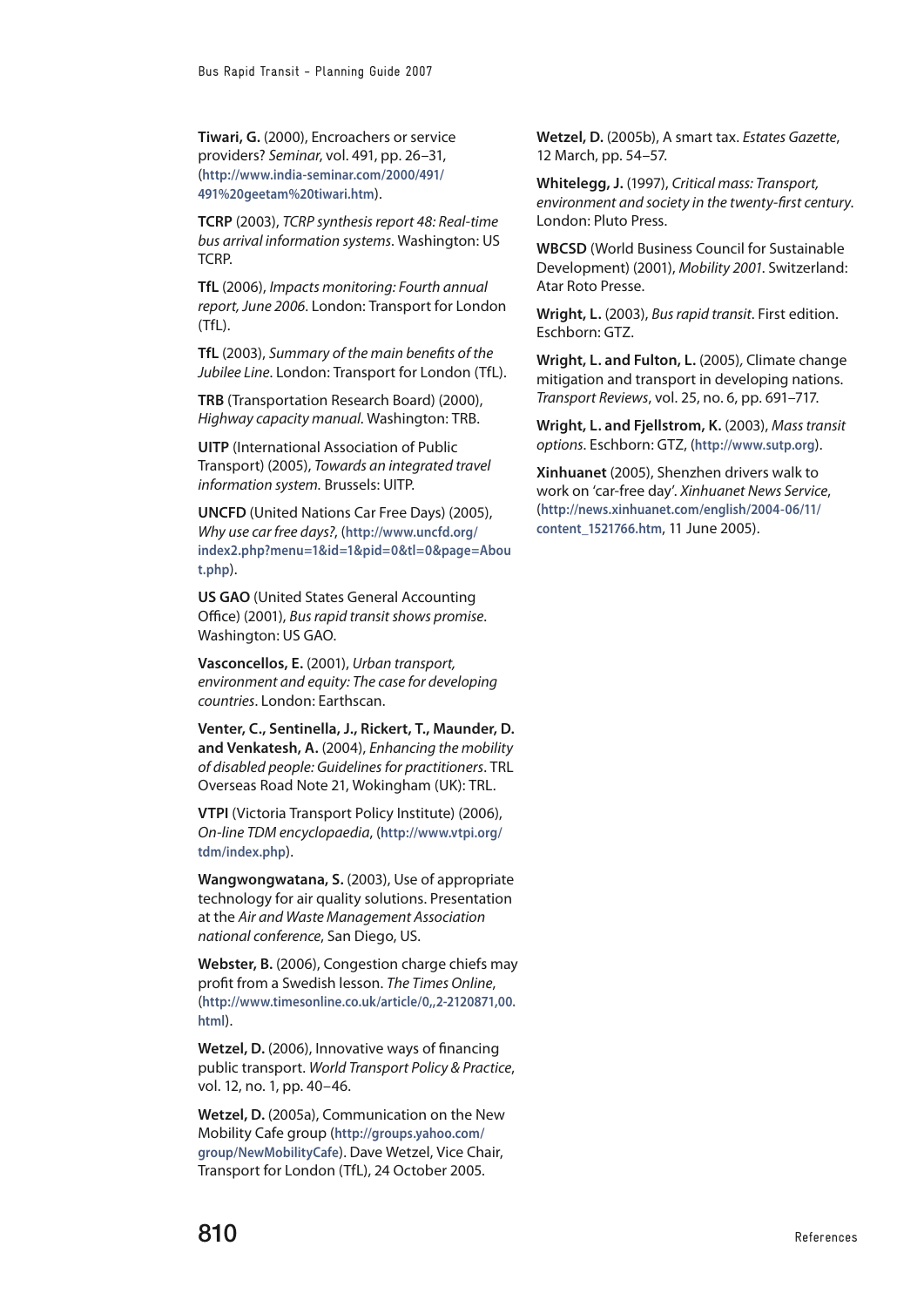**Tiwari, G.** (2000), Encroachers or service providers? *Seminar*, vol. 491, pp. 26–31, (http://www.india-seminar.com/2000/491/491%20geetam%20tiwari.htm).

**TCRP** (2003), *TCRP synthesis report 48: Real-time bus arrival information systems*. Washington: US TCRP.

**TfL** (2006), *Impacts monitoring: Fourth annual report, June 2006*. London: Transport for London (TfL).

**TfL** (2003), *Summary of the main benefits of the Jubilee Line*. London: Transport for London (TfL).

**TRB** (Transportation Research Board) (2000), *Highway capacity manual*. Washington: TRB.

**UITP** (International Association of Public Transport) (2005), *Towards an integrated travel information system.* Brussels: UITP.

**UNCFD** (United Nations Car Free Days) (2005), *Why use car free days?*, (http://www.uncfd.org/index2.php?menu=1&id=1&pid=0&tl=0&page=About.php).

**US GAO** (United States General Accounting Office) (2001), *Bus rapid transit shows promise*. Washington: US GAO.

**Vasconcellos, E.** (2001), *Urban transport, environment and equity: The case for developing countries*. London: Earthscan.

**Venter, C., Sentinella, J., Rickert, T., Maunder, D. and Venkatesh, A.** (2004), *Enhancing the mobility of disabled people: Guidelines for practitioners*. TRL Overseas Road Note 21, Wokingham (UK): TRL.

**VTPI** (Victoria Transport Policy Institute) (2006), *On-line TDM encyclopaedia*, (http://www.vtpi.org/tdm/index.php).

**Wangwongwatana, S.** (2003), Use of appropriate technology for air quality solutions. Presentation at the *Air and Waste Management Association national conference*, San Diego, US.

**Webster, B.** (2006), Congestion charge chiefs may profit from a Swedish lesson. *The Times Online*, (http://www.timesonline.co.uk/article/0,,2-2120871,00.html).

**Wetzel, D.** (2006), Innovative ways of financing public transport. *World Transport Policy & Practice*, vol. 12, no. 1, pp. 40–46.

**Wetzel, D.** (2005a), Communication on the New Mobility Cafe group (http://groups.yahoo.com/group/NewMobilityCafe). Dave Wetzel, Vice Chair, Transport for London (TfL), 24 October 2005.

**Wetzel, D.** (2005b), A smart tax. *Estates Gazette*, 12 March, pp. 54–57.

**Whitelegg, J.** (1997), *Critical mass: Transport, environment and society in the twenty-first century.* London: Pluto Press.

**WBCSD** (World Business Council for Sustainable Development) (2001), *Mobility 2001*. Switzerland: Atar Roto Presse.

**Wright, L.** (2003), *Bus rapid transit*. First edition. Eschborn: GTZ.

**Wright, L. and Fulton, L.** (2005), Climate change mitigation and transport in developing nations. *Transport Reviews*, vol. 25, no. 6, pp. 691–717.

**Wright, L. and Fjellstrom, K.** (2003), *Mass transit options*. Eschborn: GTZ, (http://www.sutp.org).

**Xinhuanet** (2005), Shenzhen drivers walk to work on 'car-free day'. *Xinhuanet News Service*, (http://news.xinhuanet.com/english/2004-06/11/content_1521766.htm, 11 June 2005).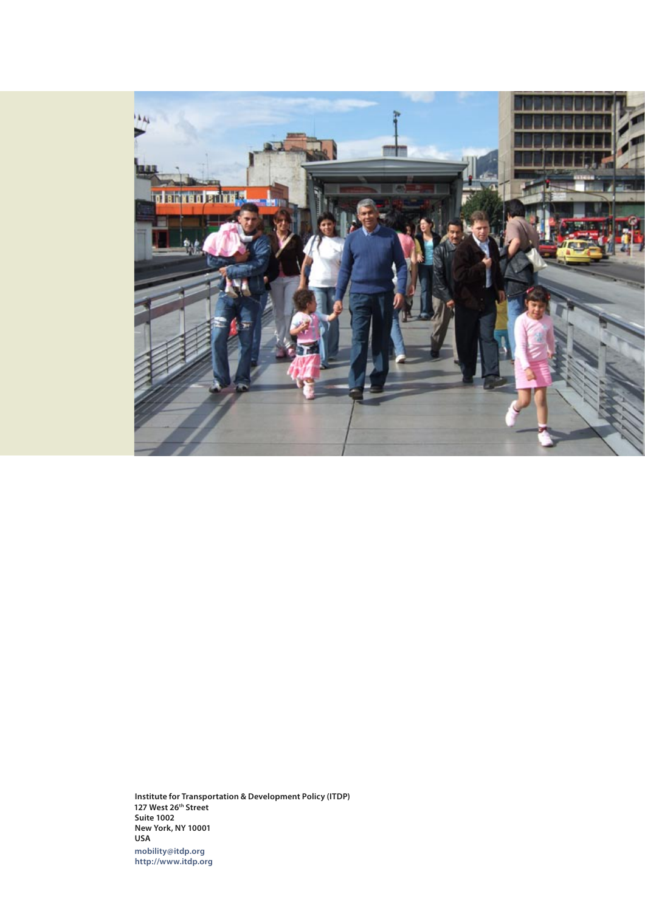**Institute for Transportation & Development Policy (ITDP)**
**127 West 26th Street**
**Suite 1002**
**New York, NY 10001**
**USA**

**mobility@itdp.org**
**http://www.itdp.org**